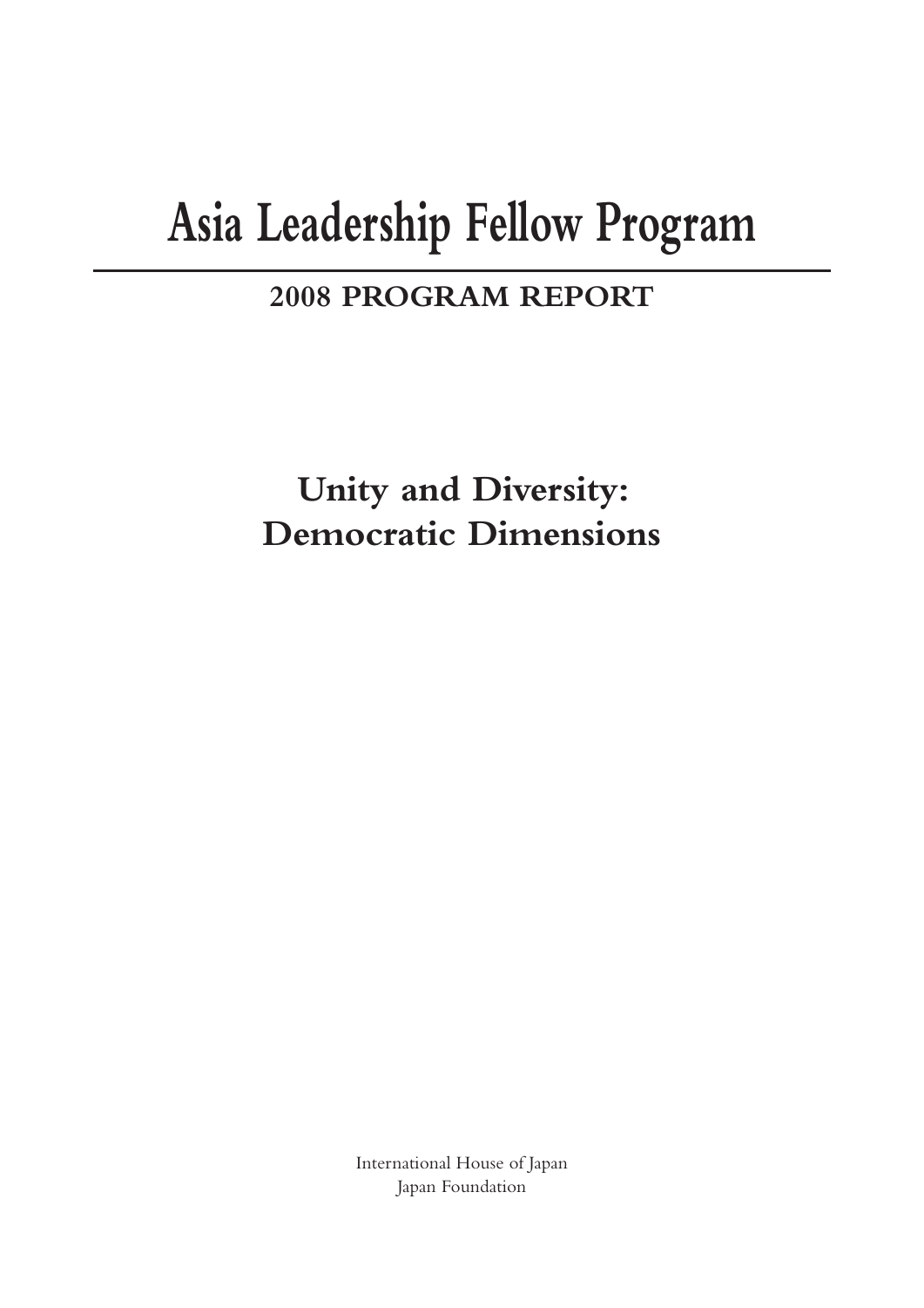# Asia Leadership Fellow Program

## 2008 PROGRAM REPORT

## Unity and Diversity: Democratic Dimensions

International House of Japan
Japan Foundation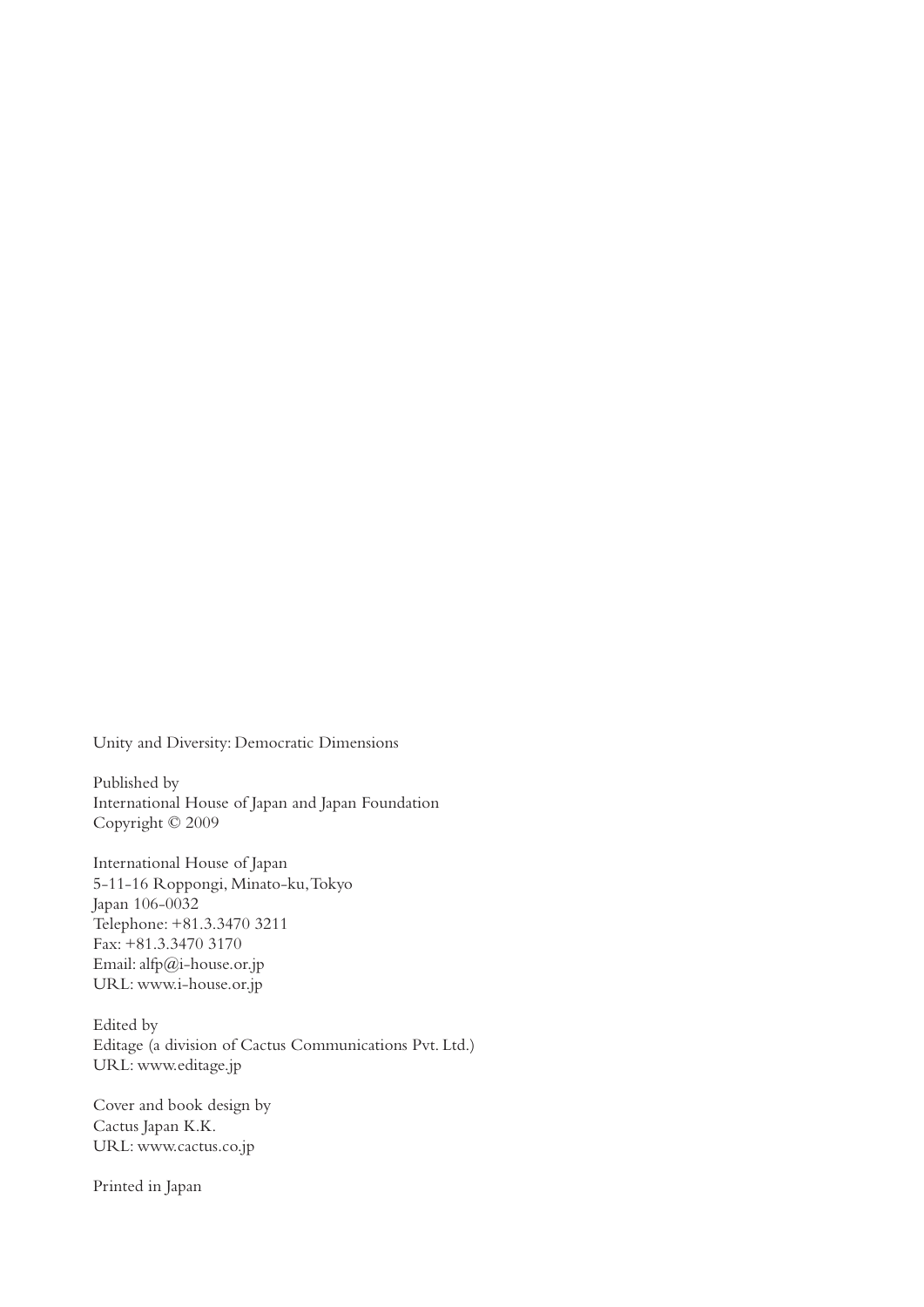Unity and Diversity: Democratic Dimensions

Published by
International House of Japan and Japan Foundation
Copyright © 2009

International House of Japan
5-11-16 Roppongi, Minato-ku, Tokyo
Japan 106-0032
Telephone: +81.3.3470 3211
Fax: +81.3.3470 3170
Email: alfp@i-house.or.jp
URL: www.i-house.or.jp

Edited by
Editage (a division of Cactus Communications Pvt. Ltd.)
URL: www.editage.jp

Cover and book design by
Cactus Japan K.K.
URL: www.cactus.co.jp

Printed in Japan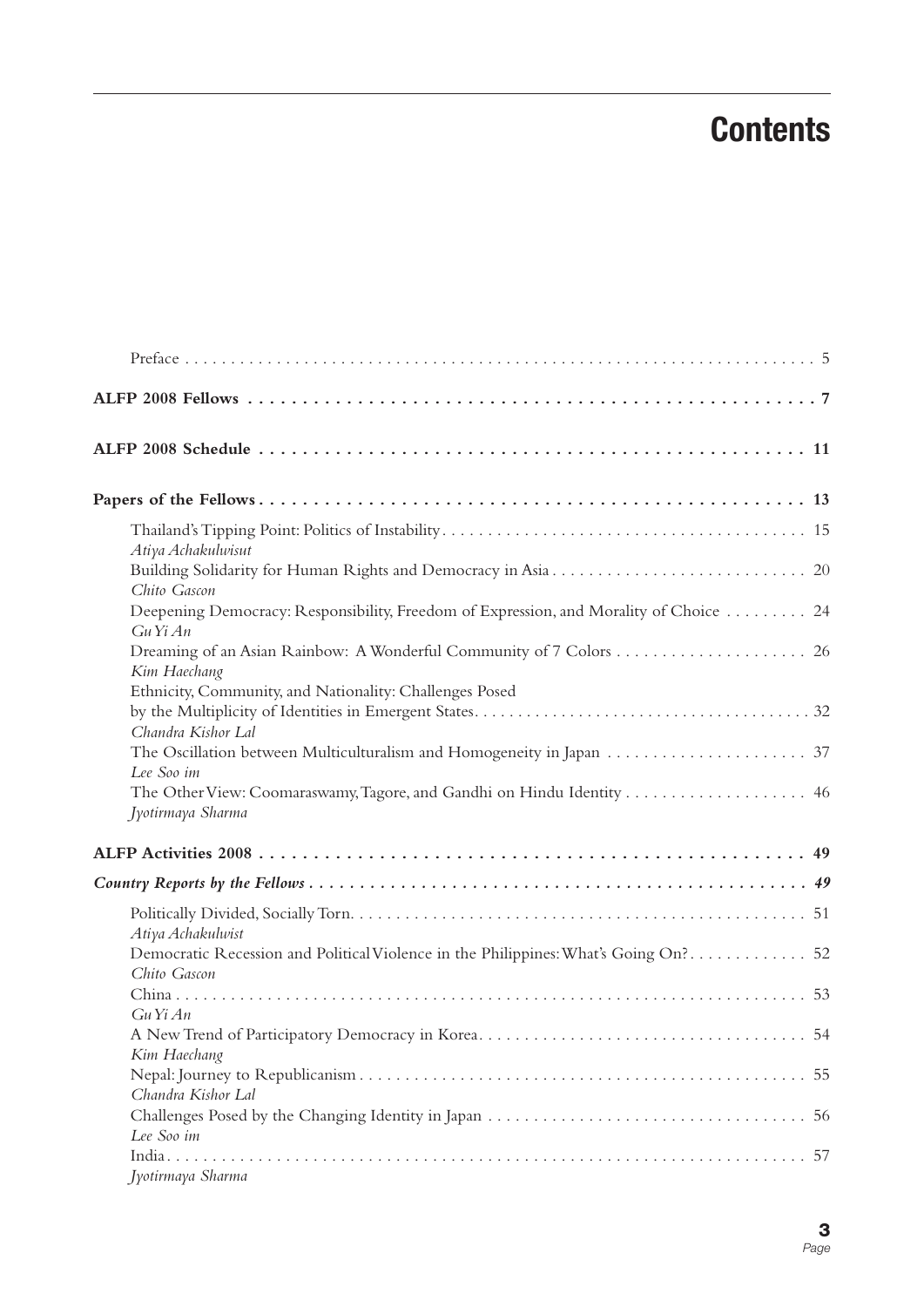# Contents

Preface . . . . . . . . . . 5

**ALFP 2008 Fellows . . . . . . . . . . 7**

**ALFP 2008 Schedule . . . . . . . . . . 11**

**Papers of the Fellows . . . . . . . . . . 13**

Thailand's Tipping Point: Politics of Instability . . . . . . . . . . 15
*Atiya Achakulwisut*

Building Solidarity for Human Rights and Democracy in Asia . . . . . . . . . . 20
*Chito Gascon*

Deepening Democracy: Responsibility, Freedom of Expression, and Morality of Choice . . . . . . . . . . 24
*Gu Yi An*

Dreaming of an Asian Rainbow: A Wonderful Community of 7 Colors . . . . . . . . . . 26
*Kim Haechang*

Ethnicity, Community, and Nationality: Challenges Posed by the Multiplicity of Identities in Emergent States . . . . . . . . . . 32
*Chandra Kishor Lal*

The Oscillation between Multiculturalism and Homogeneity in Japan . . . . . . . . . . 37
*Lee Soo im*

The Other View: Coomaraswamy, Tagore, and Gandhi on Hindu Identity . . . . . . . . . . 46
*Jyotirmaya Sharma*

**ALFP Activities 2008 . . . . . . . . . . 49**

***Country Reports by the Fellows . . . . . . . . . . 49***

Politically Divided, Socially Torn . . . . . . . . . . 51
*Atiya Achakulwist*

Democratic Recession and Political Violence in the Philippines: What's Going On? . . . . . . . . . . 52
*Chito Gascon*

China . . . . . . . . . . 53
*Gu Yi An*

A New Trend of Participatory Democracy in Korea . . . . . . . . . . 54
*Kim Haechang*

Nepal: Journey to Republicanism . . . . . . . . . . 55
*Chandra Kishor Lal*

Challenges Posed by the Changing Identity in Japan . . . . . . . . . . 56
*Lee Soo im*

India . . . . . . . . . . 57
*Jyotirmaya Sharma*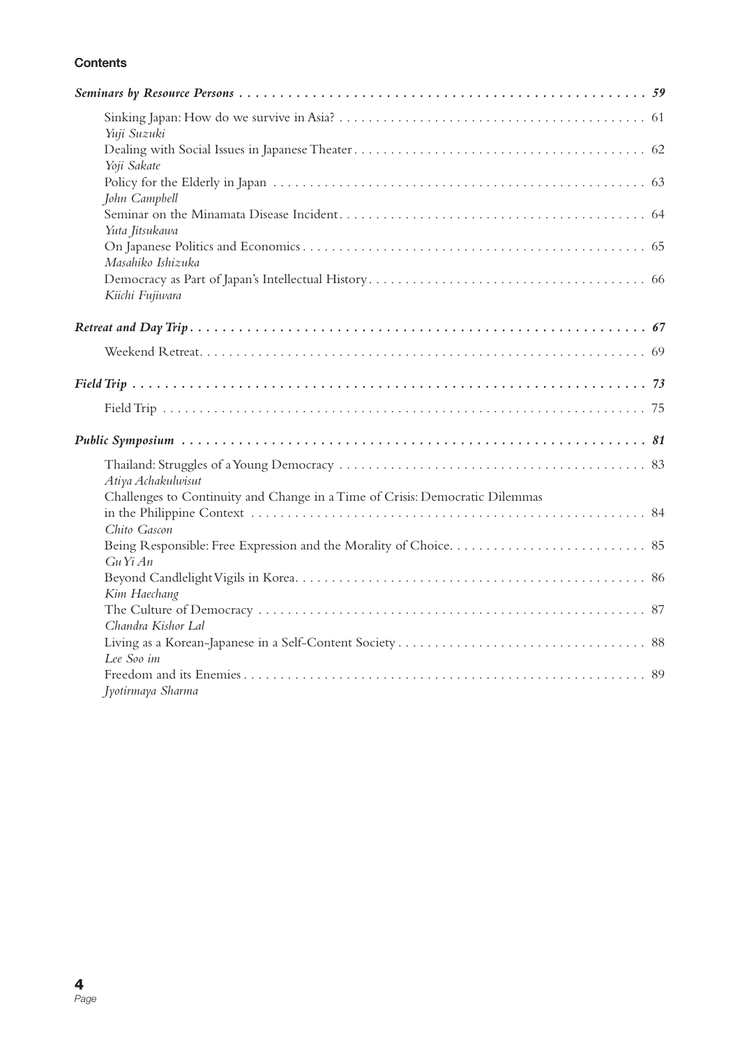**Contents**

***Seminars by Resource Persons*** . . . . . . . . . . . . . . . . . . . . . . . . . . . . . . . . . . . . . . . . . . . . . . . . . . . . ***59***

Sinking Japan: How do we survive in Asia? . . . . . . . . . . . . . . . . . . . . . . . . . . . . . . . . . . . . . . . . . . 61
*Yuji Suzuki*

Dealing with Social Issues in Japanese Theater . . . . . . . . . . . . . . . . . . . . . . . . . . . . . . . . . . . . . . . . 62
*Yoji Sakate*

Policy for the Elderly in Japan . . . . . . . . . . . . . . . . . . . . . . . . . . . . . . . . . . . . . . . . . . . . . . . . . . . . 63
*John Campbell*

Seminar on the Minamata Disease Incident . . . . . . . . . . . . . . . . . . . . . . . . . . . . . . . . . . . . . . . . . . 64
*Yuta Jitsukawa*

On Japanese Politics and Economics . . . . . . . . . . . . . . . . . . . . . . . . . . . . . . . . . . . . . . . . . . . . . . . 65
*Masahiko Ishizuka*

Democracy as Part of Japan's Intellectual History . . . . . . . . . . . . . . . . . . . . . . . . . . . . . . . . . . . . . . 66
*Kiichi Fujiwara*

***Retreat and Day Trip*** . . . . . . . . . . . . . . . . . . . . . . . . . . . . . . . . . . . . . . . . . . . . . . . . . . . . . . . . . ***67***

Weekend Retreat . . . . . . . . . . . . . . . . . . . . . . . . . . . . . . . . . . . . . . . . . . . . . . . . . . . . . . . . . . . . . 69

***Field Trip*** . . . . . . . . . . . . . . . . . . . . . . . . . . . . . . . . . . . . . . . . . . . . . . . . . . . . . . . . . . . . . . . . . ***73***

Field Trip . . . . . . . . . . . . . . . . . . . . . . . . . . . . . . . . . . . . . . . . . . . . . . . . . . . . . . . . . . . . . . . . . . 75

***Public Symposium*** . . . . . . . . . . . . . . . . . . . . . . . . . . . . . . . . . . . . . . . . . . . . . . . . . . . . . . . . . . . ***81***

Thailand: Struggles of a Young Democracy . . . . . . . . . . . . . . . . . . . . . . . . . . . . . . . . . . . . . . . . . . 83
*Atiya Achakulwisut*

Challenges to Continuity and Change in a Time of Crisis: Democratic Dilemmas in the Philippine Context . . . . . . . . . . . . . . . . . . . . . . . . . . . . . . . . . . . . . . . . . . . . . . . . . . . . . 84
*Chito Gascon*

Being Responsible: Free Expression and the Morality of Choice . . . . . . . . . . . . . . . . . . . . . . . . . . . 85
*Gu Yi An*

Beyond Candlelight Vigils in Korea . . . . . . . . . . . . . . . . . . . . . . . . . . . . . . . . . . . . . . . . . . . . . . . . 86
*Kim Haechang*

The Culture of Democracy . . . . . . . . . . . . . . . . . . . . . . . . . . . . . . . . . . . . . . . . . . . . . . . . . . . . . . 87
*Chandra Kishor Lal*

Living as a Korean-Japanese in a Self-Content Society . . . . . . . . . . . . . . . . . . . . . . . . . . . . . . . . . . 88
*Lee Soo im*

Freedom and its Enemies . . . . . . . . . . . . . . . . . . . . . . . . . . . . . . . . . . . . . . . . . . . . . . . . . . . . . . . 89
*Jyotirmaya Sharma*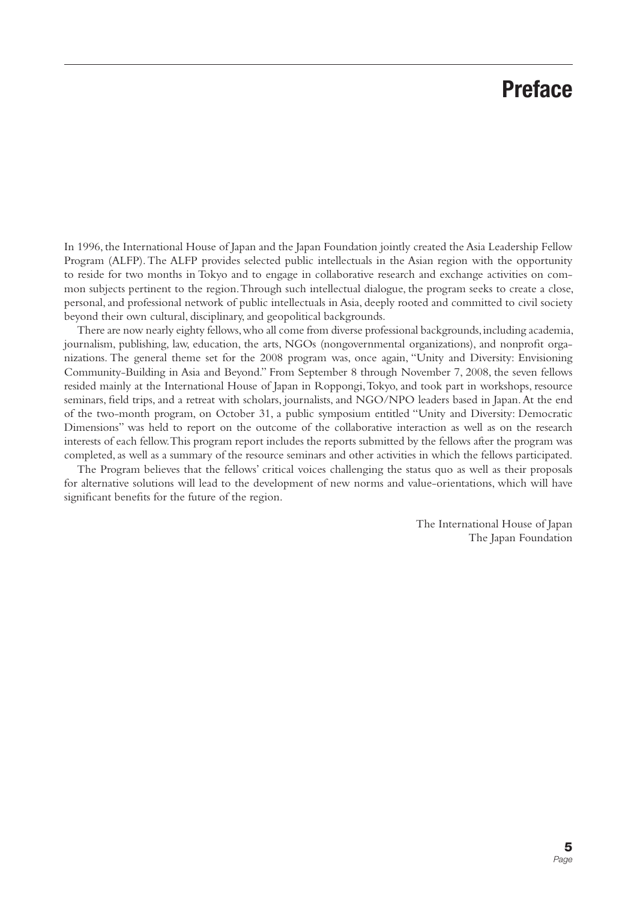# Preface

In 1996, the International House of Japan and the Japan Foundation jointly created the Asia Leadership Fellow Program (ALFP). The ALFP provides selected public intellectuals in the Asian region with the opportunity to reside for two months in Tokyo and to engage in collaborative research and exchange activities on common subjects pertinent to the region. Through such intellectual dialogue, the program seeks to create a close, personal, and professional network of public intellectuals in Asia, deeply rooted and committed to civil society beyond their own cultural, disciplinary, and geopolitical backgrounds.

There are now nearly eighty fellows, who all come from diverse professional backgrounds, including academia, journalism, publishing, law, education, the arts, NGOs (nongovernmental organizations), and nonprofit organizations. The general theme set for the 2008 program was, once again, "Unity and Diversity: Envisioning Community-Building in Asia and Beyond." From September 8 through November 7, 2008, the seven fellows resided mainly at the International House of Japan in Roppongi, Tokyo, and took part in workshops, resource seminars, field trips, and a retreat with scholars, journalists, and NGO/NPO leaders based in Japan. At the end of the two-month program, on October 31, a public symposium entitled "Unity and Diversity: Democratic Dimensions" was held to report on the outcome of the collaborative interaction as well as on the research interests of each fellow. This program report includes the reports submitted by the fellows after the program was completed, as well as a summary of the resource seminars and other activities in which the fellows participated.

The Program believes that the fellows' critical voices challenging the status quo as well as their proposals for alternative solutions will lead to the development of new norms and value-orientations, which will have significant benefits for the future of the region.

The International House of Japan
The Japan Foundation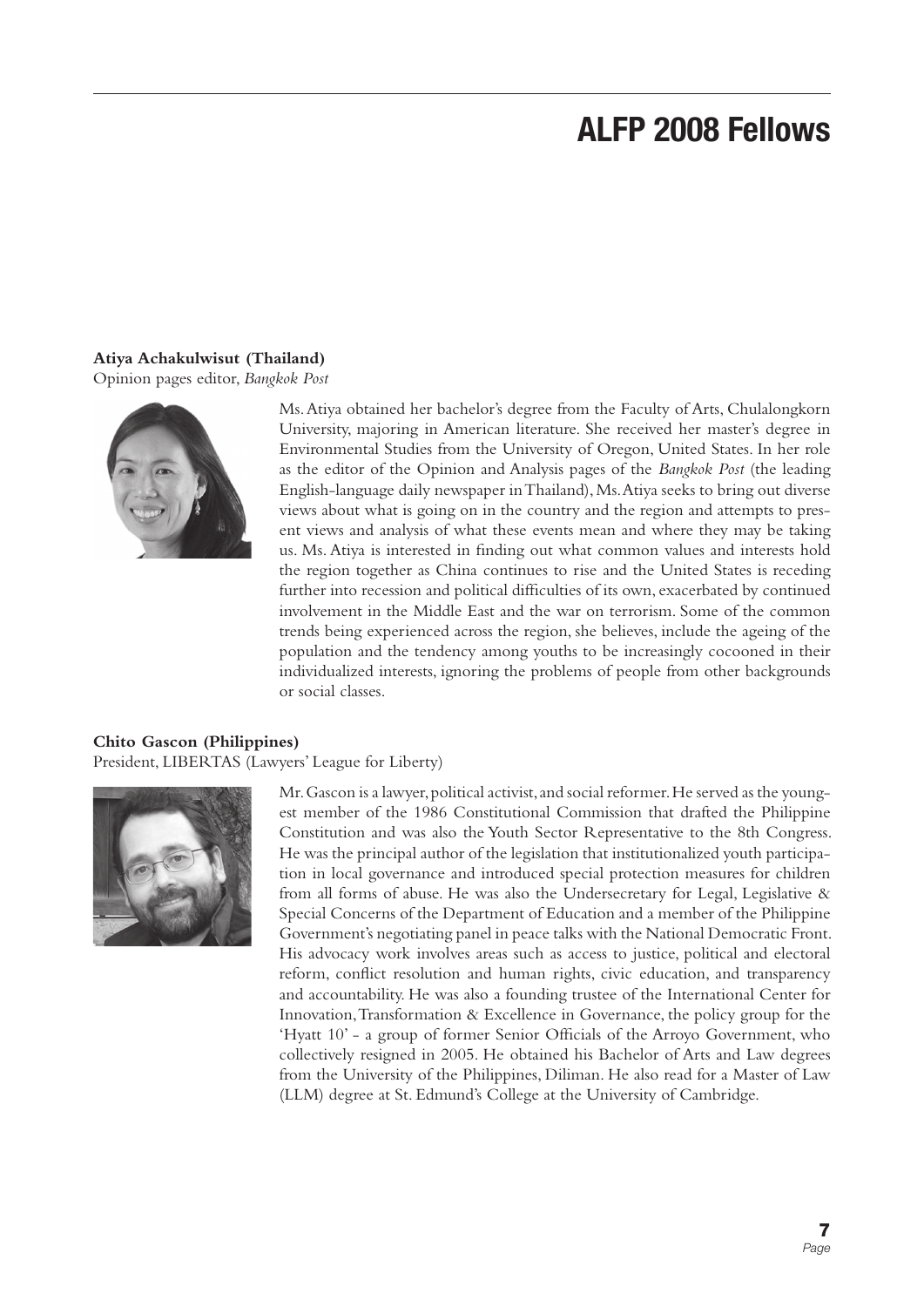# ALFP 2008 Fellows

**Atiya Achakulwisut (Thailand)**
Opinion pages editor, *Bangkok Post*

Ms. Atiya obtained her bachelor's degree from the Faculty of Arts, Chulalongkorn University, majoring in American literature. She received her master's degree in Environmental Studies from the University of Oregon, United States. In her role as the editor of the Opinion and Analysis pages of the *Bangkok Post* (the leading English-language daily newspaper in Thailand), Ms. Atiya seeks to bring out diverse views about what is going on in the country and the region and attempts to present views and analysis of what these events mean and where they may be taking us. Ms. Atiya is interested in finding out what common values and interests hold the region together as China continues to rise and the United States is receding further into recession and political difficulties of its own, exacerbated by continued involvement in the Middle East and the war on terrorism. Some of the common trends being experienced across the region, she believes, include the ageing of the population and the tendency among youths to be increasingly cocooned in their individualized interests, ignoring the problems of people from other backgrounds or social classes.

**Chito Gascon (Philippines)**
President, LIBERTAS (Lawyers' League for Liberty)

Mr. Gascon is a lawyer, political activist, and social reformer. He served as the youngest member of the 1986 Constitutional Commission that drafted the Philippine Constitution and was also the Youth Sector Representative to the 8th Congress. He was the principal author of the legislation that institutionalized youth participation in local governance and introduced special protection measures for children from all forms of abuse. He was also the Undersecretary for Legal, Legislative & Special Concerns of the Department of Education and a member of the Philippine Government's negotiating panel in peace talks with the National Democratic Front. His advocacy work involves areas such as access to justice, political and electoral reform, conflict resolution and human rights, civic education, and transparency and accountability. He was also a founding trustee of the International Center for Innovation, Transformation & Excellence in Governance, the policy group for the 'Hyatt 10' - a group of former Senior Officials of the Arroyo Government, who collectively resigned in 2005. He obtained his Bachelor of Arts and Law degrees from the University of the Philippines, Diliman. He also read for a Master of Law (LLM) degree at St. Edmund's College at the University of Cambridge.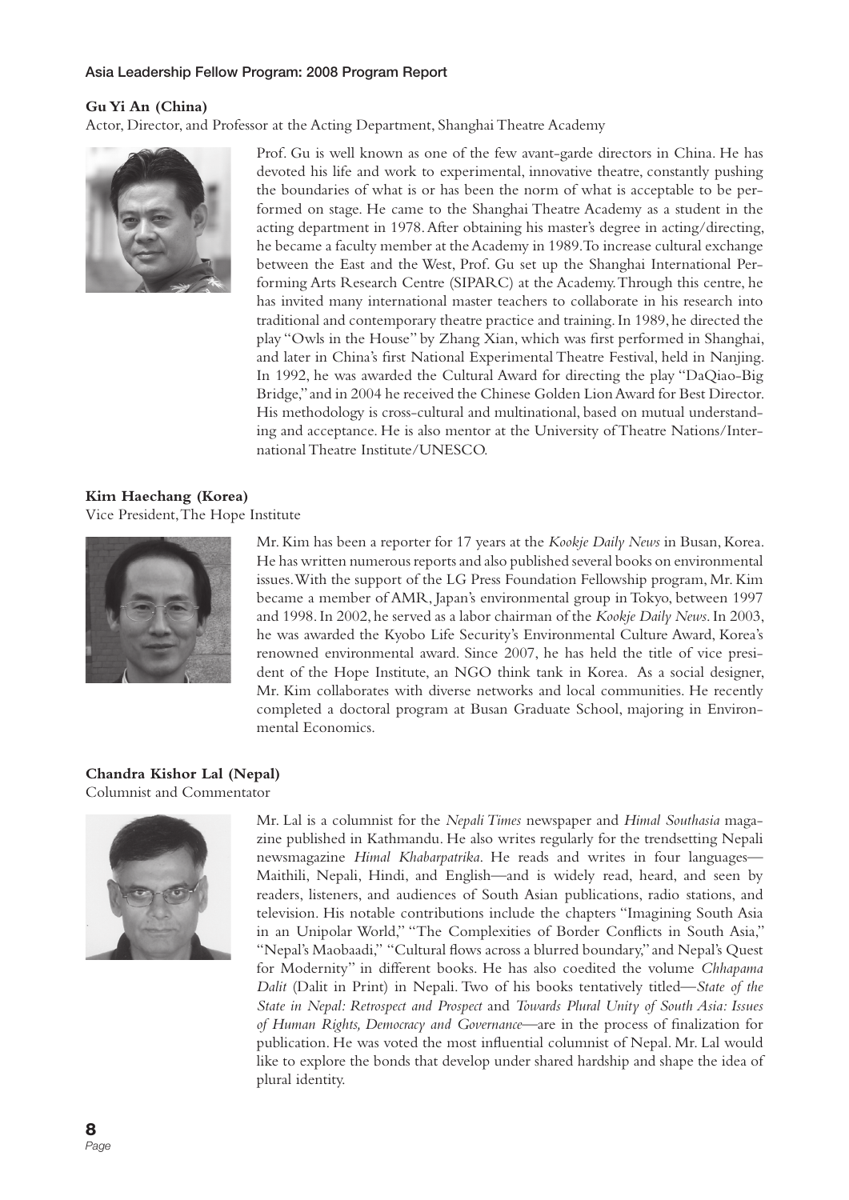**Gu Yi An (China)**

Actor, Director, and Professor at the Acting Department, Shanghai Theatre Academy

Prof. Gu is well known as one of the few avant-garde directors in China. He has devoted his life and work to experimental, innovative theatre, constantly pushing the boundaries of what is or has been the norm of what is acceptable to be performed on stage. He came to the Shanghai Theatre Academy as a student in the acting department in 1978. After obtaining his master's degree in acting/directing, he became a faculty member at the Academy in 1989. To increase cultural exchange between the East and the West, Prof. Gu set up the Shanghai International Performing Arts Research Centre (SIPARC) at the Academy. Through this centre, he has invited many international master teachers to collaborate in his research into traditional and contemporary theatre practice and training. In 1989, he directed the play "Owls in the House" by Zhang Xian, which was first performed in Shanghai, and later in China's first National Experimental Theatre Festival, held in Nanjing. In 1992, he was awarded the Cultural Award for directing the play "DaQiao-Big Bridge," and in 2004 he received the Chinese Golden Lion Award for Best Director. His methodology is cross-cultural and multinational, based on mutual understanding and acceptance. He is also mentor at the University of Theatre Nations/International Theatre Institute/UNESCO.

**Kim Haechang (Korea)**

Vice President, The Hope Institute

Mr. Kim has been a reporter for 17 years at the *Kookje Daily News* in Busan, Korea. He has written numerous reports and also published several books on environmental issues. With the support of the LG Press Foundation Fellowship program, Mr. Kim became a member of AMR, Japan's environmental group in Tokyo, between 1997 and 1998. In 2002, he served as a labor chairman of the *Kookje Daily News*. In 2003, he was awarded the Kyobo Life Security's Environmental Culture Award, Korea's renowned environmental award. Since 2007, he has held the title of vice president of the Hope Institute, an NGO think tank in Korea. As a social designer, Mr. Kim collaborates with diverse networks and local communities. He recently completed a doctoral program at Busan Graduate School, majoring in Environmental Economics.

**Chandra Kishor Lal (Nepal)**

Columnist and Commentator

Mr. Lal is a columnist for the *Nepali Times* newspaper and *Himal Southasia* magazine published in Kathmandu. He also writes regularly for the trendsetting Nepali newsmagazine *Himal Khabarpatrika*. He reads and writes in four languages—Maithili, Nepali, Hindi, and English—and is widely read, heard, and seen by readers, listeners, and audiences of South Asian publications, radio stations, and television. His notable contributions include the chapters "Imagining South Asia in an Unipolar World," "The Complexities of Border Conflicts in South Asia," "Nepal's Maobaadi," "Cultural flows across a blurred boundary," and Nepal's Quest for Modernity" in different books. He has also coedited the volume *Chhapama Dalit* (Dalit in Print) in Nepali. Two of his books tentatively titled—*State of the State in Nepal: Retrospect and Prospect* and *Towards Plural Unity of South Asia: Issues of Human Rights, Democracy and Governance*—are in the process of finalization for publication. He was voted the most influential columnist of Nepal. Mr. Lal would like to explore the bonds that develop under shared hardship and shape the idea of plural identity.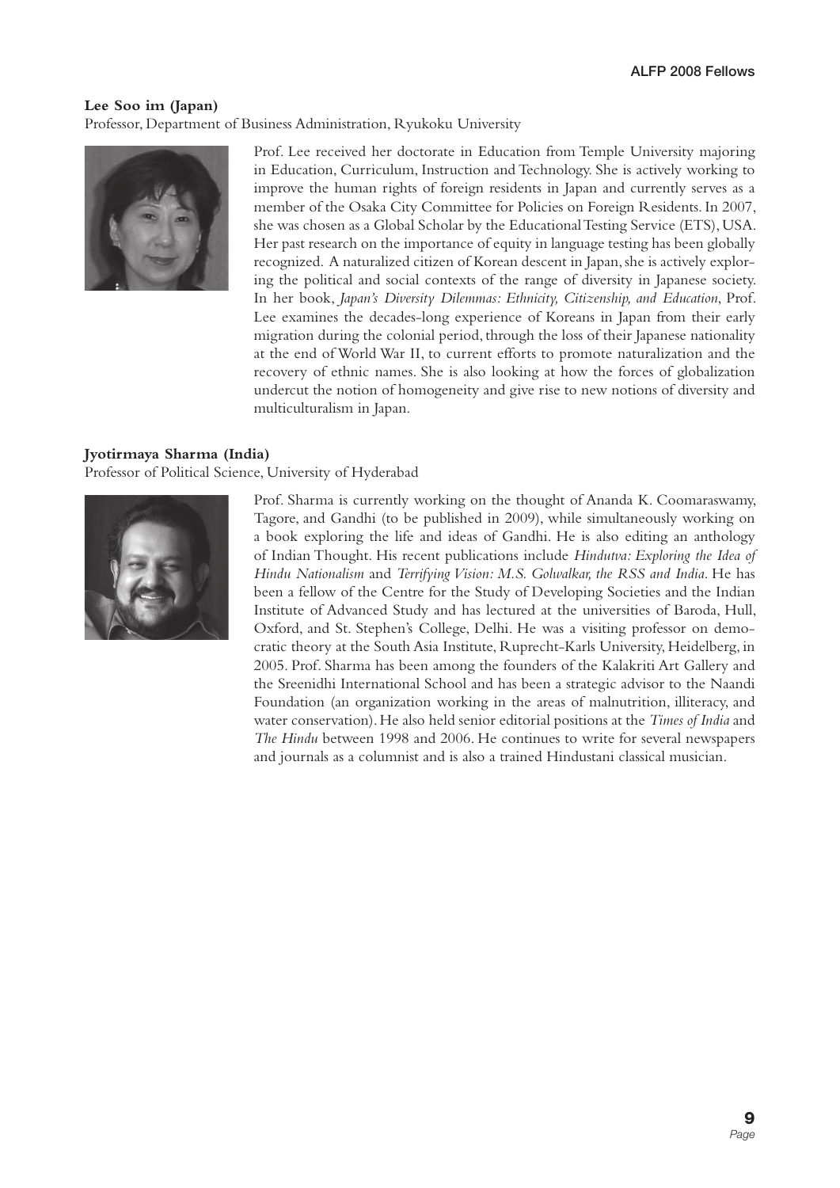**Lee Soo im (Japan)**

Professor, Department of Business Administration, Ryukoku University

Prof. Lee received her doctorate in Education from Temple University majoring in Education, Curriculum, Instruction and Technology. She is actively working to improve the human rights of foreign residents in Japan and currently serves as a member of the Osaka City Committee for Policies on Foreign Residents. In 2007, she was chosen as a Global Scholar by the Educational Testing Service (ETS), USA. Her past research on the importance of equity in language testing has been globally recognized. A naturalized citizen of Korean descent in Japan, she is actively exploring the political and social contexts of the range of diversity in Japanese society. In her book, *Japan's Diversity Dilemmas: Ethnicity, Citizenship, and Education*, Prof. Lee examines the decades-long experience of Koreans in Japan from their early migration during the colonial period, through the loss of their Japanese nationality at the end of World War II, to current efforts to promote naturalization and the recovery of ethnic names. She is also looking at how the forces of globalization undercut the notion of homogeneity and give rise to new notions of diversity and multiculturalism in Japan.

**Jyotirmaya Sharma (India)**

Professor of Political Science, University of Hyderabad

Prof. Sharma is currently working on the thought of Ananda K. Coomaraswamy, Tagore, and Gandhi (to be published in 2009), while simultaneously working on a book exploring the life and ideas of Gandhi. He is also editing an anthology of Indian Thought. His recent publications include *Hindutva: Exploring the Idea of Hindu Nationalism* and *Terrifying Vision: M.S. Golwalkar, the RSS and India*. He has been a fellow of the Centre for the Study of Developing Societies and the Indian Institute of Advanced Study and has lectured at the universities of Baroda, Hull, Oxford, and St. Stephen's College, Delhi. He was a visiting professor on democratic theory at the South Asia Institute, Ruprecht-Karls University, Heidelberg, in 2005. Prof. Sharma has been among the founders of the Kalakriti Art Gallery and the Sreenidhi International School and has been a strategic advisor to the Naandi Foundation (an organization working in the areas of malnutrition, illiteracy, and water conservation). He also held senior editorial positions at the *Times of India* and *The Hindu* between 1998 and 2006. He continues to write for several newspapers and journals as a columnist and is also a trained Hindustani classical musician.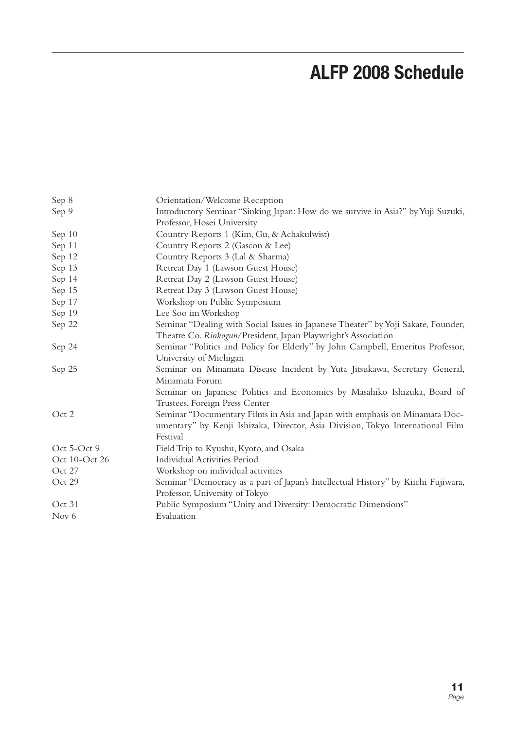# ALFP 2008 Schedule

| | |
|---|---|
| Sep 8 | Orientation/Welcome Reception |
| Sep 9 | Introductory Seminar "Sinking Japan: How do we survive in Asia?" by Yuji Suzuki, Professor, Hosei University |
| Sep 10 | Country Reports 1 (Kim, Gu, & Achakulwist) |
| Sep 11 | Country Reports 2 (Gascon & Lee) |
| Sep 12 | Country Reports 3 (Lal & Sharma) |
| Sep 13 | Retreat Day 1 (Lawson Guest House) |
| Sep 14 | Retreat Day 2 (Lawson Guest House) |
| Sep 15 | Retreat Day 3 (Lawson Guest House) |
| Sep 17 | Workshop on Public Symposium |
| Sep 19 | Lee Soo im Workshop |
| Sep 22 | Seminar "Dealing with Social Issues in Japanese Theater" by Yoji Sakate, Founder, Theatre Co. *Rinkogun*/President, Japan Playwright's Association |
| Sep 24 | Seminar "Politics and Policy for Elderly" by John Campbell, Emeritus Professor, University of Michigan |
| Sep 25 | Seminar on Minamata Disease Incident by Yuta Jitsukawa, Secretary General, Minamata Forum |
| | Seminar on Japanese Politics and Economics by Masahiko Ishizuka, Board of Trustees, Foreign Press Center |
| Oct 2 | Seminar "Documentary Films in Asia and Japan with emphasis on Minamata Documentary" by Kenji Ishizaka, Director, Asia Division, Tokyo International Film Festival |
| Oct 5-Oct 9 | Field Trip to Kyushu, Kyoto, and Osaka |
| Oct 10-Oct 26 | Individual Activities Period |
| Oct 27 | Workshop on individual activities |
| Oct 29 | Seminar "Democracy as a part of Japan's Intellectual History" by Kiichi Fujiwara, Professor, University of Tokyo |
| Oct 31 | Public Symposium "Unity and Diversity: Democratic Dimensions" |
| Nov 6 | Evaluation |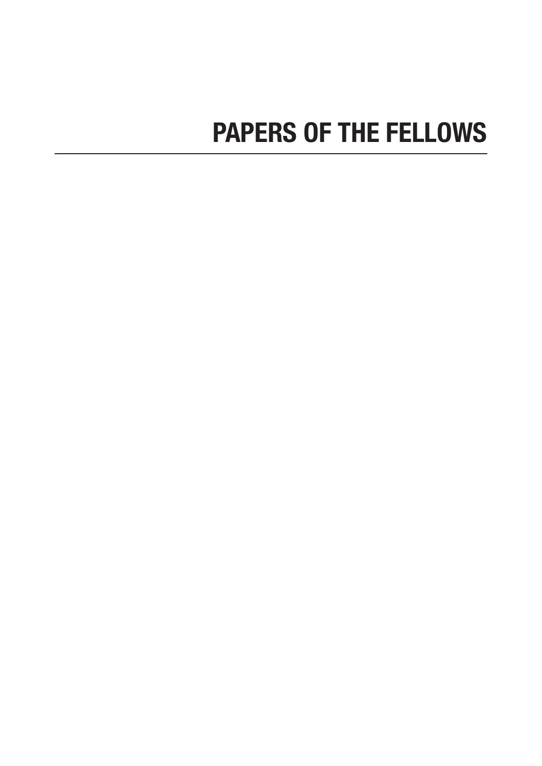# PAPERS OF THE FELLOWS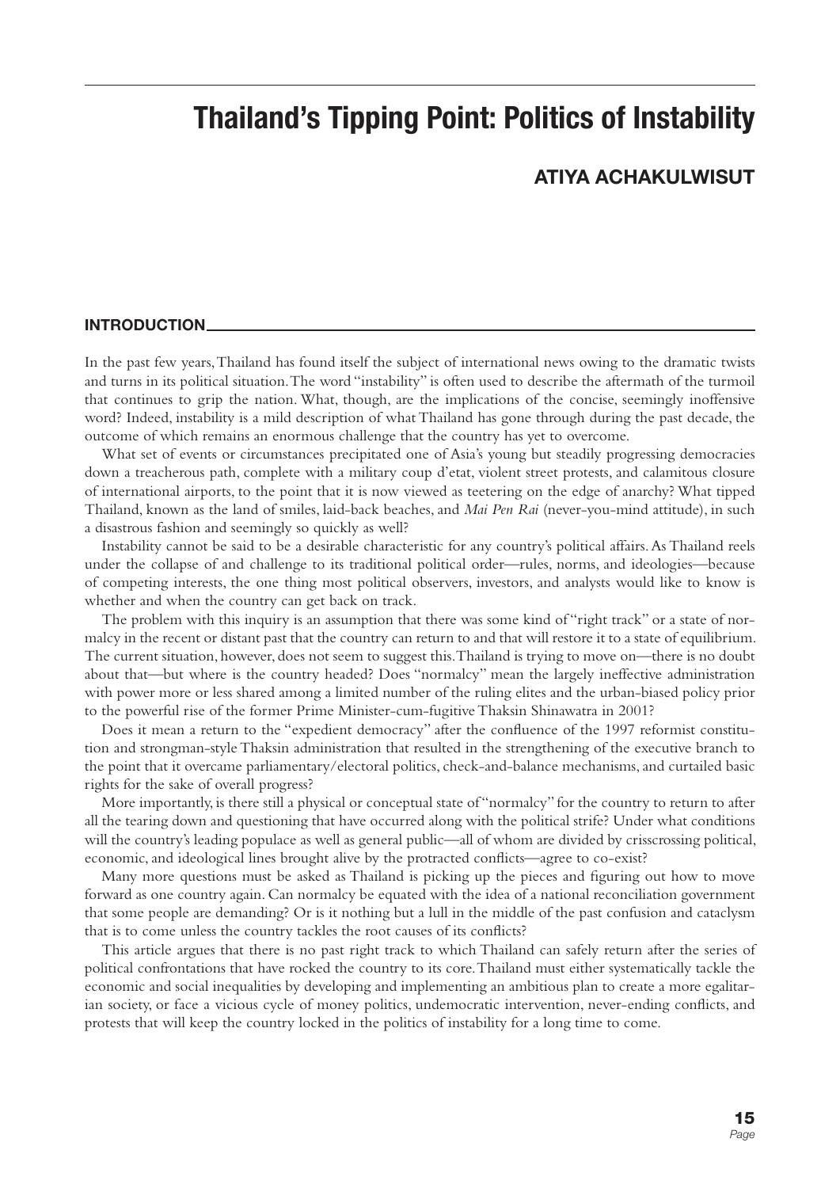# Thailand's Tipping Point: Politics of Instability

## ATIYA ACHAKULWISUT

### INTRODUCTION

In the past few years, Thailand has found itself the subject of international news owing to the dramatic twists and turns in its political situation. The word "instability" is often used to describe the aftermath of the turmoil that continues to grip the nation. What, though, are the implications of the concise, seemingly inoffensive word? Indeed, instability is a mild description of what Thailand has gone through during the past decade, the outcome of which remains an enormous challenge that the country has yet to overcome.

What set of events or circumstances precipitated one of Asia's young but steadily progressing democracies down a treacherous path, complete with a military coup d'etat, violent street protests, and calamitous closure of international airports, to the point that it is now viewed as teetering on the edge of anarchy? What tipped Thailand, known as the land of smiles, laid-back beaches, and *Mai Pen Rai* (never-you-mind attitude), in such a disastrous fashion and seemingly so quickly as well?

Instability cannot be said to be a desirable characteristic for any country's political affairs. As Thailand reels under the collapse of and challenge to its traditional political order—rules, norms, and ideologies—because of competing interests, the one thing most political observers, investors, and analysts would like to know is whether and when the country can get back on track.

The problem with this inquiry is an assumption that there was some kind of "right track" or a state of normalcy in the recent or distant past that the country can return to and that will restore it to a state of equilibrium. The current situation, however, does not seem to suggest this. Thailand is trying to move on—there is no doubt about that—but where is the country headed? Does "normalcy" mean the largely ineffective administration with power more or less shared among a limited number of the ruling elites and the urban-biased policy prior to the powerful rise of the former Prime Minister-cum-fugitive Thaksin Shinawatra in 2001?

Does it mean a return to the "expedient democracy" after the confluence of the 1997 reformist constitution and strongman-style Thaksin administration that resulted in the strengthening of the executive branch to the point that it overcame parliamentary/electoral politics, check-and-balance mechanisms, and curtailed basic rights for the sake of overall progress?

More importantly, is there still a physical or conceptual state of "normalcy" for the country to return to after all the tearing down and questioning that have occurred along with the political strife? Under what conditions will the country's leading populace as well as general public—all of whom are divided by crisscrossing political, economic, and ideological lines brought alive by the protracted conflicts—agree to co-exist?

Many more questions must be asked as Thailand is picking up the pieces and figuring out how to move forward as one country again. Can normalcy be equated with the idea of a national reconciliation government that some people are demanding? Or is it nothing but a lull in the middle of the past confusion and cataclysm that is to come unless the country tackles the root causes of its conflicts?

This article argues that there is no past right track to which Thailand can safely return after the series of political confrontations that have rocked the country to its core. Thailand must either systematically tackle the economic and social inequalities by developing and implementing an ambitious plan to create a more egalitarian society, or face a vicious cycle of money politics, undemocratic intervention, never-ending conflicts, and protests that will keep the country locked in the politics of instability for a long time to come.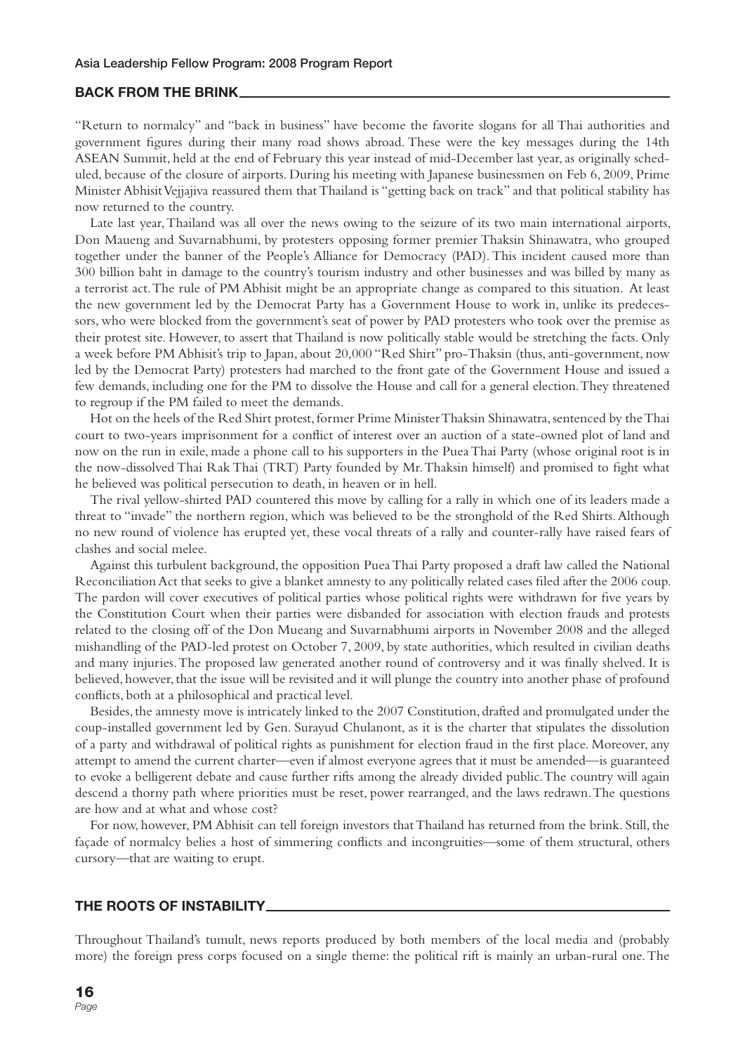## BACK FROM THE BRINK

"Return to normalcy" and "back in business" have become the favorite slogans for all Thai authorities and government figures during their many road shows abroad. These were the key messages during the 14th ASEAN Summit, held at the end of February this year instead of mid-December last year, as originally scheduled, because of the closure of airports. During his meeting with Japanese businessmen on Feb 6, 2009, Prime Minister Abhisit Vejjajiva reassured them that Thailand is "getting back on track" and that political stability has now returned to the country.

Late last year, Thailand was all over the news owing to the seizure of its two main international airports, Don Maueng and Suvarnabhumi, by protesters opposing former premier Thaksin Shinawatra, who grouped together under the banner of the People's Alliance for Democracy (PAD). This incident caused more than 300 billion baht in damage to the country's tourism industry and other businesses and was billed by many as a terrorist act. The rule of PM Abhisit might be an appropriate change as compared to this situation. At least the new government led by the Democrat Party has a Government House to work in, unlike its predecessors, who were blocked from the government's seat of power by PAD protesters who took over the premise as their protest site. However, to assert that Thailand is now politically stable would be stretching the facts. Only a week before PM Abhisit's trip to Japan, about 20,000 "Red Shirt" pro-Thaksin (thus, anti-government, now led by the Democrat Party) protesters had marched to the front gate of the Government House and issued a few demands, including one for the PM to dissolve the House and call for a general election. They threatened to regroup if the PM failed to meet the demands.

Hot on the heels of the Red Shirt protest, former Prime Minister Thaksin Shinawatra, sentenced by the Thai court to two-years imprisonment for a conflict of interest over an auction of a state-owned plot of land and now on the run in exile, made a phone call to his supporters in the Puea Thai Party (whose original root is in the now-dissolved Thai Rak Thai (TRT) Party founded by Mr. Thaksin himself) and promised to fight what he believed was political persecution to death, in heaven or in hell.

The rival yellow-shirted PAD countered this move by calling for a rally in which one of its leaders made a threat to "invade" the northern region, which was believed to be the stronghold of the Red Shirts. Although no new round of violence has erupted yet, these vocal threats of a rally and counter-rally have raised fears of clashes and social melee.

Against this turbulent background, the opposition Puea Thai Party proposed a draft law called the National Reconciliation Act that seeks to give a blanket amnesty to any politically related cases filed after the 2006 coup. The pardon will cover executives of political parties whose political rights were withdrawn for five years by the Constitution Court when their parties were disbanded for association with election frauds and protests related to the closing off of the Don Mueang and Suvarnabhumi airports in November 2008 and the alleged mishandling of the PAD-led protest on October 7, 2009, by state authorities, which resulted in civilian deaths and many injuries. The proposed law generated another round of controversy and it was finally shelved. It is believed, however, that the issue will be revisited and it will plunge the country into another phase of profound conflicts, both at a philosophical and practical level.

Besides, the amnesty move is intricately linked to the 2007 Constitution, drafted and promulgated under the coup-installed government led by Gen. Surayud Chulanont, as it is the charter that stipulates the dissolution of a party and withdrawal of political rights as punishment for election fraud in the first place. Moreover, any attempt to amend the current charter—even if almost everyone agrees that it must be amended—is guaranteed to evoke a belligerent debate and cause further rifts among the already divided public. The country will again descend a thorny path where priorities must be reset, power rearranged, and the laws redrawn. The questions are how and at what and whose cost?

For now, however, PM Abhisit can tell foreign investors that Thailand has returned from the brink. Still, the façade of normalcy belies a host of simmering conflicts and incongruities—some of them structural, others cursory—that are waiting to erupt.

## THE ROOTS OF INSTABILITY

Throughout Thailand's tumult, news reports produced by both members of the local media and (probably more) the foreign press corps focused on a single theme: the political rift is mainly an urban-rural one. The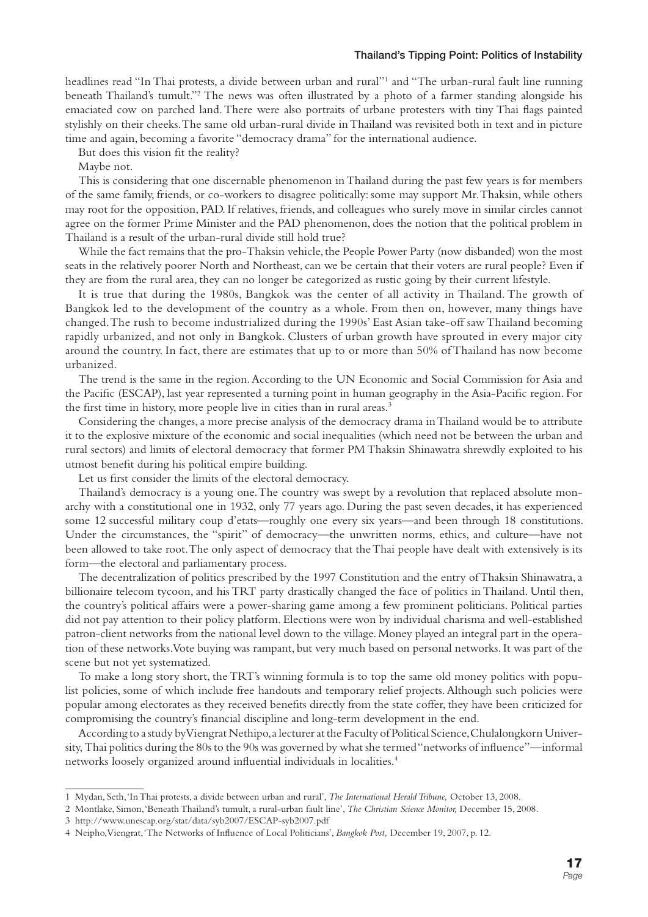headlines read "In Thai protests, a divide between urban and rural"[1] and "The urban-rural fault line running beneath Thailand's tumult."[2] The news was often illustrated by a photo of a farmer standing alongside his emaciated cow on parched land. There were also portraits of urbane protesters with tiny Thai flags painted stylishly on their cheeks. The same old urban-rural divide in Thailand was revisited both in text and in picture time and again, becoming a favorite "democracy drama" for the international audience.

But does this vision fit the reality?

Maybe not.

This is considering that one discernable phenomenon in Thailand during the past few years is for members of the same family, friends, or co-workers to disagree politically: some may support Mr. Thaksin, while others may root for the opposition, PAD. If relatives, friends, and colleagues who surely move in similar circles cannot agree on the former Prime Minister and the PAD phenomenon, does the notion that the political problem in Thailand is a result of the urban-rural divide still hold true?

While the fact remains that the pro-Thaksin vehicle, the People Power Party (now disbanded) won the most seats in the relatively poorer North and Northeast, can we be certain that their voters are rural people? Even if they are from the rural area, they can no longer be categorized as rustic going by their current lifestyle.

It is true that during the 1980s, Bangkok was the center of all activity in Thailand. The growth of Bangkok led to the development of the country as a whole. From then on, however, many things have changed. The rush to become industrialized during the 1990s' East Asian take-off saw Thailand becoming rapidly urbanized, and not only in Bangkok. Clusters of urban growth have sprouted in every major city around the country. In fact, there are estimates that up to or more than 50% of Thailand has now become urbanized.

The trend is the same in the region. According to the UN Economic and Social Commission for Asia and the Pacific (ESCAP), last year represented a turning point in human geography in the Asia-Pacific region. For the first time in history, more people live in cities than in rural areas.[3]

Considering the changes, a more precise analysis of the democracy drama in Thailand would be to attribute it to the explosive mixture of the economic and social inequalities (which need not be between the urban and rural sectors) and limits of electoral democracy that former PM Thaksin Shinawatra shrewdly exploited to his utmost benefit during his political empire building.

Let us first consider the limits of the electoral democracy.

Thailand's democracy is a young one. The country was swept by a revolution that replaced absolute monarchy with a constitutional one in 1932, only 77 years ago. During the past seven decades, it has experienced some 12 successful military coup d'etats—roughly one every six years—and been through 18 constitutions. Under the circumstances, the "spirit" of democracy—the unwritten norms, ethics, and culture—have not been allowed to take root. The only aspect of democracy that the Thai people have dealt with extensively is its form—the electoral and parliamentary process.

The decentralization of politics prescribed by the 1997 Constitution and the entry of Thaksin Shinawatra, a billionaire telecom tycoon, and his TRT party drastically changed the face of politics in Thailand. Until then, the country's political affairs were a power-sharing game among a few prominent politicians. Political parties did not pay attention to their policy platform. Elections were won by individual charisma and well-established patron-client networks from the national level down to the village. Money played an integral part in the operation of these networks. Vote buying was rampant, but very much based on personal networks. It was part of the scene but not yet systematized.

To make a long story short, the TRT's winning formula is to top the same old money politics with populist policies, some of which include free handouts and temporary relief projects. Although such policies were popular among electorates as they received benefits directly from the state coffer, they have been criticized for compromising the country's financial discipline and long-term development in the end.

According to a study by Viengrat Nethipo, a lecturer at the Faculty of Political Science, Chulalongkorn University, Thai politics during the 80s to the 90s was governed by what she termed "networks of influence"—informal networks loosely organized around influential individuals in localities.[4]

---

1 Mydan, Seth, 'In Thai protests, a divide between urban and rural', *The International Herald Tribune,* October 13, 2008.

2 Montlake, Simon, 'Beneath Thailand's tumult, a rural-urban fault line', *The Christian Science Monitor,* December 15, 2008.

3 http://www.unescap.org/stat/data/syb2007/ESCAP-syb2007.pdf

4 Neipho, Viengrat, 'The Networks of Influence of Local Politicians', *Bangkok Post,* December 19, 2007, p. 12.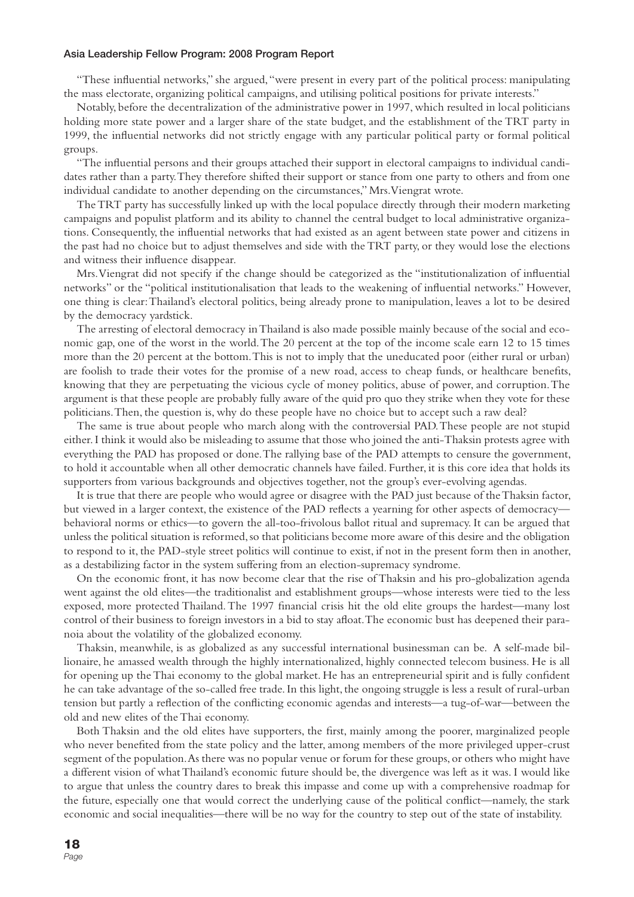"These influential networks," she argued, "were present in every part of the political process: manipulating the mass electorate, organizing political campaigns, and utilising political positions for private interests."

Notably, before the decentralization of the administrative power in 1997, which resulted in local politicians holding more state power and a larger share of the state budget, and the establishment of the TRT party in 1999, the influential networks did not strictly engage with any particular political party or formal political groups.

"The influential persons and their groups attached their support in electoral campaigns to individual candidates rather than a party. They therefore shifted their support or stance from one party to others and from one individual candidate to another depending on the circumstances," Mrs. Viengrat wrote.

The TRT party has successfully linked up with the local populace directly through their modern marketing campaigns and populist platform and its ability to channel the central budget to local administrative organizations. Consequently, the influential networks that had existed as an agent between state power and citizens in the past had no choice but to adjust themselves and side with the TRT party, or they would lose the elections and witness their influence disappear.

Mrs. Viengrat did not specify if the change should be categorized as the "institutionalization of influential networks" or the "political institutionalisation that leads to the weakening of influential networks." However, one thing is clear: Thailand's electoral politics, being already prone to manipulation, leaves a lot to be desired by the democracy yardstick.

The arresting of electoral democracy in Thailand is also made possible mainly because of the social and economic gap, one of the worst in the world. The 20 percent at the top of the income scale earn 12 to 15 times more than the 20 percent at the bottom. This is not to imply that the uneducated poor (either rural or urban) are foolish to trade their votes for the promise of a new road, access to cheap funds, or healthcare benefits, knowing that they are perpetuating the vicious cycle of money politics, abuse of power, and corruption. The argument is that these people are probably fully aware of the quid pro quo they strike when they vote for these politicians. Then, the question is, why do these people have no choice but to accept such a raw deal?

The same is true about people who march along with the controversial PAD. These people are not stupid either. I think it would also be misleading to assume that those who joined the anti-Thaksin protests agree with everything the PAD has proposed or done. The rallying base of the PAD attempts to censure the government, to hold it accountable when all other democratic channels have failed. Further, it is this core idea that holds its supporters from various backgrounds and objectives together, not the group's ever-evolving agendas.

It is true that there are people who would agree or disagree with the PAD just because of the Thaksin factor, but viewed in a larger context, the existence of the PAD reflects a yearning for other aspects of democracy—behavioral norms or ethics—to govern the all-too-frivolous ballot ritual and supremacy. It can be argued that unless the political situation is reformed, so that politicians become more aware of this desire and the obligation to respond to it, the PAD-style street politics will continue to exist, if not in the present form then in another, as a destabilizing factor in the system suffering from an election-supremacy syndrome.

On the economic front, it has now become clear that the rise of Thaksin and his pro-globalization agenda went against the old elites—the traditionalist and establishment groups—whose interests were tied to the less exposed, more protected Thailand. The 1997 financial crisis hit the old elite groups the hardest—many lost control of their business to foreign investors in a bid to stay afloat. The economic bust has deepened their paranoia about the volatility of the globalized economy.

Thaksin, meanwhile, is as globalized as any successful international businessman can be. A self-made billionaire, he amassed wealth through the highly internationalized, highly connected telecom business. He is all for opening up the Thai economy to the global market. He has an entrepreneurial spirit and is fully confident he can take advantage of the so-called free trade. In this light, the ongoing struggle is less a result of rural-urban tension but partly a reflection of the conflicting economic agendas and interests—a tug-of-war—between the old and new elites of the Thai economy.

Both Thaksin and the old elites have supporters, the first, mainly among the poorer, marginalized people who never benefited from the state policy and the latter, among members of the more privileged upper-crust segment of the population. As there was no popular venue or forum for these groups, or others who might have a different vision of what Thailand's economic future should be, the divergence was left as it was. I would like to argue that unless the country dares to break this impasse and come up with a comprehensive roadmap for the future, especially one that would correct the underlying cause of the political conflict—namely, the stark economic and social inequalities—there will be no way for the country to step out of the state of instability.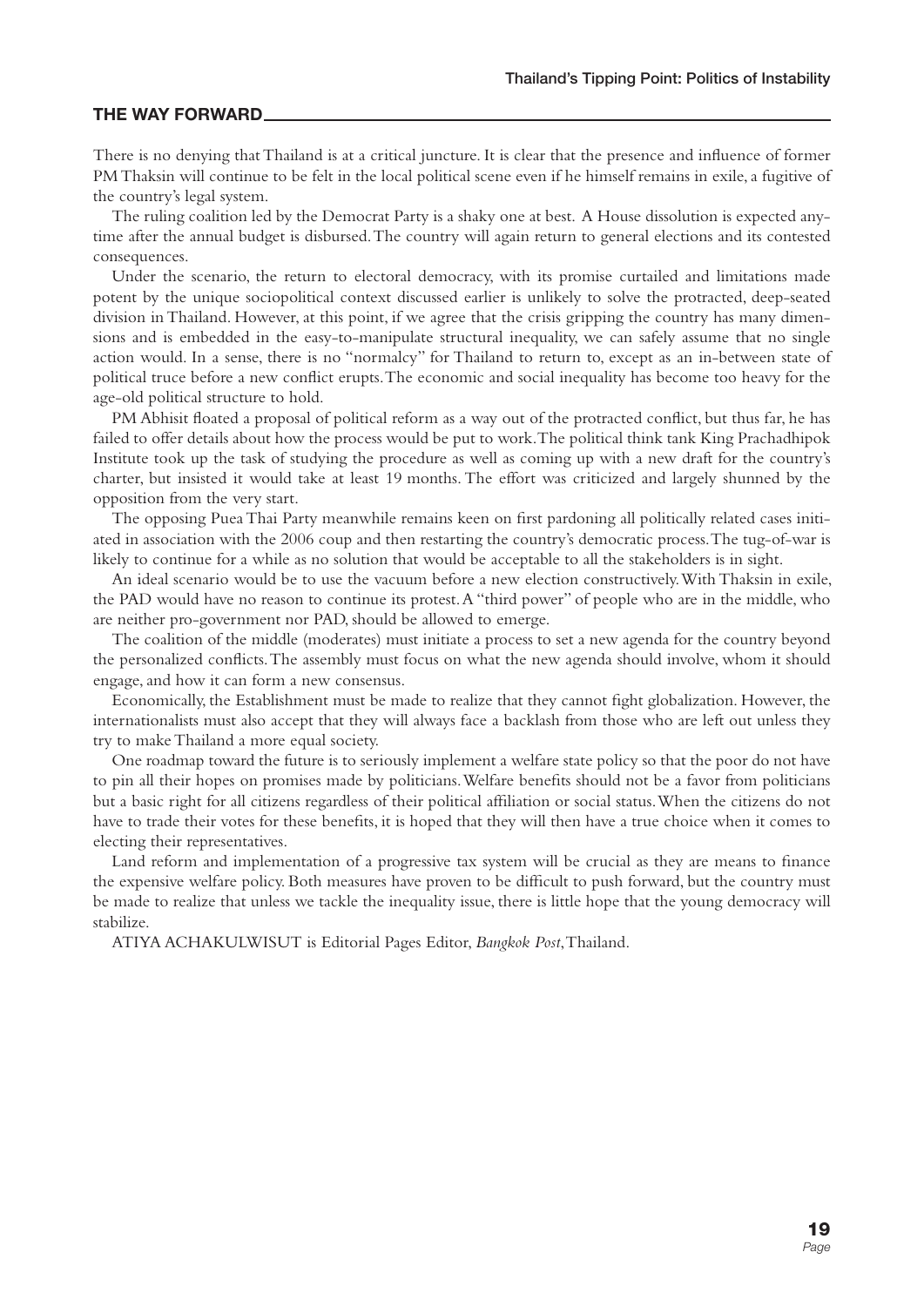## THE WAY FORWARD

There is no denying that Thailand is at a critical juncture. It is clear that the presence and influence of former PM Thaksin will continue to be felt in the local political scene even if he himself remains in exile, a fugitive of the country's legal system.

The ruling coalition led by the Democrat Party is a shaky one at best. A House dissolution is expected anytime after the annual budget is disbursed. The country will again return to general elections and its contested consequences.

Under the scenario, the return to electoral democracy, with its promise curtailed and limitations made potent by the unique sociopolitical context discussed earlier is unlikely to solve the protracted, deep-seated division in Thailand. However, at this point, if we agree that the crisis gripping the country has many dimensions and is embedded in the easy-to-manipulate structural inequality, we can safely assume that no single action would. In a sense, there is no "normalcy" for Thailand to return to, except as an in-between state of political truce before a new conflict erupts. The economic and social inequality has become too heavy for the age-old political structure to hold.

PM Abhisit floated a proposal of political reform as a way out of the protracted conflict, but thus far, he has failed to offer details about how the process would be put to work. The political think tank King Prachadhipok Institute took up the task of studying the procedure as well as coming up with a new draft for the country's charter, but insisted it would take at least 19 months. The effort was criticized and largely shunned by the opposition from the very start.

The opposing Puea Thai Party meanwhile remains keen on first pardoning all politically related cases initiated in association with the 2006 coup and then restarting the country's democratic process. The tug-of-war is likely to continue for a while as no solution that would be acceptable to all the stakeholders is in sight.

An ideal scenario would be to use the vacuum before a new election constructively. With Thaksin in exile, the PAD would have no reason to continue its protest. A "third power" of people who are in the middle, who are neither pro-government nor PAD, should be allowed to emerge.

The coalition of the middle (moderates) must initiate a process to set a new agenda for the country beyond the personalized conflicts. The assembly must focus on what the new agenda should involve, whom it should engage, and how it can form a new consensus.

Economically, the Establishment must be made to realize that they cannot fight globalization. However, the internationalists must also accept that they will always face a backlash from those who are left out unless they try to make Thailand a more equal society.

One roadmap toward the future is to seriously implement a welfare state policy so that the poor do not have to pin all their hopes on promises made by politicians. Welfare benefits should not be a favor from politicians but a basic right for all citizens regardless of their political affiliation or social status. When the citizens do not have to trade their votes for these benefits, it is hoped that they will then have a true choice when it comes to electing their representatives.

Land reform and implementation of a progressive tax system will be crucial as they are means to finance the expensive welfare policy. Both measures have proven to be difficult to push forward, but the country must be made to realize that unless we tackle the inequality issue, there is little hope that the young democracy will stabilize.

ATIYA ACHAKULWISUT is Editorial Pages Editor, *Bangkok Post*, Thailand.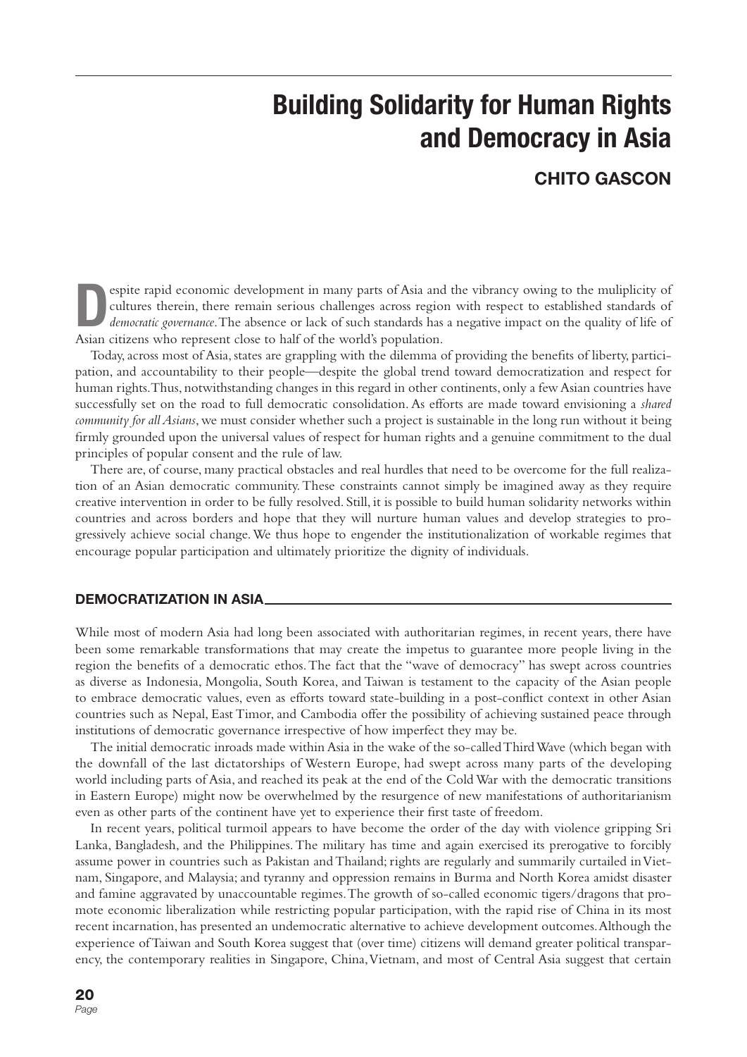# Building Solidarity for Human Rights and Democracy in Asia

## CHITO GASCON

Despite rapid economic development in many parts of Asia and the vibrancy owing to the muliplicity of cultures therein, there remain serious challenges across region with respect to established standards of *democratic governance*. The absence or lack of such standards has a negative impact on the quality of life of Asian citizens who represent close to half of the world's population.

Today, across most of Asia, states are grappling with the dilemma of providing the benefits of liberty, participation, and accountability to their people—despite the global trend toward democratization and respect for human rights. Thus, notwithstanding changes in this regard in other continents, only a few Asian countries have successfully set on the road to full democratic consolidation. As efforts are made toward envisioning a *shared community for all Asians*, we must consider whether such a project is sustainable in the long run without it being firmly grounded upon the universal values of respect for human rights and a genuine commitment to the dual principles of popular consent and the rule of law.

There are, of course, many practical obstacles and real hurdles that need to be overcome for the full realization of an Asian democratic community. These constraints cannot simply be imagined away as they require creative intervention in order to be fully resolved. Still, it is possible to build human solidarity networks within countries and across borders and hope that they will nurture human values and develop strategies to progressively achieve social change. We thus hope to engender the institutionalization of workable regimes that encourage popular participation and ultimately prioritize the dignity of individuals.

### DEMOCRATIZATION IN ASIA

While most of modern Asia had long been associated with authoritarian regimes, in recent years, there have been some remarkable transformations that may create the impetus to guarantee more people living in the region the benefits of a democratic ethos. The fact that the "wave of democracy" has swept across countries as diverse as Indonesia, Mongolia, South Korea, and Taiwan is testament to the capacity of the Asian people to embrace democratic values, even as efforts toward state-building in a post-conflict context in other Asian countries such as Nepal, East Timor, and Cambodia offer the possibility of achieving sustained peace through institutions of democratic governance irrespective of how imperfect they may be.

The initial democratic inroads made within Asia in the wake of the so-called Third Wave (which began with the downfall of the last dictatorships of Western Europe, had swept across many parts of the developing world including parts of Asia, and reached its peak at the end of the Cold War with the democratic transitions in Eastern Europe) might now be overwhelmed by the resurgence of new manifestations of authoritarianism even as other parts of the continent have yet to experience their first taste of freedom.

In recent years, political turmoil appears to have become the order of the day with violence gripping Sri Lanka, Bangladesh, and the Philippines. The military has time and again exercised its prerogative to forcibly assume power in countries such as Pakistan and Thailand; rights are regularly and summarily curtailed in Vietnam, Singapore, and Malaysia; and tyranny and oppression remains in Burma and North Korea amidst disaster and famine aggravated by unaccountable regimes. The growth of so-called economic tigers/dragons that promote economic liberalization while restricting popular participation, with the rapid rise of China in its most recent incarnation, has presented an undemocratic alternative to achieve development outcomes. Although the experience of Taiwan and South Korea suggest that (over time) citizens will demand greater political transparency, the contemporary realities in Singapore, China, Vietnam, and most of Central Asia suggest that certain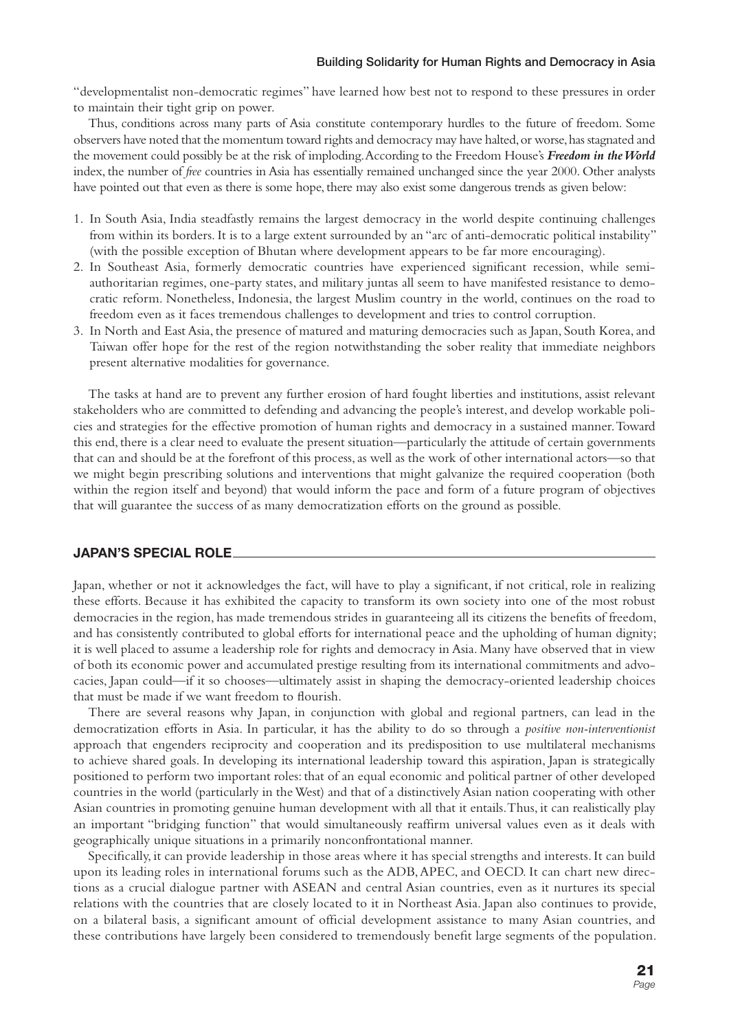"developmentalist non-democratic regimes" have learned how best not to respond to these pressures in order to maintain their tight grip on power.

Thus, conditions across many parts of Asia constitute contemporary hurdles to the future of freedom. Some observers have noted that the momentum toward rights and democracy may have halted, or worse, has stagnated and the movement could possibly be at the risk of imploding. According to the Freedom House's ***Freedom in the World*** index, the number of *free* countries in Asia has essentially remained unchanged since the year 2000. Other analysts have pointed out that even as there is some hope, there may also exist some dangerous trends as given below:

1. In South Asia, India steadfastly remains the largest democracy in the world despite continuing challenges from within its borders. It is to a large extent surrounded by an "arc of anti-democratic political instability" (with the possible exception of Bhutan where development appears to be far more encouraging).
2. In Southeast Asia, formerly democratic countries have experienced significant recession, while semi-authoritarian regimes, one-party states, and military juntas all seem to have manifested resistance to democratic reform. Nonetheless, Indonesia, the largest Muslim country in the world, continues on the road to freedom even as it faces tremendous challenges to development and tries to control corruption.
3. In North and East Asia, the presence of matured and maturing democracies such as Japan, South Korea, and Taiwan offer hope for the rest of the region notwithstanding the sober reality that immediate neighbors present alternative modalities for governance.

The tasks at hand are to prevent any further erosion of hard fought liberties and institutions, assist relevant stakeholders who are committed to defending and advancing the people's interest, and develop workable policies and strategies for the effective promotion of human rights and democracy in a sustained manner. Toward this end, there is a clear need to evaluate the present situation—particularly the attitude of certain governments that can and should be at the forefront of this process, as well as the work of other international actors—so that we might begin prescribing solutions and interventions that might galvanize the required cooperation (both within the region itself and beyond) that would inform the pace and form of a future program of objectives that will guarantee the success of as many democratization efforts on the ground as possible.

## JAPAN'S SPECIAL ROLE

Japan, whether or not it acknowledges the fact, will have to play a significant, if not critical, role in realizing these efforts. Because it has exhibited the capacity to transform its own society into one of the most robust democracies in the region, has made tremendous strides in guaranteeing all its citizens the benefits of freedom, and has consistently contributed to global efforts for international peace and the upholding of human dignity; it is well placed to assume a leadership role for rights and democracy in Asia. Many have observed that in view of both its economic power and accumulated prestige resulting from its international commitments and advocacies, Japan could—if it so chooses—ultimately assist in shaping the democracy-oriented leadership choices that must be made if we want freedom to flourish.

There are several reasons why Japan, in conjunction with global and regional partners, can lead in the democratization efforts in Asia. In particular, it has the ability to do so through a *positive non-interventionist* approach that engenders reciprocity and cooperation and its predisposition to use multilateral mechanisms to achieve shared goals. In developing its international leadership toward this aspiration, Japan is strategically positioned to perform two important roles: that of an equal economic and political partner of other developed countries in the world (particularly in the West) and that of a distinctively Asian nation cooperating with other Asian countries in promoting genuine human development with all that it entails. Thus, it can realistically play an important "bridging function" that would simultaneously reaffirm universal values even as it deals with geographically unique situations in a primarily nonconfrontational manner.

Specifically, it can provide leadership in those areas where it has special strengths and interests. It can build upon its leading roles in international forums such as the ADB, APEC, and OECD. It can chart new directions as a crucial dialogue partner with ASEAN and central Asian countries, even as it nurtures its special relations with the countries that are closely located to it in Northeast Asia. Japan also continues to provide, on a bilateral basis, a significant amount of official development assistance to many Asian countries, and these contributions have largely been considered to tremendously benefit large segments of the population.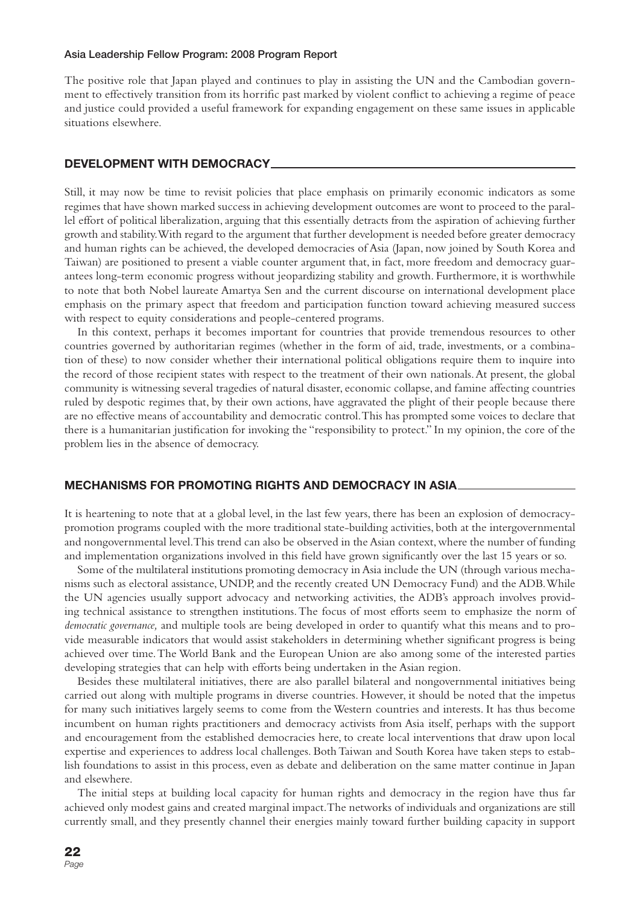The positive role that Japan played and continues to play in assisting the UN and the Cambodian government to effectively transition from its horrific past marked by violent conflict to achieving a regime of peace and justice could provided a useful framework for expanding engagement on these same issues in applicable situations elsewhere.

## DEVELOPMENT WITH DEMOCRACY

Still, it may now be time to revisit policies that place emphasis on primarily economic indicators as some regimes that have shown marked success in achieving development outcomes are wont to proceed to the parallel effort of political liberalization, arguing that this essentially detracts from the aspiration of achieving further growth and stability. With regard to the argument that further development is needed before greater democracy and human rights can be achieved, the developed democracies of Asia (Japan, now joined by South Korea and Taiwan) are positioned to present a viable counter argument that, in fact, more freedom and democracy guarantees long-term economic progress without jeopardizing stability and growth. Furthermore, it is worthwhile to note that both Nobel laureate Amartya Sen and the current discourse on international development place emphasis on the primary aspect that freedom and participation function toward achieving measured success with respect to equity considerations and people-centered programs.

In this context, perhaps it becomes important for countries that provide tremendous resources to other countries governed by authoritarian regimes (whether in the form of aid, trade, investments, or a combination of these) to now consider whether their international political obligations require them to inquire into the record of those recipient states with respect to the treatment of their own nationals. At present, the global community is witnessing several tragedies of natural disaster, economic collapse, and famine affecting countries ruled by despotic regimes that, by their own actions, have aggravated the plight of their people because there are no effective means of accountability and democratic control. This has prompted some voices to declare that there is a humanitarian justification for invoking the "responsibility to protect." In my opinion, the core of the problem lies in the absence of democracy.

## MECHANISMS FOR PROMOTING RIGHTS AND DEMOCRACY IN ASIA

It is heartening to note that at a global level, in the last few years, there has been an explosion of democracy-promotion programs coupled with the more traditional state-building activities, both at the intergovernmental and nongovernmental level. This trend can also be observed in the Asian context, where the number of funding and implementation organizations involved in this field have grown significantly over the last 15 years or so.

Some of the multilateral institutions promoting democracy in Asia include the UN (through various mechanisms such as electoral assistance, UNDP, and the recently created UN Democracy Fund) and the ADB. While the UN agencies usually support advocacy and networking activities, the ADB's approach involves providing technical assistance to strengthen institutions. The focus of most efforts seem to emphasize the norm of *democratic governance,* and multiple tools are being developed in order to quantify what this means and to provide measurable indicators that would assist stakeholders in determining whether significant progress is being achieved over time. The World Bank and the European Union are also among some of the interested parties developing strategies that can help with efforts being undertaken in the Asian region.

Besides these multilateral initiatives, there are also parallel bilateral and nongovernmental initiatives being carried out along with multiple programs in diverse countries. However, it should be noted that the impetus for many such initiatives largely seems to come from the Western countries and interests. It has thus become incumbent on human rights practitioners and democracy activists from Asia itself, perhaps with the support and encouragement from the established democracies here, to create local interventions that draw upon local expertise and experiences to address local challenges. Both Taiwan and South Korea have taken steps to establish foundations to assist in this process, even as debate and deliberation on the same matter continue in Japan and elsewhere.

The initial steps at building local capacity for human rights and democracy in the region have thus far achieved only modest gains and created marginal impact. The networks of individuals and organizations are still currently small, and they presently channel their energies mainly toward further building capacity in support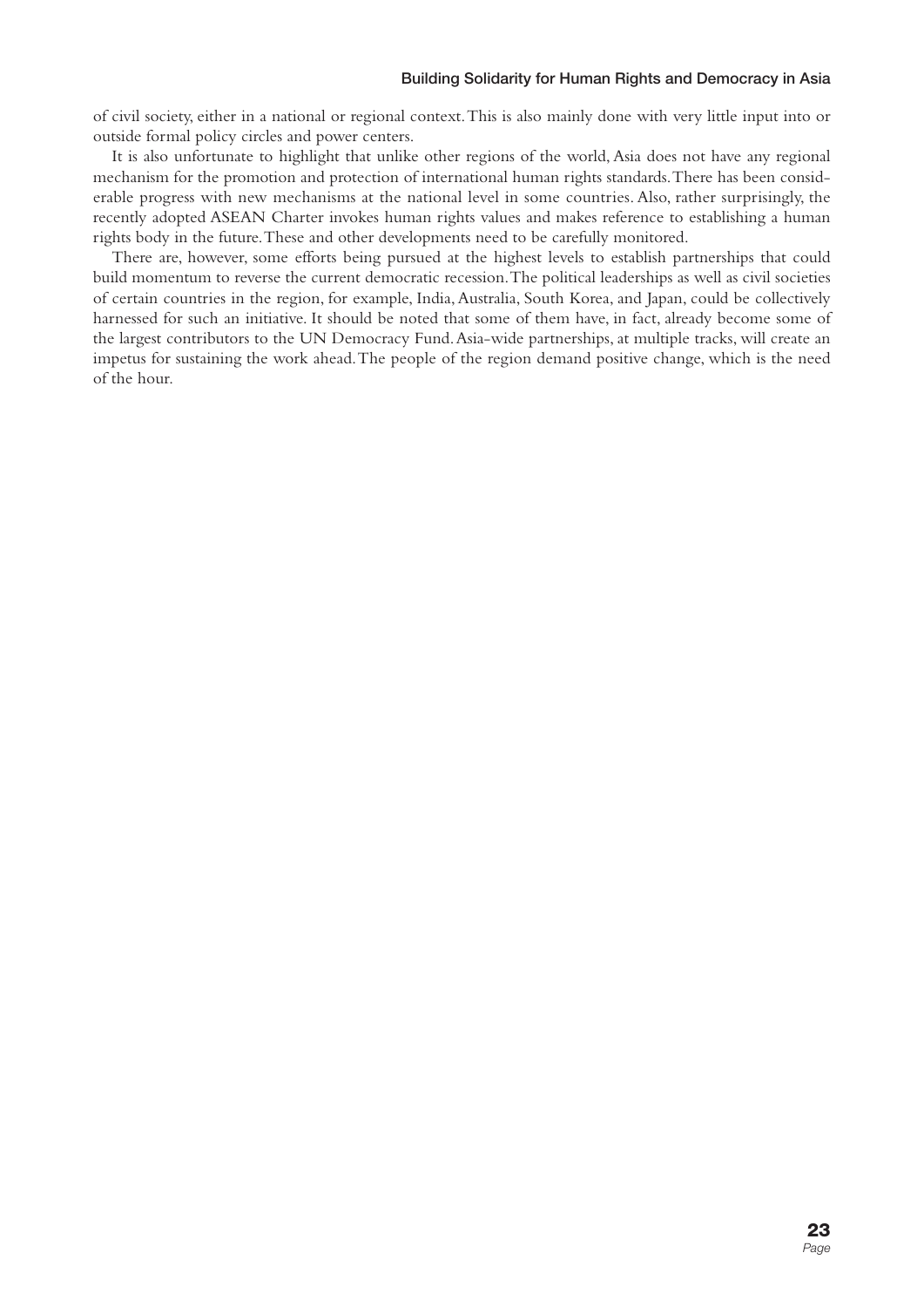of civil society, either in a national or regional context. This is also mainly done with very little input into or outside formal policy circles and power centers.

It is also unfortunate to highlight that unlike other regions of the world, Asia does not have any regional mechanism for the promotion and protection of international human rights standards. There has been considerable progress with new mechanisms at the national level in some countries. Also, rather surprisingly, the recently adopted ASEAN Charter invokes human rights values and makes reference to establishing a human rights body in the future. These and other developments need to be carefully monitored.

There are, however, some efforts being pursued at the highest levels to establish partnerships that could build momentum to reverse the current democratic recession. The political leaderships as well as civil societies of certain countries in the region, for example, India, Australia, South Korea, and Japan, could be collectively harnessed for such an initiative. It should be noted that some of them have, in fact, already become some of the largest contributors to the UN Democracy Fund. Asia-wide partnerships, at multiple tracks, will create an impetus for sustaining the work ahead. The people of the region demand positive change, which is the need of the hour.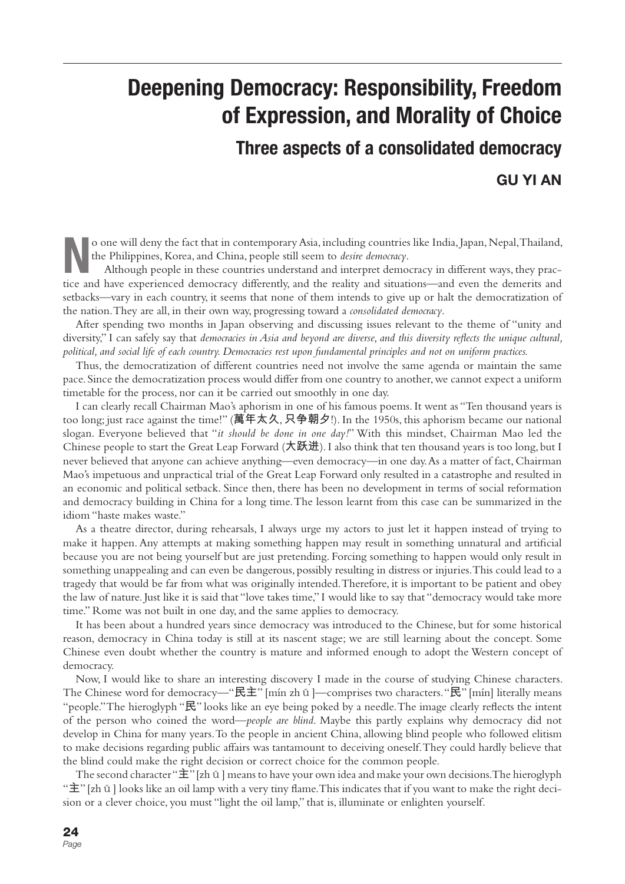# Deepening Democracy: Responsibility, Freedom of Expression, and Morality of Choice

## Three aspects of a consolidated democracy

### GU YI AN

No one will deny the fact that in contemporary Asia, including countries like India, Japan, Nepal, Thailand, the Philippines, Korea, and China, people still seem to *desire democracy*.

Although people in these countries understand and interpret democracy in different ways, they practice and have experienced democracy differently, and the reality and situations—and even the demerits and setbacks—vary in each country, it seems that none of them intends to give up or halt the democratization of the nation. They are all, in their own way, progressing toward a *consolidated democracy*.

After spending two months in Japan observing and discussing issues relevant to the theme of "unity and diversity," I can safely say that *democracies in Asia and beyond are diverse, and this diversity reflects the unique cultural, political, and social life of each country. Democracies rest upon fundamental principles and not on uniform practices.*

Thus, the democratization of different countries need not involve the same agenda or maintain the same pace. Since the democratization process would differ from one country to another, we cannot expect a uniform timetable for the process, nor can it be carried out smoothly in one day.

I can clearly recall Chairman Mao's aphorism in one of his famous poems. It went as "Ten thousand years is too long; just race against the time!" (萬年太久, 只争朝夕!). In the 1950s, this aphorism became our national slogan. Everyone believed that "*it should be done in one day!*" With this mindset, Chairman Mao led the Chinese people to start the Great Leap Forward (大跃进). I also think that ten thousand years is too long, but I never believed that anyone can achieve anything—even democracy—in one day. As a matter of fact, Chairman Mao's impetuous and unpractical trial of the Great Leap Forward only resulted in a catastrophe and resulted in an economic and political setback. Since then, there has been no development in terms of social reformation and democracy building in China for a long time. The lesson learnt from this case can be summarized in the idiom "haste makes waste."

As a theatre director, during rehearsals, I always urge my actors to just let it happen instead of trying to make it happen. Any attempts at making something happen may result in something unnatural and artificial because you are not being yourself but are just pretending. Forcing something to happen would only result in something unappealing and can even be dangerous, possibly resulting in distress or injuries. This could lead to a tragedy that would be far from what was originally intended. Therefore, it is important to be patient and obey the law of nature. Just like it is said that "love takes time," I would like to say that "democracy would take more time." Rome was not built in one day, and the same applies to democracy.

It has been about a hundred years since democracy was introduced to the Chinese, but for some historical reason, democracy in China today is still at its nascent stage; we are still learning about the concept. Some Chinese even doubt whether the country is mature and informed enough to adopt the Western concept of democracy.

Now, I would like to share an interesting discovery I made in the course of studying Chinese characters. The Chinese word for democracy—"民主" [mín zh ǔ ]—comprises two characters. "民" [mín] literally means "people." The hieroglyph "民" looks like an eye being poked by a needle. The image clearly reflects the intent of the person who coined the word—*people are blind*. Maybe this partly explains why democracy did not develop in China for many years. To the people in ancient China, allowing blind people who followed elitism to make decisions regarding public affairs was tantamount to deceiving oneself. They could hardly believe that the blind could make the right decision or correct choice for the common people.

The second character "主" [zh ǔ ] means to have your own idea and make your own decisions. The hieroglyph "主" [zh ǔ ] looks like an oil lamp with a very tiny flame. This indicates that if you want to make the right decision or a clever choice, you must "light the oil lamp," that is, illuminate or enlighten yourself.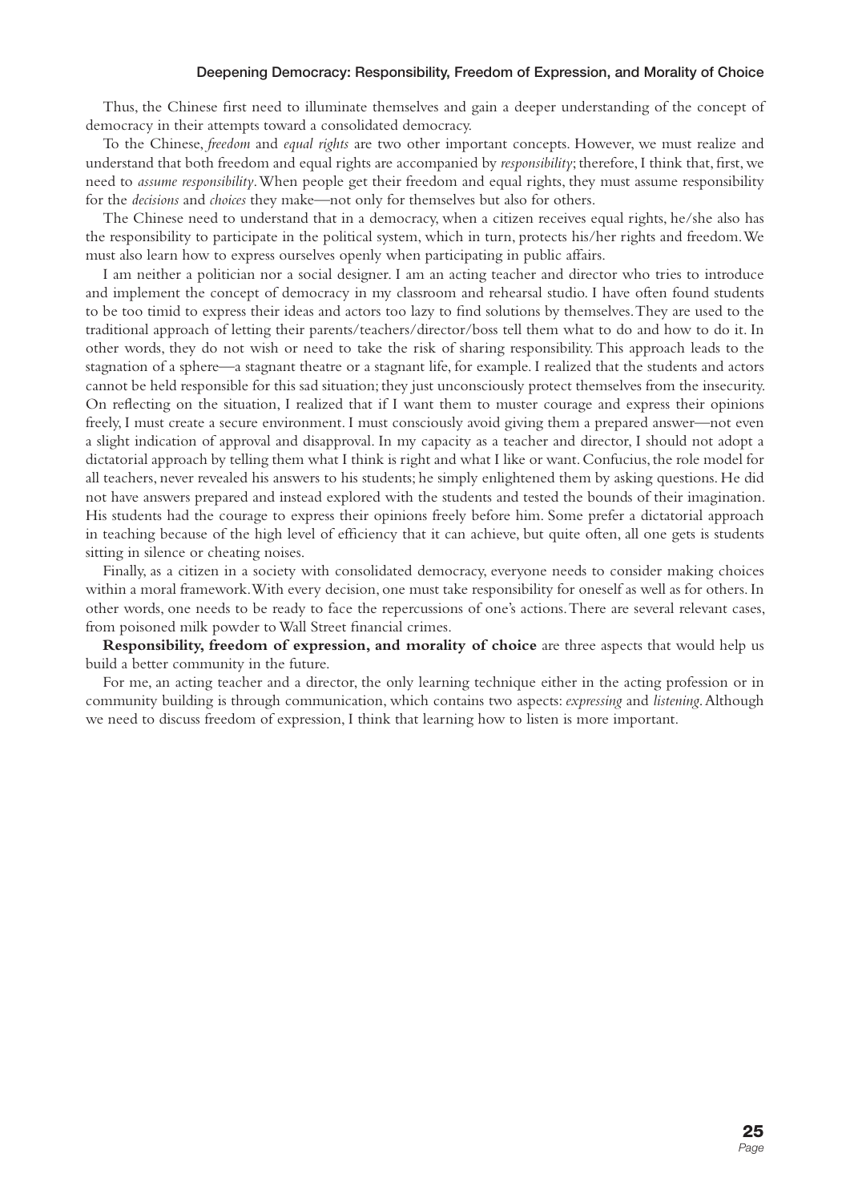Thus, the Chinese first need to illuminate themselves and gain a deeper understanding of the concept of democracy in their attempts toward a consolidated democracy.

To the Chinese, *freedom* and *equal rights* are two other important concepts. However, we must realize and understand that both freedom and equal rights are accompanied by *responsibility*; therefore, I think that, first, we need to *assume responsibility*. When people get their freedom and equal rights, they must assume responsibility for the *decisions* and *choices* they make—not only for themselves but also for others.

The Chinese need to understand that in a democracy, when a citizen receives equal rights, he/she also has the responsibility to participate in the political system, which in turn, protects his/her rights and freedom. We must also learn how to express ourselves openly when participating in public affairs.

I am neither a politician nor a social designer. I am an acting teacher and director who tries to introduce and implement the concept of democracy in my classroom and rehearsal studio. I have often found students to be too timid to express their ideas and actors too lazy to find solutions by themselves. They are used to the traditional approach of letting their parents/teachers/director/boss tell them what to do and how to do it. In other words, they do not wish or need to take the risk of sharing responsibility. This approach leads to the stagnation of a sphere—a stagnant theatre or a stagnant life, for example. I realized that the students and actors cannot be held responsible for this sad situation; they just unconsciously protect themselves from the insecurity. On reflecting on the situation, I realized that if I want them to muster courage and express their opinions freely, I must create a secure environment. I must consciously avoid giving them a prepared answer—not even a slight indication of approval and disapproval. In my capacity as a teacher and director, I should not adopt a dictatorial approach by telling them what I think is right and what I like or want. Confucius, the role model for all teachers, never revealed his answers to his students; he simply enlightened them by asking questions. He did not have answers prepared and instead explored with the students and tested the bounds of their imagination. His students had the courage to express their opinions freely before him. Some prefer a dictatorial approach in teaching because of the high level of efficiency that it can achieve, but quite often, all one gets is students sitting in silence or cheating noises.

Finally, as a citizen in a society with consolidated democracy, everyone needs to consider making choices within a moral framework. With every decision, one must take responsibility for oneself as well as for others. In other words, one needs to be ready to face the repercussions of one's actions. There are several relevant cases, from poisoned milk powder to Wall Street financial crimes.

**Responsibility, freedom of expression, and morality of choice** are three aspects that would help us build a better community in the future.

For me, an acting teacher and a director, the only learning technique either in the acting profession or in community building is through communication, which contains two aspects: *expressing* and *listening*. Although we need to discuss freedom of expression, I think that learning how to listen is more important.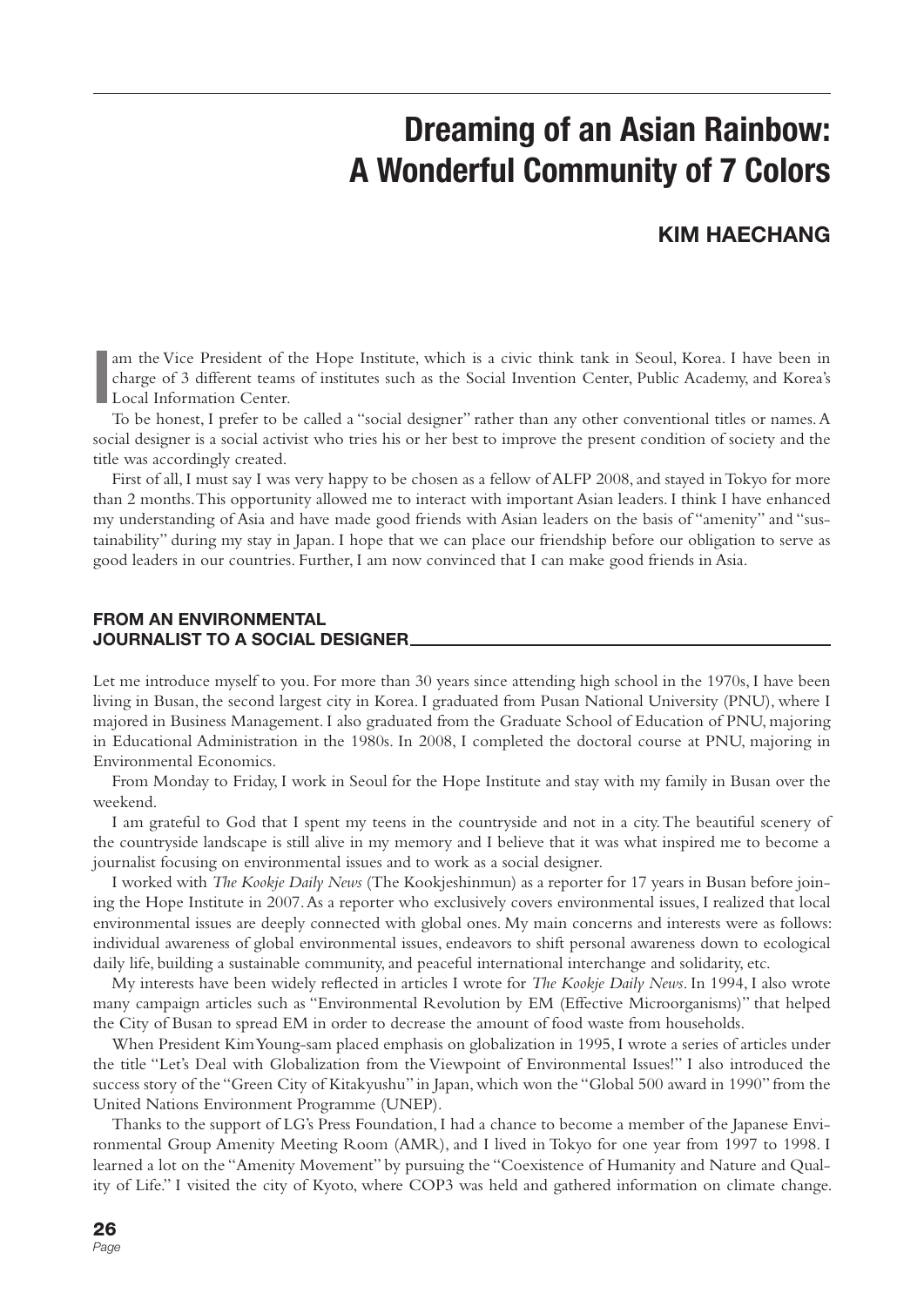# Dreaming of an Asian Rainbow: A Wonderful Community of 7 Colors

## KIM HAECHANG

I am the Vice President of the Hope Institute, which is a civic think tank in Seoul, Korea. I have been in charge of 3 different teams of institutes such as the Social Invention Center, Public Academy, and Korea's Local Information Center.

To be honest, I prefer to be called a "social designer" rather than any other conventional titles or names. A social designer is a social activist who tries his or her best to improve the present condition of society and the title was accordingly created.

First of all, I must say I was very happy to be chosen as a fellow of ALFP 2008, and stayed in Tokyo for more than 2 months. This opportunity allowed me to interact with important Asian leaders. I think I have enhanced my understanding of Asia and have made good friends with Asian leaders on the basis of "amenity" and "sustainability" during my stay in Japan. I hope that we can place our friendship before our obligation to serve as good leaders in our countries. Further, I am now convinced that I can make good friends in Asia.

### FROM AN ENVIRONMENTAL JOURNALIST TO A SOCIAL DESIGNER

Let me introduce myself to you. For more than 30 years since attending high school in the 1970s, I have been living in Busan, the second largest city in Korea. I graduated from Pusan National University (PNU), where I majored in Business Management. I also graduated from the Graduate School of Education of PNU, majoring in Educational Administration in the 1980s. In 2008, I completed the doctoral course at PNU, majoring in Environmental Economics.

From Monday to Friday, I work in Seoul for the Hope Institute and stay with my family in Busan over the weekend.

I am grateful to God that I spent my teens in the countryside and not in a city. The beautiful scenery of the countryside landscape is still alive in my memory and I believe that it was what inspired me to become a journalist focusing on environmental issues and to work as a social designer.

I worked with *The Kookje Daily News* (The Kookjeshinmun) as a reporter for 17 years in Busan before joining the Hope Institute in 2007. As a reporter who exclusively covers environmental issues, I realized that local environmental issues are deeply connected with global ones. My main concerns and interests were as follows: individual awareness of global environmental issues, endeavors to shift personal awareness down to ecological daily life, building a sustainable community, and peaceful international interchange and solidarity, etc.

My interests have been widely reflected in articles I wrote for *The Kookje Daily News*. In 1994, I also wrote many campaign articles such as "Environmental Revolution by EM (Effective Microorganisms)" that helped the City of Busan to spread EM in order to decrease the amount of food waste from households.

When President Kim Young-sam placed emphasis on globalization in 1995, I wrote a series of articles under the title "Let's Deal with Globalization from the Viewpoint of Environmental Issues!" I also introduced the success story of the "Green City of Kitakyushu" in Japan, which won the "Global 500 award in 1990" from the United Nations Environment Programme (UNEP).

Thanks to the support of LG's Press Foundation, I had a chance to become a member of the Japanese Environmental Group Amenity Meeting Room (AMR), and I lived in Tokyo for one year from 1997 to 1998. I learned a lot on the "Amenity Movement" by pursuing the "Coexistence of Humanity and Nature and Quality of Life." I visited the city of Kyoto, where COP3 was held and gathered information on climate change.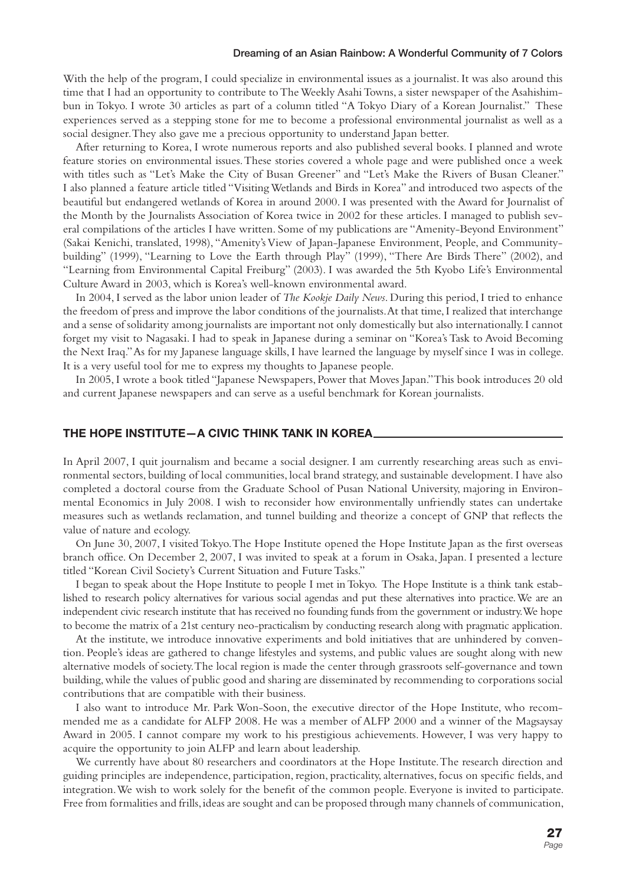With the help of the program, I could specialize in environmental issues as a journalist. It was also around this time that I had an opportunity to contribute to The Weekly Asahi Towns, a sister newspaper of the Asahishimbun in Tokyo. I wrote 30 articles as part of a column titled "A Tokyo Diary of a Korean Journalist." These experiences served as a stepping stone for me to become a professional environmental journalist as well as a social designer. They also gave me a precious opportunity to understand Japan better.

After returning to Korea, I wrote numerous reports and also published several books. I planned and wrote feature stories on environmental issues. These stories covered a whole page and were published once a week with titles such as "Let's Make the City of Busan Greener" and "Let's Make the Rivers of Busan Cleaner." I also planned a feature article titled "Visiting Wetlands and Birds in Korea" and introduced two aspects of the beautiful but endangered wetlands of Korea in around 2000. I was presented with the Award for Journalist of the Month by the Journalists Association of Korea twice in 2002 for these articles. I managed to publish several compilations of the articles I have written. Some of my publications are "Amenity-Beyond Environment" (Sakai Kenichi, translated, 1998), "Amenity's View of Japan-Japanese Environment, People, and Community-building" (1999), "Learning to Love the Earth through Play" (1999), "There Are Birds There" (2002), and "Learning from Environmental Capital Freiburg" (2003). I was awarded the 5th Kyobo Life's Environmental Culture Award in 2003, which is Korea's well-known environmental award.

In 2004, I served as the labor union leader of *The Kookje Daily News*. During this period, I tried to enhance the freedom of press and improve the labor conditions of the journalists. At that time, I realized that interchange and a sense of solidarity among journalists are important not only domestically but also internationally. I cannot forget my visit to Nagasaki. I had to speak in Japanese during a seminar on "Korea's Task to Avoid Becoming the Next Iraq." As for my Japanese language skills, I have learned the language by myself since I was in college. It is a very useful tool for me to express my thoughts to Japanese people.

In 2005, I wrote a book titled "Japanese Newspapers, Power that Moves Japan." This book introduces 20 old and current Japanese newspapers and can serve as a useful benchmark for Korean journalists.

## THE HOPE INSTITUTE—A CIVIC THINK TANK IN KOREA

In April 2007, I quit journalism and became a social designer. I am currently researching areas such as environmental sectors, building of local communities, local brand strategy, and sustainable development. I have also completed a doctoral course from the Graduate School of Pusan National University, majoring in Environmental Economics in July 2008. I wish to reconsider how environmentally unfriendly states can undertake measures such as wetlands reclamation, and tunnel building and theorize a concept of GNP that reflects the value of nature and ecology.

On June 30, 2007, I visited Tokyo. The Hope Institute opened the Hope Institute Japan as the first overseas branch office. On December 2, 2007, I was invited to speak at a forum in Osaka, Japan. I presented a lecture titled "Korean Civil Society's Current Situation and Future Tasks."

I began to speak about the Hope Institute to people I met in Tokyo. The Hope Institute is a think tank established to research policy alternatives for various social agendas and put these alternatives into practice. We are an independent civic research institute that has received no founding funds from the government or industry. We hope to become the matrix of a 21st century neo-practicalism by conducting research along with pragmatic application.

At the institute, we introduce innovative experiments and bold initiatives that are unhindered by convention. People's ideas are gathered to change lifestyles and systems, and public values are sought along with new alternative models of society. The local region is made the center through grassroots self-governance and town building, while the values of public good and sharing are disseminated by recommending to corporations social contributions that are compatible with their business.

I also want to introduce Mr. Park Won-Soon, the executive director of the Hope Institute, who recommended me as a candidate for ALFP 2008. He was a member of ALFP 2000 and a winner of the Magsaysay Award in 2005. I cannot compare my work to his prestigious achievements. However, I was very happy to acquire the opportunity to join ALFP and learn about leadership.

We currently have about 80 researchers and coordinators at the Hope Institute. The research direction and guiding principles are independence, participation, region, practicality, alternatives, focus on specific fields, and integration. We wish to work solely for the benefit of the common people. Everyone is invited to participate. Free from formalities and frills, ideas are sought and can be proposed through many channels of communication,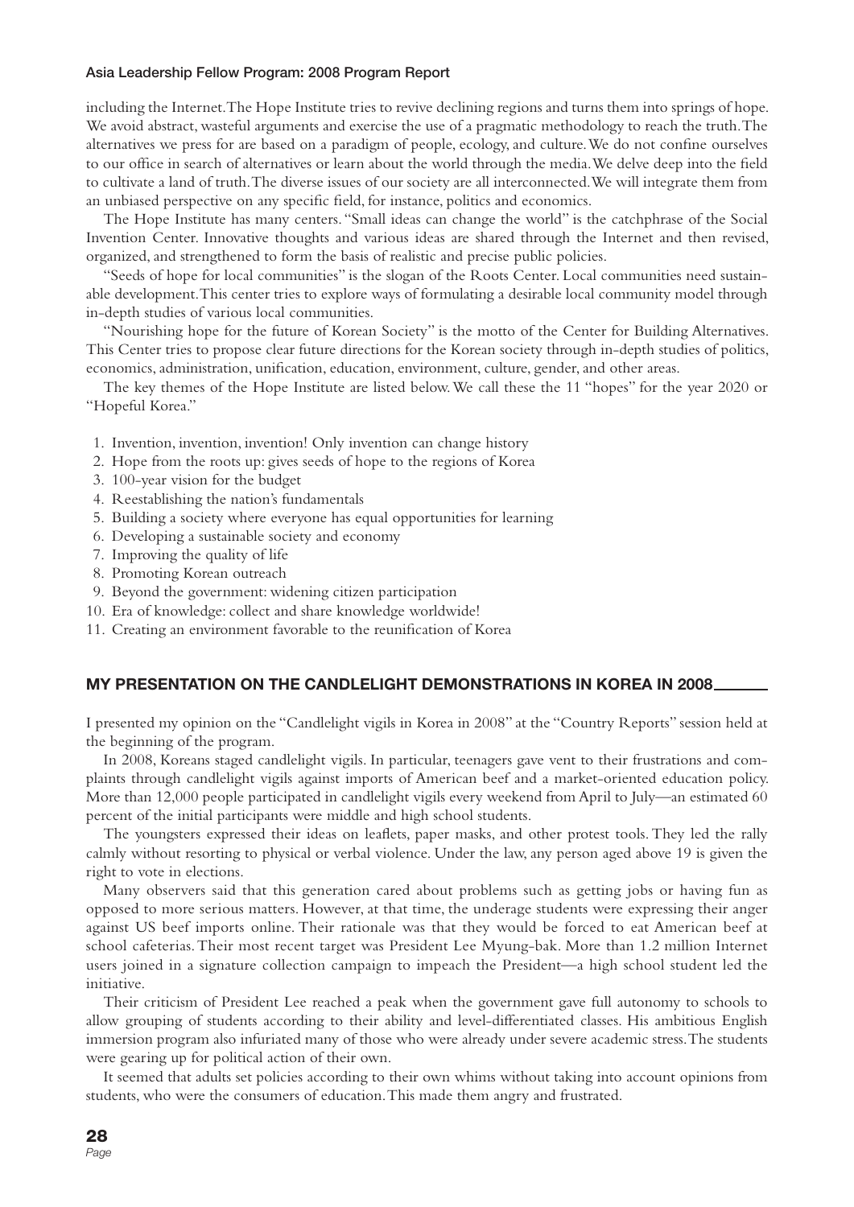including the Internet. The Hope Institute tries to revive declining regions and turns them into springs of hope. We avoid abstract, wasteful arguments and exercise the use of a pragmatic methodology to reach the truth. The alternatives we press for are based on a paradigm of people, ecology, and culture. We do not confine ourselves to our office in search of alternatives or learn about the world through the media. We delve deep into the field to cultivate a land of truth. The diverse issues of our society are all interconnected. We will integrate them from an unbiased perspective on any specific field, for instance, politics and economics.

The Hope Institute has many centers. "Small ideas can change the world" is the catchphrase of the Social Invention Center. Innovative thoughts and various ideas are shared through the Internet and then revised, organized, and strengthened to form the basis of realistic and precise public policies.

"Seeds of hope for local communities" is the slogan of the Roots Center. Local communities need sustainable development. This center tries to explore ways of formulating a desirable local community model through in-depth studies of various local communities.

"Nourishing hope for the future of Korean Society" is the motto of the Center for Building Alternatives. This Center tries to propose clear future directions for the Korean society through in-depth studies of politics, economics, administration, unification, education, environment, culture, gender, and other areas.

The key themes of the Hope Institute are listed below. We call these the 11 "hopes" for the year 2020 or "Hopeful Korea."

1. Invention, invention, invention! Only invention can change history
2. Hope from the roots up: gives seeds of hope to the regions of Korea
3. 100-year vision for the budget
4. Reestablishing the nation's fundamentals
5. Building a society where everyone has equal opportunities for learning
6. Developing a sustainable society and economy
7. Improving the quality of life
8. Promoting Korean outreach
9. Beyond the government: widening citizen participation
10. Era of knowledge: collect and share knowledge worldwide!
11. Creating an environment favorable to the reunification of Korea

## MY PRESENTATION ON THE CANDLELIGHT DEMONSTRATIONS IN KOREA IN 2008

I presented my opinion on the "Candlelight vigils in Korea in 2008" at the "Country Reports" session held at the beginning of the program.

In 2008, Koreans staged candlelight vigils. In particular, teenagers gave vent to their frustrations and complaints through candlelight vigils against imports of American beef and a market-oriented education policy. More than 12,000 people participated in candlelight vigils every weekend from April to July—an estimated 60 percent of the initial participants were middle and high school students.

The youngsters expressed their ideas on leaflets, paper masks, and other protest tools. They led the rally calmly without resorting to physical or verbal violence. Under the law, any person aged above 19 is given the right to vote in elections.

Many observers said that this generation cared about problems such as getting jobs or having fun as opposed to more serious matters. However, at that time, the underage students were expressing their anger against US beef imports online. Their rationale was that they would be forced to eat American beef at school cafeterias. Their most recent target was President Lee Myung-bak. More than 1.2 million Internet users joined in a signature collection campaign to impeach the President—a high school student led the initiative.

Their criticism of President Lee reached a peak when the government gave full autonomy to schools to allow grouping of students according to their ability and level-differentiated classes. His ambitious English immersion program also infuriated many of those who were already under severe academic stress. The students were gearing up for political action of their own.

It seemed that adults set policies according to their own whims without taking into account opinions from students, who were the consumers of education. This made them angry and frustrated.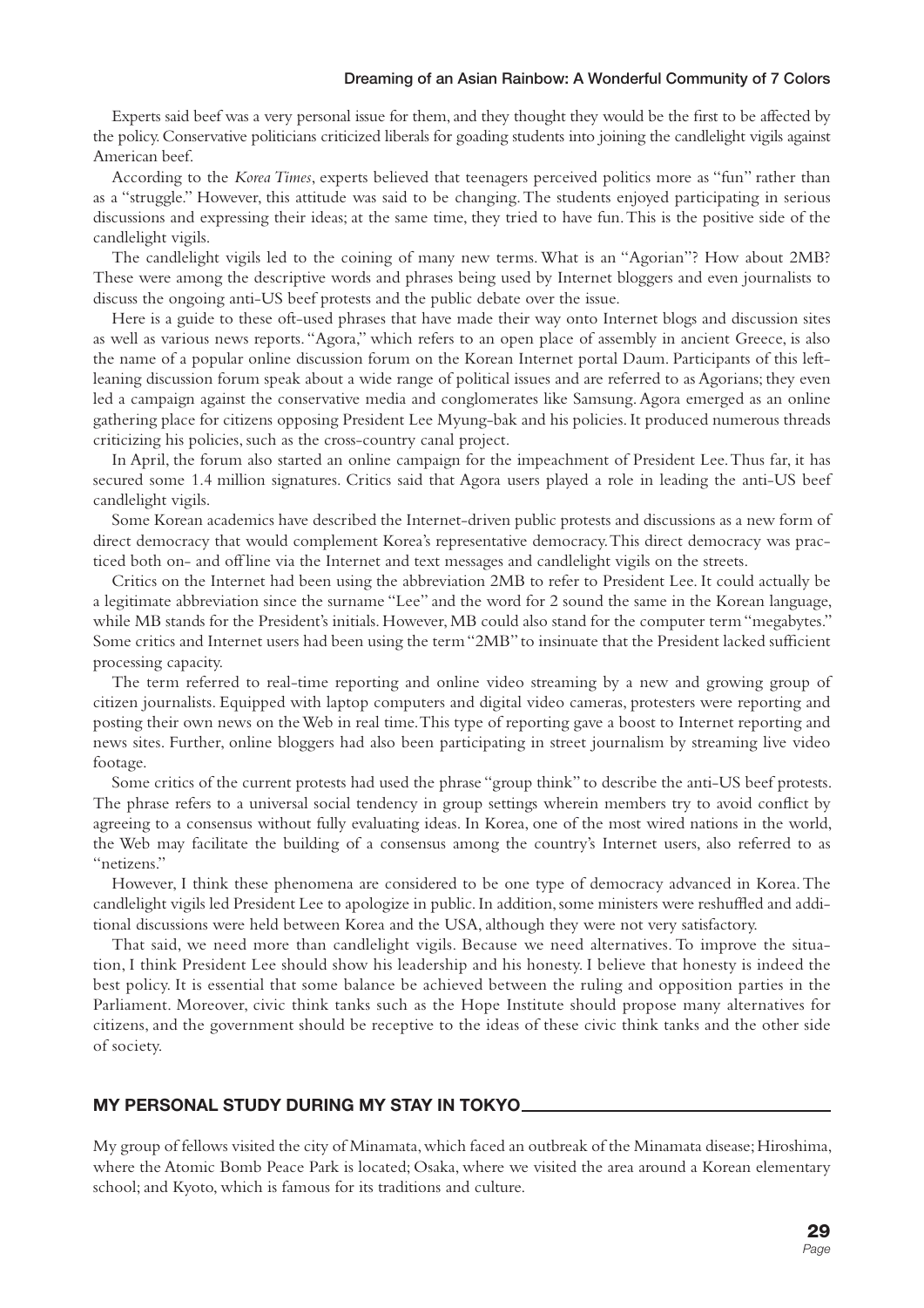Experts said beef was a very personal issue for them, and they thought they would be the first to be affected by the policy. Conservative politicians criticized liberals for goading students into joining the candlelight vigils against American beef.

According to the *Korea Times*, experts believed that teenagers perceived politics more as "fun" rather than as a "struggle." However, this attitude was said to be changing. The students enjoyed participating in serious discussions and expressing their ideas; at the same time, they tried to have fun. This is the positive side of the candlelight vigils.

The candlelight vigils led to the coining of many new terms. What is an "Agorian"? How about 2MB? These were among the descriptive words and phrases being used by Internet bloggers and even journalists to discuss the ongoing anti-US beef protests and the public debate over the issue.

Here is a guide to these oft-used phrases that have made their way onto Internet blogs and discussion sites as well as various news reports. "Agora," which refers to an open place of assembly in ancient Greece, is also the name of a popular online discussion forum on the Korean Internet portal Daum. Participants of this left-leaning discussion forum speak about a wide range of political issues and are referred to as Agorians; they even led a campaign against the conservative media and conglomerates like Samsung. Agora emerged as an online gathering place for citizens opposing President Lee Myung-bak and his policies. It produced numerous threads criticizing his policies, such as the cross-country canal project.

In April, the forum also started an online campaign for the impeachment of President Lee. Thus far, it has secured some 1.4 million signatures. Critics said that Agora users played a role in leading the anti-US beef candlelight vigils.

Some Korean academics have described the Internet-driven public protests and discussions as a new form of direct democracy that would complement Korea's representative democracy. This direct democracy was practiced both on- and offline via the Internet and text messages and candlelight vigils on the streets.

Critics on the Internet had been using the abbreviation 2MB to refer to President Lee. It could actually be a legitimate abbreviation since the surname "Lee" and the word for 2 sound the same in the Korean language, while MB stands for the President's initials. However, MB could also stand for the computer term "megabytes." Some critics and Internet users had been using the term "2MB" to insinuate that the President lacked sufficient processing capacity.

The term referred to real-time reporting and online video streaming by a new and growing group of citizen journalists. Equipped with laptop computers and digital video cameras, protesters were reporting and posting their own news on the Web in real time. This type of reporting gave a boost to Internet reporting and news sites. Further, online bloggers had also been participating in street journalism by streaming live video footage.

Some critics of the current protests had used the phrase "group think" to describe the anti-US beef protests. The phrase refers to a universal social tendency in group settings wherein members try to avoid conflict by agreeing to a consensus without fully evaluating ideas. In Korea, one of the most wired nations in the world, the Web may facilitate the building of a consensus among the country's Internet users, also referred to as "netizens."

However, I think these phenomena are considered to be one type of democracy advanced in Korea. The candlelight vigils led President Lee to apologize in public. In addition, some ministers were reshuffled and additional discussions were held between Korea and the USA, although they were not very satisfactory.

That said, we need more than candlelight vigils. Because we need alternatives. To improve the situation, I think President Lee should show his leadership and his honesty. I believe that honesty is indeed the best policy. It is essential that some balance be achieved between the ruling and opposition parties in the Parliament. Moreover, civic think tanks such as the Hope Institute should propose many alternatives for citizens, and the government should be receptive to the ideas of these civic think tanks and the other side of society.

## MY PERSONAL STUDY DURING MY STAY IN TOKYO

My group of fellows visited the city of Minamata, which faced an outbreak of the Minamata disease; Hiroshima, where the Atomic Bomb Peace Park is located; Osaka, where we visited the area around a Korean elementary school; and Kyoto, which is famous for its traditions and culture.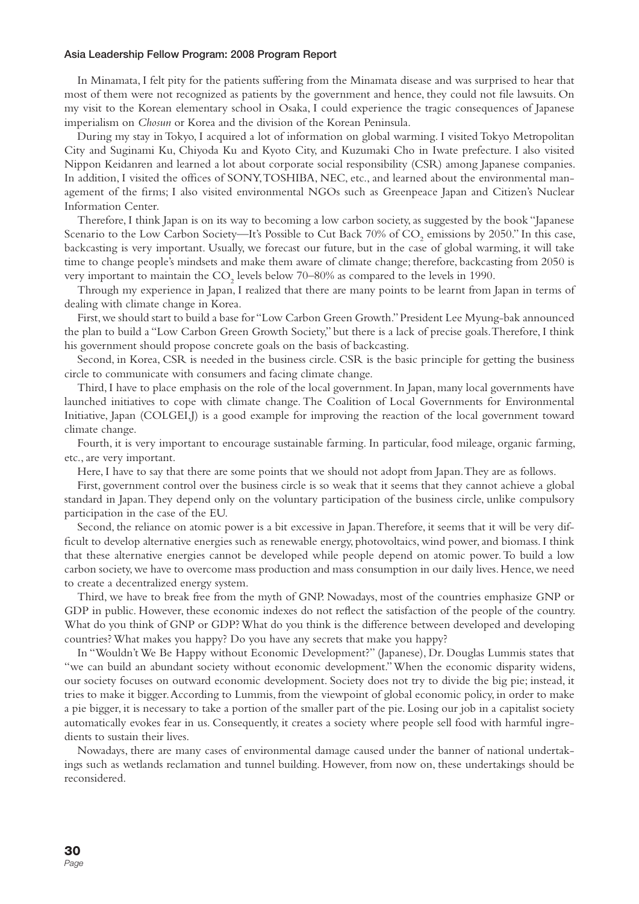In Minamata, I felt pity for the patients suffering from the Minamata disease and was surprised to hear that most of them were not recognized as patients by the government and hence, they could not file lawsuits. On my visit to the Korean elementary school in Osaka, I could experience the tragic consequences of Japanese imperialism on *Chosun* or Korea and the division of the Korean Peninsula.

During my stay in Tokyo, I acquired a lot of information on global warming. I visited Tokyo Metropolitan City and Suginami Ku, Chiyoda Ku and Kyoto City, and Kuzumaki Cho in Iwate prefecture. I also visited Nippon Keidanren and learned a lot about corporate social responsibility (CSR) among Japanese companies. In addition, I visited the offices of SONY, TOSHIBA, NEC, etc., and learned about the environmental management of the firms; I also visited environmental NGOs such as Greenpeace Japan and Citizen's Nuclear Information Center.

Therefore, I think Japan is on its way to becoming a low carbon society, as suggested by the book "Japanese Scenario to the Low Carbon Society—It's Possible to Cut Back 70% of $CO_2$ emissions by 2050." In this case, backcasting is very important. Usually, we forecast our future, but in the case of global warming, it will take time to change people's mindsets and make them aware of climate change; therefore, backcasting from 2050 is very important to maintain the $CO_2$ levels below 70–80% as compared to the levels in 1990.

Through my experience in Japan, I realized that there are many points to be learnt from Japan in terms of dealing with climate change in Korea.

First, we should start to build a base for "Low Carbon Green Growth." President Lee Myung-bak announced the plan to build a "Low Carbon Green Growth Society," but there is a lack of precise goals. Therefore, I think his government should propose concrete goals on the basis of backcasting.

Second, in Korea, CSR is needed in the business circle. CSR is the basic principle for getting the business circle to communicate with consumers and facing climate change.

Third, I have to place emphasis on the role of the local government. In Japan, many local governments have launched initiatives to cope with climate change. The Coalition of Local Governments for Environmental Initiative, Japan (COLGEI,J) is a good example for improving the reaction of the local government toward climate change.

Fourth, it is very important to encourage sustainable farming. In particular, food mileage, organic farming, etc., are very important.

Here, I have to say that there are some points that we should not adopt from Japan. They are as follows.

First, government control over the business circle is so weak that it seems that they cannot achieve a global standard in Japan. They depend only on the voluntary participation of the business circle, unlike compulsory participation in the case of the EU.

Second, the reliance on atomic power is a bit excessive in Japan. Therefore, it seems that it will be very difficult to develop alternative energies such as renewable energy, photovoltaics, wind power, and biomass. I think that these alternative energies cannot be developed while people depend on atomic power. To build a low carbon society, we have to overcome mass production and mass consumption in our daily lives. Hence, we need to create a decentralized energy system.

Third, we have to break free from the myth of GNP. Nowadays, most of the countries emphasize GNP or GDP in public. However, these economic indexes do not reflect the satisfaction of the people of the country. What do you think of GNP or GDP? What do you think is the difference between developed and developing countries? What makes you happy? Do you have any secrets that make you happy?

In "Wouldn't We Be Happy without Economic Development?" (Japanese), Dr. Douglas Lummis states that "we can build an abundant society without economic development." When the economic disparity widens, our society focuses on outward economic development. Society does not try to divide the big pie; instead, it tries to make it bigger. According to Lummis, from the viewpoint of global economic policy, in order to make a pie bigger, it is necessary to take a portion of the smaller part of the pie. Losing our job in a capitalist society automatically evokes fear in us. Consequently, it creates a society where people sell food with harmful ingredients to sustain their lives.

Nowadays, there are many cases of environmental damage caused under the banner of national undertakings such as wetlands reclamation and tunnel building. However, from now on, these undertakings should be reconsidered.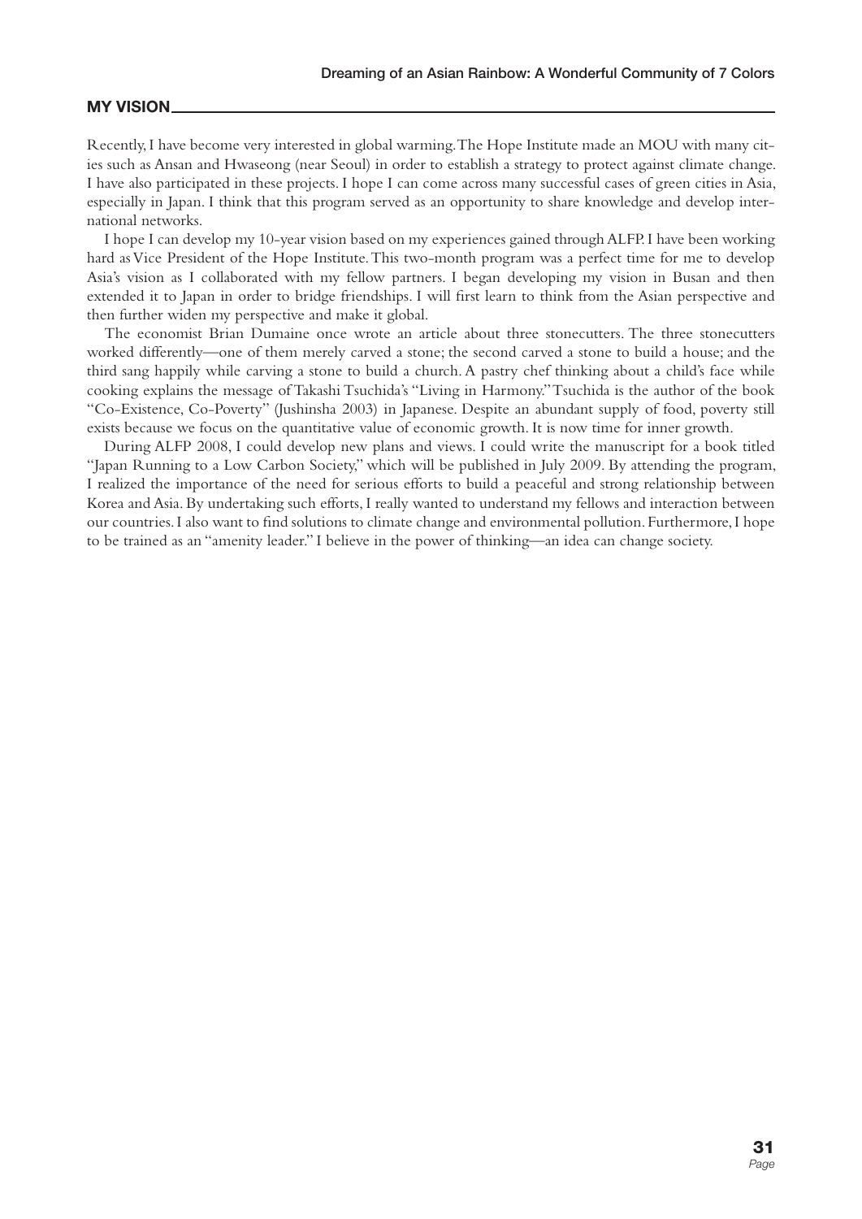## MY VISION

Recently, I have become very interested in global warming. The Hope Institute made an MOU with many cities such as Ansan and Hwaseong (near Seoul) in order to establish a strategy to protect against climate change. I have also participated in these projects. I hope I can come across many successful cases of green cities in Asia, especially in Japan. I think that this program served as an opportunity to share knowledge and develop international networks.

I hope I can develop my 10-year vision based on my experiences gained through ALFP. I have been working hard as Vice President of the Hope Institute. This two-month program was a perfect time for me to develop Asia's vision as I collaborated with my fellow partners. I began developing my vision in Busan and then extended it to Japan in order to bridge friendships. I will first learn to think from the Asian perspective and then further widen my perspective and make it global.

The economist Brian Dumaine once wrote an article about three stonecutters. The three stonecutters worked differently—one of them merely carved a stone; the second carved a stone to build a house; and the third sang happily while carving a stone to build a church. A pastry chef thinking about a child's face while cooking explains the message of Takashi Tsuchida's "Living in Harmony." Tsuchida is the author of the book "Co-Existence, Co-Poverty" (Jushinsha 2003) in Japanese. Despite an abundant supply of food, poverty still exists because we focus on the quantitative value of economic growth. It is now time for inner growth.

During ALFP 2008, I could develop new plans and views. I could write the manuscript for a book titled "Japan Running to a Low Carbon Society," which will be published in July 2009. By attending the program, I realized the importance of the need for serious efforts to build a peaceful and strong relationship between Korea and Asia. By undertaking such efforts, I really wanted to understand my fellows and interaction between our countries. I also want to find solutions to climate change and environmental pollution. Furthermore, I hope to be trained as an "amenity leader." I believe in the power of thinking—an idea can change society.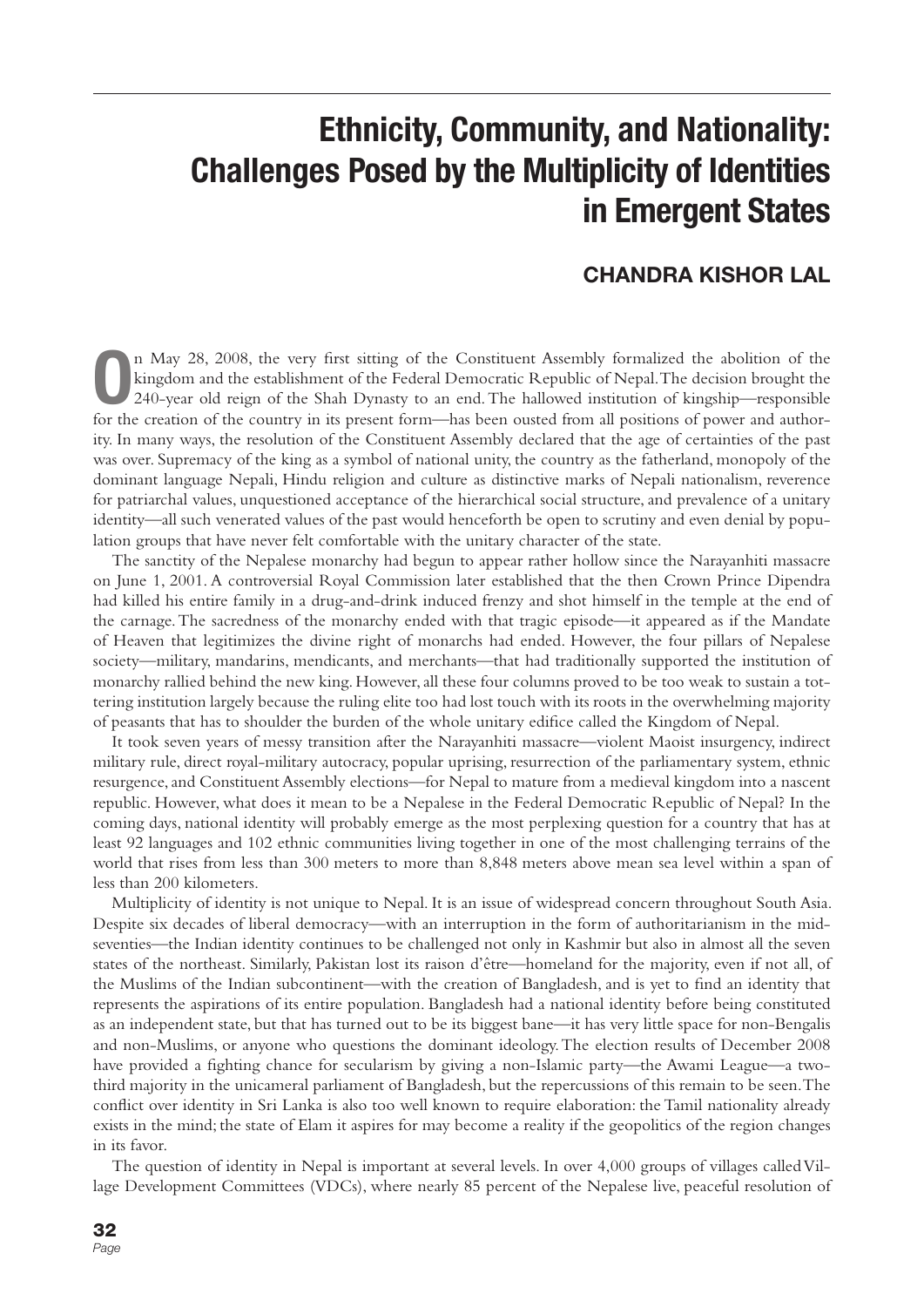# Ethnicity, Community, and Nationality: Challenges Posed by the Multiplicity of Identities in Emergent States

## CHANDRA KISHOR LAL

On May 28, 2008, the very first sitting of the Constituent Assembly formalized the abolition of the kingdom and the establishment of the Federal Democratic Republic of Nepal. The decision brought the 240-year old reign of the Shah Dynasty to an end. The hallowed institution of kingship—responsible for the creation of the country in its present form—has been ousted from all positions of power and authority. In many ways, the resolution of the Constituent Assembly declared that the age of certainties of the past was over. Supremacy of the king as a symbol of national unity, the country as the fatherland, monopoly of the dominant language Nepali, Hindu religion and culture as distinctive marks of Nepali nationalism, reverence for patriarchal values, unquestioned acceptance of the hierarchical social structure, and prevalence of a unitary identity—all such venerated values of the past would henceforth be open to scrutiny and even denial by population groups that have never felt comfortable with the unitary character of the state.

The sanctity of the Nepalese monarchy had begun to appear rather hollow since the Narayanhiti massacre on June 1, 2001. A controversial Royal Commission later established that the then Crown Prince Dipendra had killed his entire family in a drug-and-drink induced frenzy and shot himself in the temple at the end of the carnage. The sacredness of the monarchy ended with that tragic episode—it appeared as if the Mandate of Heaven that legitimizes the divine right of monarchs had ended. However, the four pillars of Nepalese society—military, mandarins, mendicants, and merchants—that had traditionally supported the institution of monarchy rallied behind the new king. However, all these four columns proved to be too weak to sustain a tottering institution largely because the ruling elite too had lost touch with its roots in the overwhelming majority of peasants that has to shoulder the burden of the whole unitary edifice called the Kingdom of Nepal.

It took seven years of messy transition after the Narayanhiti massacre—violent Maoist insurgency, indirect military rule, direct royal-military autocracy, popular uprising, resurrection of the parliamentary system, ethnic resurgence, and Constituent Assembly elections—for Nepal to mature from a medieval kingdom into a nascent republic. However, what does it mean to be a Nepalese in the Federal Democratic Republic of Nepal? In the coming days, national identity will probably emerge as the most perplexing question for a country that has at least 92 languages and 102 ethnic communities living together in one of the most challenging terrains of the world that rises from less than 300 meters to more than 8,848 meters above mean sea level within a span of less than 200 kilometers.

Multiplicity of identity is not unique to Nepal. It is an issue of widespread concern throughout South Asia. Despite six decades of liberal democracy—with an interruption in the form of authoritarianism in the mid-seventies—the Indian identity continues to be challenged not only in Kashmir but also in almost all the seven states of the northeast. Similarly, Pakistan lost its raison d'être—homeland for the majority, even if not all, of the Muslims of the Indian subcontinent—with the creation of Bangladesh, and is yet to find an identity that represents the aspirations of its entire population. Bangladesh had a national identity before being constituted as an independent state, but that has turned out to be its biggest bane—it has very little space for non-Bengalis and non-Muslims, or anyone who questions the dominant ideology. The election results of December 2008 have provided a fighting chance for secularism by giving a non-Islamic party—the Awami League—a two-third majority in the unicameral parliament of Bangladesh, but the repercussions of this remain to be seen. The conflict over identity in Sri Lanka is also too well known to require elaboration: the Tamil nationality already exists in the mind; the state of Elam it aspires for may become a reality if the geopolitics of the region changes in its favor.

The question of identity in Nepal is important at several levels. In over 4,000 groups of villages called Village Development Committees (VDCs), where nearly 85 percent of the Nepalese live, peaceful resolution of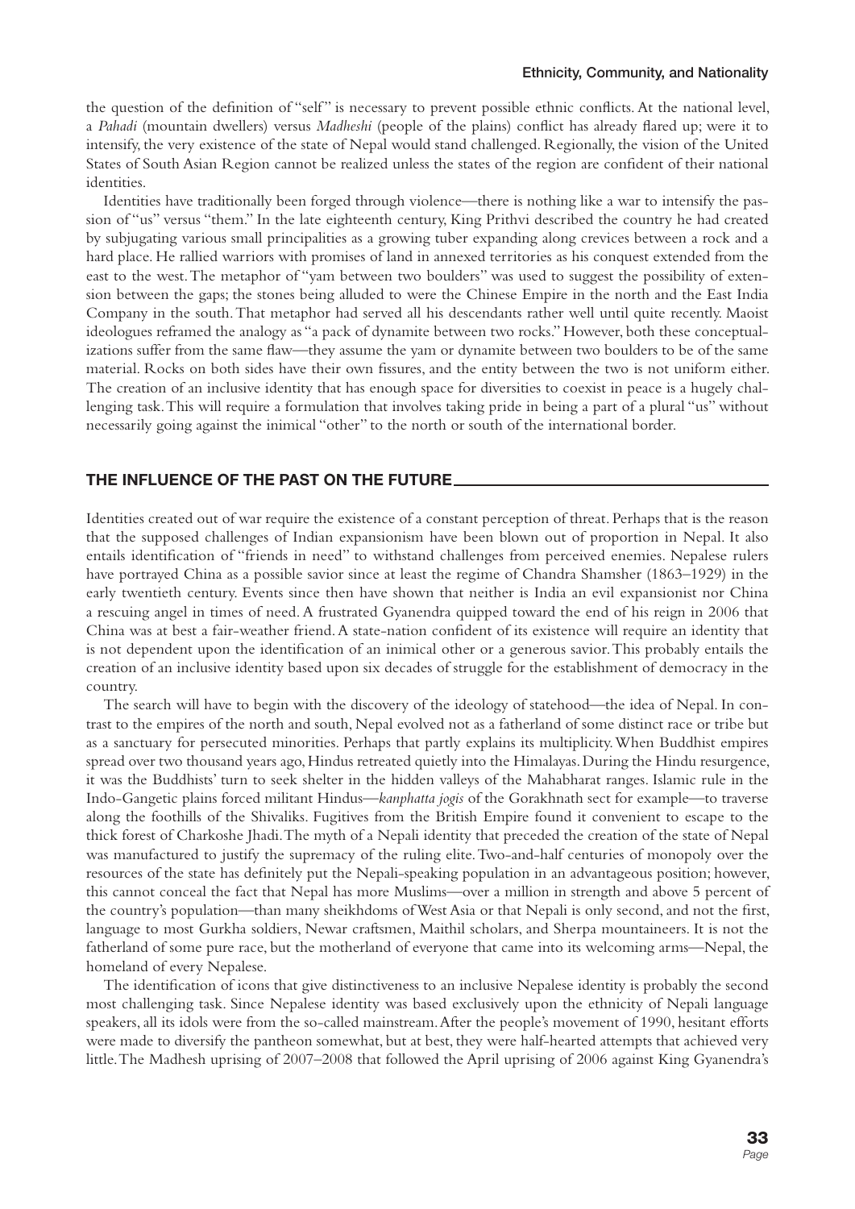the question of the definition of "self" is necessary to prevent possible ethnic conflicts. At the national level, a *Pahadi* (mountain dwellers) versus *Madheshi* (people of the plains) conflict has already flared up; were it to intensify, the very existence of the state of Nepal would stand challenged. Regionally, the vision of the United States of South Asian Region cannot be realized unless the states of the region are confident of their national identities.

Identities have traditionally been forged through violence—there is nothing like a war to intensify the passion of "us" versus "them." In the late eighteenth century, King Prithvi described the country he had created by subjugating various small principalities as a growing tuber expanding along crevices between a rock and a hard place. He rallied warriors with promises of land in annexed territories as his conquest extended from the east to the west. The metaphor of "yam between two boulders" was used to suggest the possibility of extension between the gaps; the stones being alluded to were the Chinese Empire in the north and the East India Company in the south. That metaphor had served all his descendants rather well until quite recently. Maoist ideologues reframed the analogy as "a pack of dynamite between two rocks." However, both these conceptualizations suffer from the same flaw—they assume the yam or dynamite between two boulders to be of the same material. Rocks on both sides have their own fissures, and the entity between the two is not uniform either. The creation of an inclusive identity that has enough space for diversities to coexist in peace is a hugely challenging task. This will require a formulation that involves taking pride in being a part of a plural "us" without necessarily going against the inimical "other" to the north or south of the international border.

## THE INFLUENCE OF THE PAST ON THE FUTURE

Identities created out of war require the existence of a constant perception of threat. Perhaps that is the reason that the supposed challenges of Indian expansionism have been blown out of proportion in Nepal. It also entails identification of "friends in need" to withstand challenges from perceived enemies. Nepalese rulers have portrayed China as a possible savior since at least the regime of Chandra Shamsher (1863–1929) in the early twentieth century. Events since then have shown that neither is India an evil expansionist nor China a rescuing angel in times of need. A frustrated Gyanendra quipped toward the end of his reign in 2006 that China was at best a fair-weather friend. A state-nation confident of its existence will require an identity that is not dependent upon the identification of an inimical other or a generous savior. This probably entails the creation of an inclusive identity based upon six decades of struggle for the establishment of democracy in the country.

The search will have to begin with the discovery of the ideology of statehood—the idea of Nepal. In contrast to the empires of the north and south, Nepal evolved not as a fatherland of some distinct race or tribe but as a sanctuary for persecuted minorities. Perhaps that partly explains its multiplicity. When Buddhist empires spread over two thousand years ago, Hindus retreated quietly into the Himalayas. During the Hindu resurgence, it was the Buddhists' turn to seek shelter in the hidden valleys of the Mahabharat ranges. Islamic rule in the Indo-Gangetic plains forced militant Hindus—*kanphatta jogis* of the Gorakhnath sect for example—to traverse along the foothills of the Shivaliks. Fugitives from the British Empire found it convenient to escape to the thick forest of Charkoshe Jhadi. The myth of a Nepali identity that preceded the creation of the state of Nepal was manufactured to justify the supremacy of the ruling elite. Two-and-half centuries of monopoly over the resources of the state has definitely put the Nepali-speaking population in an advantageous position; however, this cannot conceal the fact that Nepal has more Muslims—over a million in strength and above 5 percent of the country's population—than many sheikhdoms of West Asia or that Nepali is only second, and not the first, language to most Gurkha soldiers, Newar craftsmen, Maithil scholars, and Sherpa mountaineers. It is not the fatherland of some pure race, but the motherland of everyone that came into its welcoming arms—Nepal, the homeland of every Nepalese.

The identification of icons that give distinctiveness to an inclusive Nepalese identity is probably the second most challenging task. Since Nepalese identity was based exclusively upon the ethnicity of Nepali language speakers, all its idols were from the so-called mainstream. After the people's movement of 1990, hesitant efforts were made to diversify the pantheon somewhat, but at best, they were half-hearted attempts that achieved very little. The Madhesh uprising of 2007–2008 that followed the April uprising of 2006 against King Gyanendra's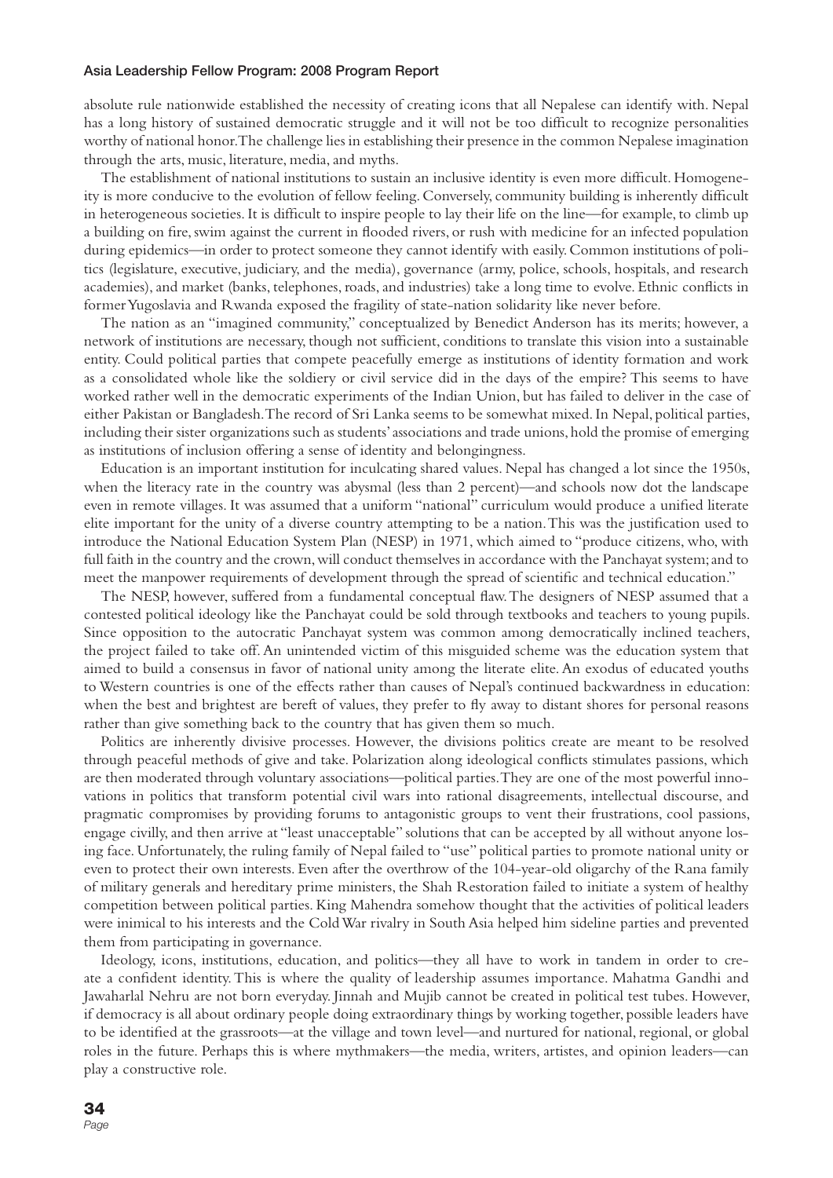absolute rule nationwide established the necessity of creating icons that all Nepalese can identify with. Nepal has a long history of sustained democratic struggle and it will not be too difficult to recognize personalities worthy of national honor. The challenge lies in establishing their presence in the common Nepalese imagination through the arts, music, literature, media, and myths.

The establishment of national institutions to sustain an inclusive identity is even more difficult. Homogeneity is more conducive to the evolution of fellow feeling. Conversely, community building is inherently difficult in heterogeneous societies. It is difficult to inspire people to lay their life on the line—for example, to climb up a building on fire, swim against the current in flooded rivers, or rush with medicine for an infected population during epidemics—in order to protect someone they cannot identify with easily. Common institutions of politics (legislature, executive, judiciary, and the media), governance (army, police, schools, hospitals, and research academies), and market (banks, telephones, roads, and industries) take a long time to evolve. Ethnic conflicts in former Yugoslavia and Rwanda exposed the fragility of state-nation solidarity like never before.

The nation as an "imagined community," conceptualized by Benedict Anderson has its merits; however, a network of institutions are necessary, though not sufficient, conditions to translate this vision into a sustainable entity. Could political parties that compete peacefully emerge as institutions of identity formation and work as a consolidated whole like the soldiery or civil service did in the days of the empire? This seems to have worked rather well in the democratic experiments of the Indian Union, but has failed to deliver in the case of either Pakistan or Bangladesh. The record of Sri Lanka seems to be somewhat mixed. In Nepal, political parties, including their sister organizations such as students' associations and trade unions, hold the promise of emerging as institutions of inclusion offering a sense of identity and belongingness.

Education is an important institution for inculcating shared values. Nepal has changed a lot since the 1950s, when the literacy rate in the country was abysmal (less than 2 percent)—and schools now dot the landscape even in remote villages. It was assumed that a uniform "national" curriculum would produce a unified literate elite important for the unity of a diverse country attempting to be a nation. This was the justification used to introduce the National Education System Plan (NESP) in 1971, which aimed to "produce citizens, who, with full faith in the country and the crown, will conduct themselves in accordance with the Panchayat system; and to meet the manpower requirements of development through the spread of scientific and technical education."

The NESP, however, suffered from a fundamental conceptual flaw. The designers of NESP assumed that a contested political ideology like the Panchayat could be sold through textbooks and teachers to young pupils. Since opposition to the autocratic Panchayat system was common among democratically inclined teachers, the project failed to take off. An unintended victim of this misguided scheme was the education system that aimed to build a consensus in favor of national unity among the literate elite. An exodus of educated youths to Western countries is one of the effects rather than causes of Nepal's continued backwardness in education: when the best and brightest are bereft of values, they prefer to fly away to distant shores for personal reasons rather than give something back to the country that has given them so much.

Politics are inherently divisive processes. However, the divisions politics create are meant to be resolved through peaceful methods of give and take. Polarization along ideological conflicts stimulates passions, which are then moderated through voluntary associations—political parties. They are one of the most powerful innovations in politics that transform potential civil wars into rational disagreements, intellectual discourse, and pragmatic compromises by providing forums to antagonistic groups to vent their frustrations, cool passions, engage civilly, and then arrive at "least unacceptable" solutions that can be accepted by all without anyone losing face. Unfortunately, the ruling family of Nepal failed to "use" political parties to promote national unity or even to protect their own interests. Even after the overthrow of the 104-year-old oligarchy of the Rana family of military generals and hereditary prime ministers, the Shah Restoration failed to initiate a system of healthy competition between political parties. King Mahendra somehow thought that the activities of political leaders were inimical to his interests and the Cold War rivalry in South Asia helped him sideline parties and prevented them from participating in governance.

Ideology, icons, institutions, education, and politics—they all have to work in tandem in order to create a confident identity. This is where the quality of leadership assumes importance. Mahatma Gandhi and Jawaharlal Nehru are not born everyday. Jinnah and Mujib cannot be created in political test tubes. However, if democracy is all about ordinary people doing extraordinary things by working together, possible leaders have to be identified at the grassroots—at the village and town level—and nurtured for national, regional, or global roles in the future. Perhaps this is where mythmakers—the media, writers, artistes, and opinion leaders—can play a constructive role.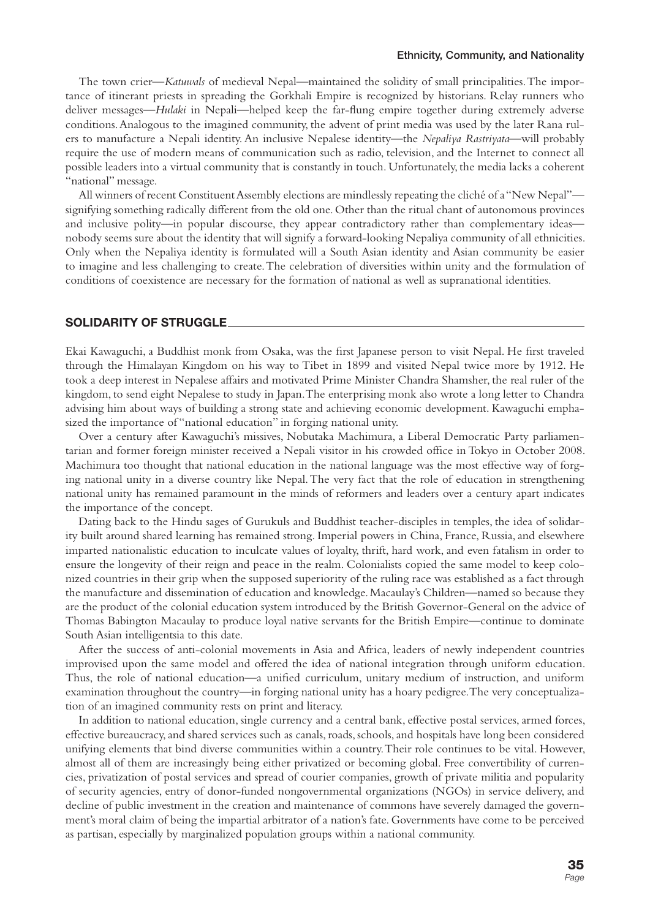The town crier—*Katuwals* of medieval Nepal—maintained the solidity of small principalities. The importance of itinerant priests in spreading the Gorkhali Empire is recognized by historians. Relay runners who deliver messages—*Hulaki* in Nepali—helped keep the far-flung empire together during extremely adverse conditions. Analogous to the imagined community, the advent of print media was used by the later Rana rulers to manufacture a Nepali identity. An inclusive Nepalese identity—the *Nepaliya Rastriyata*—will probably require the use of modern means of communication such as radio, television, and the Internet to connect all possible leaders into a virtual community that is constantly in touch. Unfortunately, the media lacks a coherent "national" message.

All winners of recent Constituent Assembly elections are mindlessly repeating the cliché of a "New Nepal"—signifying something radically different from the old one. Other than the ritual chant of autonomous provinces and inclusive polity—in popular discourse, they appear contradictory rather than complementary ideas—nobody seems sure about the identity that will signify a forward-looking Nepaliya community of all ethnicities. Only when the Nepaliya identity is formulated will a South Asian identity and Asian community be easier to imagine and less challenging to create. The celebration of diversities within unity and the formulation of conditions of coexistence are necessary for the formation of national as well as supranational identities.

## SOLIDARITY OF STRUGGLE

Ekai Kawaguchi, a Buddhist monk from Osaka, was the first Japanese person to visit Nepal. He first traveled through the Himalayan Kingdom on his way to Tibet in 1899 and visited Nepal twice more by 1912. He took a deep interest in Nepalese affairs and motivated Prime Minister Chandra Shamsher, the real ruler of the kingdom, to send eight Nepalese to study in Japan. The enterprising monk also wrote a long letter to Chandra advising him about ways of building a strong state and achieving economic development. Kawaguchi emphasized the importance of "national education" in forging national unity.

Over a century after Kawaguchi's missives, Nobutaka Machimura, a Liberal Democratic Party parliamentarian and former foreign minister received a Nepali visitor in his crowded office in Tokyo in October 2008. Machimura too thought that national education in the national language was the most effective way of forging national unity in a diverse country like Nepal. The very fact that the role of education in strengthening national unity has remained paramount in the minds of reformers and leaders over a century apart indicates the importance of the concept.

Dating back to the Hindu sages of Gurukuls and Buddhist teacher-disciples in temples, the idea of solidarity built around shared learning has remained strong. Imperial powers in China, France, Russia, and elsewhere imparted nationalistic education to inculcate values of loyalty, thrift, hard work, and even fatalism in order to ensure the longevity of their reign and peace in the realm. Colonialists copied the same model to keep colonized countries in their grip when the supposed superiority of the ruling race was established as a fact through the manufacture and dissemination of education and knowledge. Macaulay's Children—named so because they are the product of the colonial education system introduced by the British Governor-General on the advice of Thomas Babington Macaulay to produce loyal native servants for the British Empire—continue to dominate South Asian intelligentsia to this date.

After the success of anti-colonial movements in Asia and Africa, leaders of newly independent countries improvised upon the same model and offered the idea of national integration through uniform education. Thus, the role of national education—a unified curriculum, unitary medium of instruction, and uniform examination throughout the country—in forging national unity has a hoary pedigree. The very conceptualization of an imagined community rests on print and literacy.

In addition to national education, single currency and a central bank, effective postal services, armed forces, effective bureaucracy, and shared services such as canals, roads, schools, and hospitals have long been considered unifying elements that bind diverse communities within a country. Their role continues to be vital. However, almost all of them are increasingly being either privatized or becoming global. Free convertibility of currencies, privatization of postal services and spread of courier companies, growth of private militia and popularity of security agencies, entry of donor-funded nongovernmental organizations (NGOs) in service delivery, and decline of public investment in the creation and maintenance of commons have severely damaged the government's moral claim of being the impartial arbitrator of a nation's fate. Governments have come to be perceived as partisan, especially by marginalized population groups within a national community.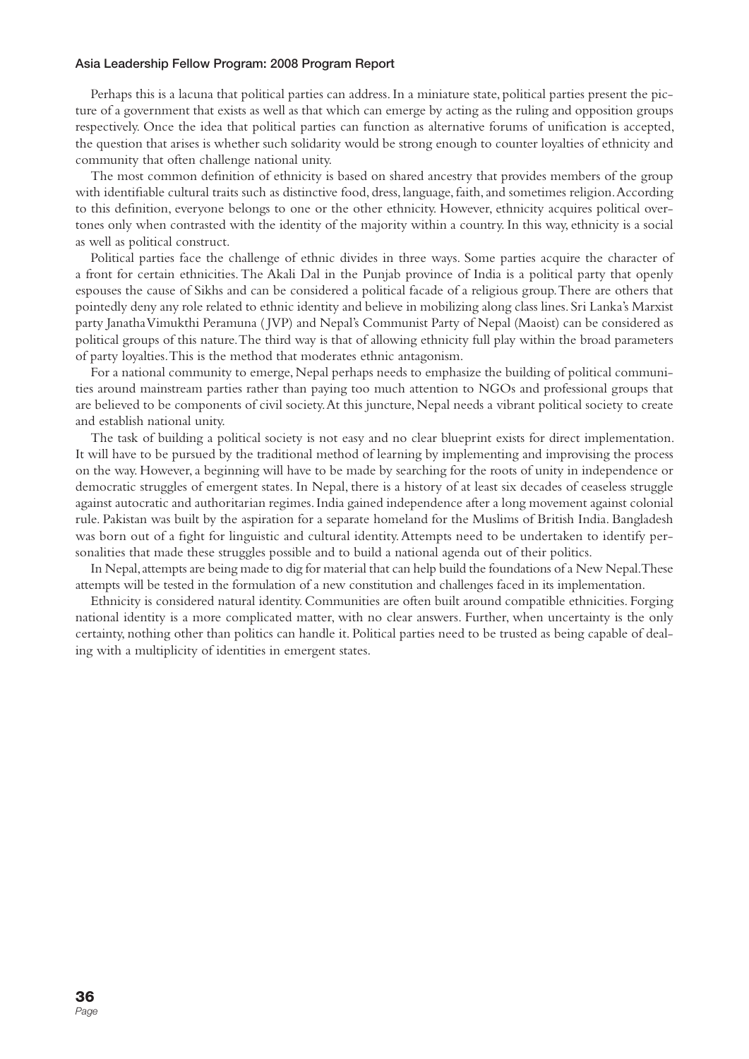Perhaps this is a lacuna that political parties can address. In a miniature state, political parties present the picture of a government that exists as well as that which can emerge by acting as the ruling and opposition groups respectively. Once the idea that political parties can function as alternative forums of unification is accepted, the question that arises is whether such solidarity would be strong enough to counter loyalties of ethnicity and community that often challenge national unity.

The most common definition of ethnicity is based on shared ancestry that provides members of the group with identifiable cultural traits such as distinctive food, dress, language, faith, and sometimes religion. According to this definition, everyone belongs to one or the other ethnicity. However, ethnicity acquires political overtones only when contrasted with the identity of the majority within a country. In this way, ethnicity is a social as well as political construct.

Political parties face the challenge of ethnic divides in three ways. Some parties acquire the character of a front for certain ethnicities. The Akali Dal in the Punjab province of India is a political party that openly espouses the cause of Sikhs and can be considered a political facade of a religious group. There are others that pointedly deny any role related to ethnic identity and believe in mobilizing along class lines. Sri Lanka's Marxist party Janatha Vimukthi Peramuna (JVP) and Nepal's Communist Party of Nepal (Maoist) can be considered as political groups of this nature. The third way is that of allowing ethnicity full play within the broad parameters of party loyalties. This is the method that moderates ethnic antagonism.

For a national community to emerge, Nepal perhaps needs to emphasize the building of political communities around mainstream parties rather than paying too much attention to NGOs and professional groups that are believed to be components of civil society. At this juncture, Nepal needs a vibrant political society to create and establish national unity.

The task of building a political society is not easy and no clear blueprint exists for direct implementation. It will have to be pursued by the traditional method of learning by implementing and improvising the process on the way. However, a beginning will have to be made by searching for the roots of unity in independence or democratic struggles of emergent states. In Nepal, there is a history of at least six decades of ceaseless struggle against autocratic and authoritarian regimes. India gained independence after a long movement against colonial rule. Pakistan was built by the aspiration for a separate homeland for the Muslims of British India. Bangladesh was born out of a fight for linguistic and cultural identity. Attempts need to be undertaken to identify personalities that made these struggles possible and to build a national agenda out of their politics.

In Nepal, attempts are being made to dig for material that can help build the foundations of a New Nepal. These attempts will be tested in the formulation of a new constitution and challenges faced in its implementation.

Ethnicity is considered natural identity. Communities are often built around compatible ethnicities. Forging national identity is a more complicated matter, with no clear answers. Further, when uncertainty is the only certainty, nothing other than politics can handle it. Political parties need to be trusted as being capable of dealing with a multiplicity of identities in emergent states.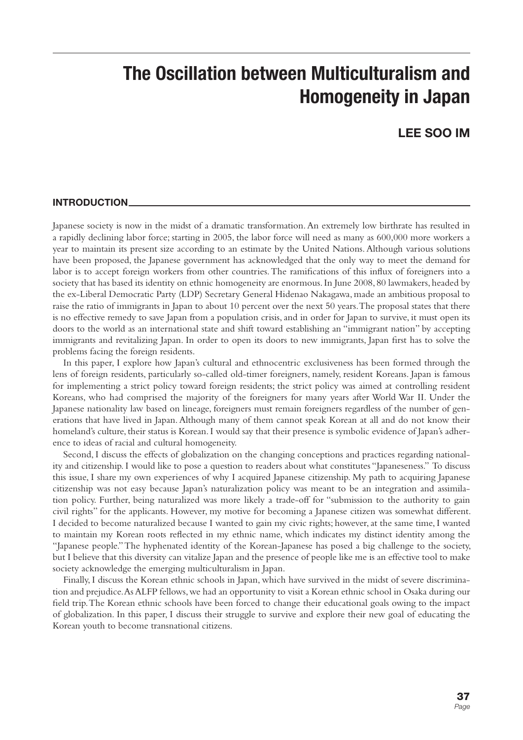# The Oscillation between Multiculturalism and Homogeneity in Japan

**LEE SOO IM**

## INTRODUCTION

Japanese society is now in the midst of a dramatic transformation. An extremely low birthrate has resulted in a rapidly declining labor force; starting in 2005, the labor force will need as many as 600,000 more workers a year to maintain its present size according to an estimate by the United Nations. Although various solutions have been proposed, the Japanese government has acknowledged that the only way to meet the demand for labor is to accept foreign workers from other countries. The ramifications of this influx of foreigners into a society that has based its identity on ethnic homogeneity are enormous. In June 2008, 80 lawmakers, headed by the ex-Liberal Democratic Party (LDP) Secretary General Hidenao Nakagawa, made an ambitious proposal to raise the ratio of immigrants in Japan to about 10 percent over the next 50 years. The proposal states that there is no effective remedy to save Japan from a population crisis, and in order for Japan to survive, it must open its doors to the world as an international state and shift toward establishing an "immigrant nation" by accepting immigrants and revitalizing Japan. In order to open its doors to new immigrants, Japan first has to solve the problems facing the foreign residents.

In this paper, I explore how Japan's cultural and ethnocentric exclusiveness has been formed through the lens of foreign residents, particularly so-called old-timer foreigners, namely, resident Koreans. Japan is famous for implementing a strict policy toward foreign residents; the strict policy was aimed at controlling resident Koreans, who had comprised the majority of the foreigners for many years after World War II. Under the Japanese nationality law based on lineage, foreigners must remain foreigners regardless of the number of generations that have lived in Japan. Although many of them cannot speak Korean at all and do not know their homeland's culture, their status is Korean. I would say that their presence is symbolic evidence of Japan's adherence to ideas of racial and cultural homogeneity.

Second, I discuss the effects of globalization on the changing conceptions and practices regarding nationality and citizenship. I would like to pose a question to readers about what constitutes "Japaneseness." To discuss this issue, I share my own experiences of why I acquired Japanese citizenship. My path to acquiring Japanese citizenship was not easy because Japan's naturalization policy was meant to be an integration and assimilation policy. Further, being naturalized was more likely a trade-off for "submission to the authority to gain civil rights" for the applicants. However, my motive for becoming a Japanese citizen was somewhat different. I decided to become naturalized because I wanted to gain my civic rights; however, at the same time, I wanted to maintain my Korean roots reflected in my ethnic name, which indicates my distinct identity among the "Japanese people." The hyphenated identity of the Korean-Japanese has posed a big challenge to the society, but I believe that this diversity can vitalize Japan and the presence of people like me is an effective tool to make society acknowledge the emerging multiculturalism in Japan.

Finally, I discuss the Korean ethnic schools in Japan, which have survived in the midst of severe discrimination and prejudice. As ALFP fellows, we had an opportunity to visit a Korean ethnic school in Osaka during our field trip. The Korean ethnic schools have been forced to change their educational goals owing to the impact of globalization. In this paper, I discuss their struggle to survive and explore their new goal of educating the Korean youth to become transnational citizens.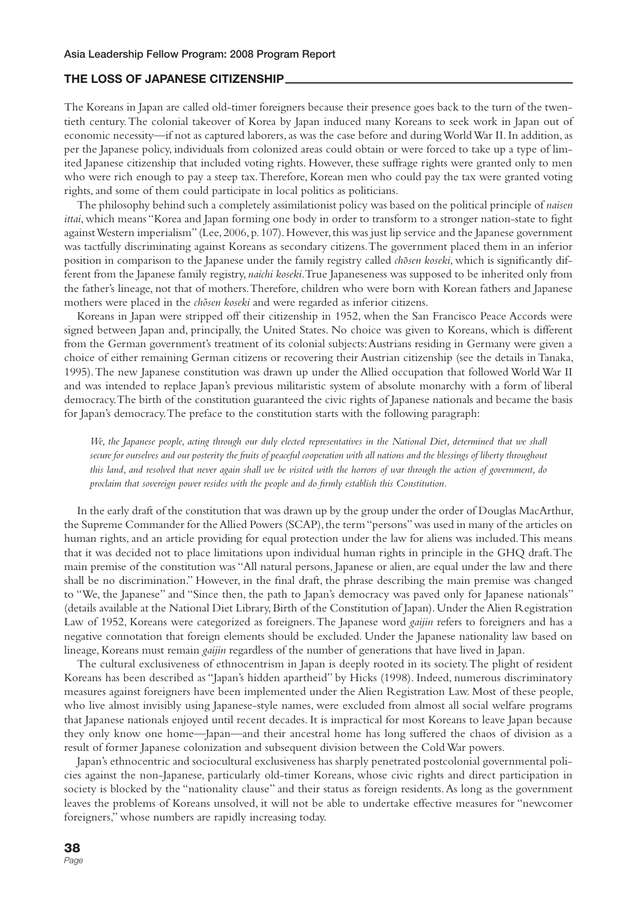## THE LOSS OF JAPANESE CITIZENSHIP

The Koreans in Japan are called old-timer foreigners because their presence goes back to the turn of the twentieth century. The colonial takeover of Korea by Japan induced many Koreans to seek work in Japan out of economic necessity—if not as captured laborers, as was the case before and during World War II. In addition, as per the Japanese policy, individuals from colonized areas could obtain or were forced to take up a type of limited Japanese citizenship that included voting rights. However, these suffrage rights were granted only to men who were rich enough to pay a steep tax. Therefore, Korean men who could pay the tax were granted voting rights, and some of them could participate in local politics as politicians.

The philosophy behind such a completely assimilationist policy was based on the political principle of *naisen ittai*, which means "Korea and Japan forming one body in order to transform to a stronger nation-state to fight against Western imperialism" (Lee, 2006, p. 107). However, this was just lip service and the Japanese government was tactfully discriminating against Koreans as secondary citizens. The government placed them in an inferior position in comparison to the Japanese under the family registry called *chōsen koseki*, which is significantly different from the Japanese family registry, *naichi koseki*. True Japaneseness was supposed to be inherited only from the father's lineage, not that of mothers. Therefore, children who were born with Korean fathers and Japanese mothers were placed in the *chōsen koseki* and were regarded as inferior citizens.

Koreans in Japan were stripped off their citizenship in 1952, when the San Francisco Peace Accords were signed between Japan and, principally, the United States. No choice was given to Koreans, which is different from the German government's treatment of its colonial subjects: Austrians residing in Germany were given a choice of either remaining German citizens or recovering their Austrian citizenship (see the details in Tanaka, 1995). The new Japanese constitution was drawn up under the Allied occupation that followed World War II and was intended to replace Japan's previous militaristic system of absolute monarchy with a form of liberal democracy. The birth of the constitution guaranteed the civic rights of Japanese nationals and became the basis for Japan's democracy. The preface to the constitution starts with the following paragraph:

> *We, the Japanese people, acting through our duly elected representatives in the National Diet, determined that we shall secure for ourselves and our posterity the fruits of peaceful cooperation with all nations and the blessings of liberty throughout this land, and resolved that never again shall we be visited with the horrors of war through the action of government, do proclaim that sovereign power resides with the people and do firmly establish this Constitution.*

In the early draft of the constitution that was drawn up by the group under the order of Douglas MacArthur, the Supreme Commander for the Allied Powers (SCAP), the term "persons" was used in many of the articles on human rights, and an article providing for equal protection under the law for aliens was included. This means that it was decided not to place limitations upon individual human rights in principle in the GHQ draft. The main premise of the constitution was "All natural persons, Japanese or alien, are equal under the law and there shall be no discrimination." However, in the final draft, the phrase describing the main premise was changed to "We, the Japanese" and "Since then, the path to Japan's democracy was paved only for Japanese nationals" (details available at the National Diet Library, Birth of the Constitution of Japan). Under the Alien Registration Law of 1952, Koreans were categorized as foreigners. The Japanese word *gaijin* refers to foreigners and has a negative connotation that foreign elements should be excluded. Under the Japanese nationality law based on lineage, Koreans must remain *gaijin* regardless of the number of generations that have lived in Japan.

The cultural exclusiveness of ethnocentrism in Japan is deeply rooted in its society. The plight of resident Koreans has been described as "Japan's hidden apartheid" by Hicks (1998). Indeed, numerous discriminatory measures against foreigners have been implemented under the Alien Registration Law. Most of these people, who live almost invisibly using Japanese-style names, were excluded from almost all social welfare programs that Japanese nationals enjoyed until recent decades. It is impractical for most Koreans to leave Japan because they only know one home—Japan—and their ancestral home has long suffered the chaos of division as a result of former Japanese colonization and subsequent division between the Cold War powers.

Japan's ethnocentric and sociocultural exclusiveness has sharply penetrated postcolonial governmental policies against the non-Japanese, particularly old-timer Koreans, whose civic rights and direct participation in society is blocked by the "nationality clause" and their status as foreign residents. As long as the government leaves the problems of Koreans unsolved, it will not be able to undertake effective measures for "newcomer foreigners," whose numbers are rapidly increasing today.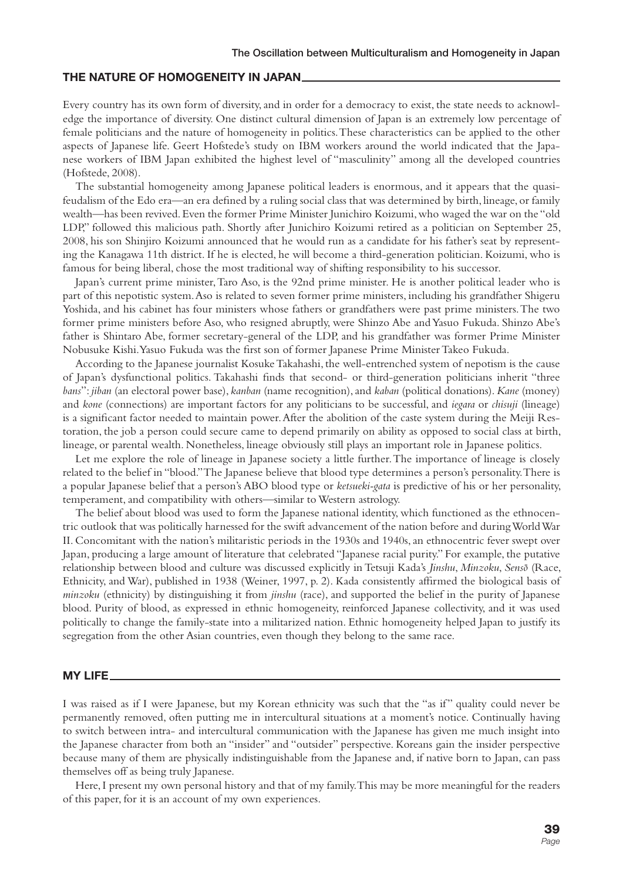## THE NATURE OF HOMOGENEITY IN JAPAN

Every country has its own form of diversity, and in order for a democracy to exist, the state needs to acknowledge the importance of diversity. One distinct cultural dimension of Japan is an extremely low percentage of female politicians and the nature of homogeneity in politics. These characteristics can be applied to the other aspects of Japanese life. Geert Hofstede's study on IBM workers around the world indicated that the Japanese workers of IBM Japan exhibited the highest level of "masculinity" among all the developed countries (Hofstede, 2008).

The substantial homogeneity among Japanese political leaders is enormous, and it appears that the quasi-feudalism of the Edo era—an era defined by a ruling social class that was determined by birth, lineage, or family wealth—has been revived. Even the former Prime Minister Junichiro Koizumi, who waged the war on the "old LDP," followed this malicious path. Shortly after Junichiro Koizumi retired as a politician on September 25, 2008, his son Shinjiro Koizumi announced that he would run as a candidate for his father's seat by representing the Kanagawa 11th district. If he is elected, he will become a third-generation politician. Koizumi, who is famous for being liberal, chose the most traditional way of shifting responsibility to his successor.

Japan's current prime minister, Taro Aso, is the 92nd prime minister. He is another political leader who is part of this nepotistic system. Aso is related to seven former prime ministers, including his grandfather Shigeru Yoshida, and his cabinet has four ministers whose fathers or grandfathers were past prime ministers. The two former prime ministers before Aso, who resigned abruptly, were Shinzo Abe and Yasuo Fukuda. Shinzo Abe's father is Shintaro Abe, former secretary-general of the LDP, and his grandfather was former Prime Minister Nobusuke Kishi. Yasuo Fukuda was the first son of former Japanese Prime Minister Takeo Fukuda.

According to the Japanese journalist Kosuke Takahashi, the well-entrenched system of nepotism is the cause of Japan's dysfunctional politics. Takahashi finds that second- or third-generation politicians inherit "three *bans*": *jiban* (an electoral power base), *kanban* (name recognition), and *kaban* (political donations). *Kane* (money) and *kone* (connections) are important factors for any politicians to be successful, and *iegara* or *chisuji* (lineage) is a significant factor needed to maintain power. After the abolition of the caste system during the Meiji Restoration, the job a person could secure came to depend primarily on ability as opposed to social class at birth, lineage, or parental wealth. Nonetheless, lineage obviously still plays an important role in Japanese politics.

Let me explore the role of lineage in Japanese society a little further. The importance of lineage is closely related to the belief in "blood." The Japanese believe that blood type determines a person's personality. There is a popular Japanese belief that a person's ABO blood type or *ketsueki-gata* is predictive of his or her personality, temperament, and compatibility with others—similar to Western astrology.

The belief about blood was used to form the Japanese national identity, which functioned as the ethnocentric outlook that was politically harnessed for the swift advancement of the nation before and during World War II. Concomitant with the nation's militaristic periods in the 1930s and 1940s, an ethnocentric fever swept over Japan, producing a large amount of literature that celebrated "Japanese racial purity." For example, the putative relationship between blood and culture was discussed explicitly in Tetsuji Kada's *Jinshu, Minzoku, Sensō* (Race, Ethnicity, and War), published in 1938 (Weiner, 1997, p. 2). Kada consistently affirmed the biological basis of *minzoku* (ethnicity) by distinguishing it from *jinshu* (race), and supported the belief in the purity of Japanese blood. Purity of blood, as expressed in ethnic homogeneity, reinforced Japanese collectivity, and it was used politically to change the family-state into a militarized nation. Ethnic homogeneity helped Japan to justify its segregation from the other Asian countries, even though they belong to the same race.

## MY LIFE

I was raised as if I were Japanese, but my Korean ethnicity was such that the "as if" quality could never be permanently removed, often putting me in intercultural situations at a moment's notice. Continually having to switch between intra- and intercultural communication with the Japanese has given me much insight into the Japanese character from both an "insider" and "outsider" perspective. Koreans gain the insider perspective because many of them are physically indistinguishable from the Japanese and, if native born to Japan, can pass themselves off as being truly Japanese.

Here, I present my own personal history and that of my family. This may be more meaningful for the readers of this paper, for it is an account of my own experiences.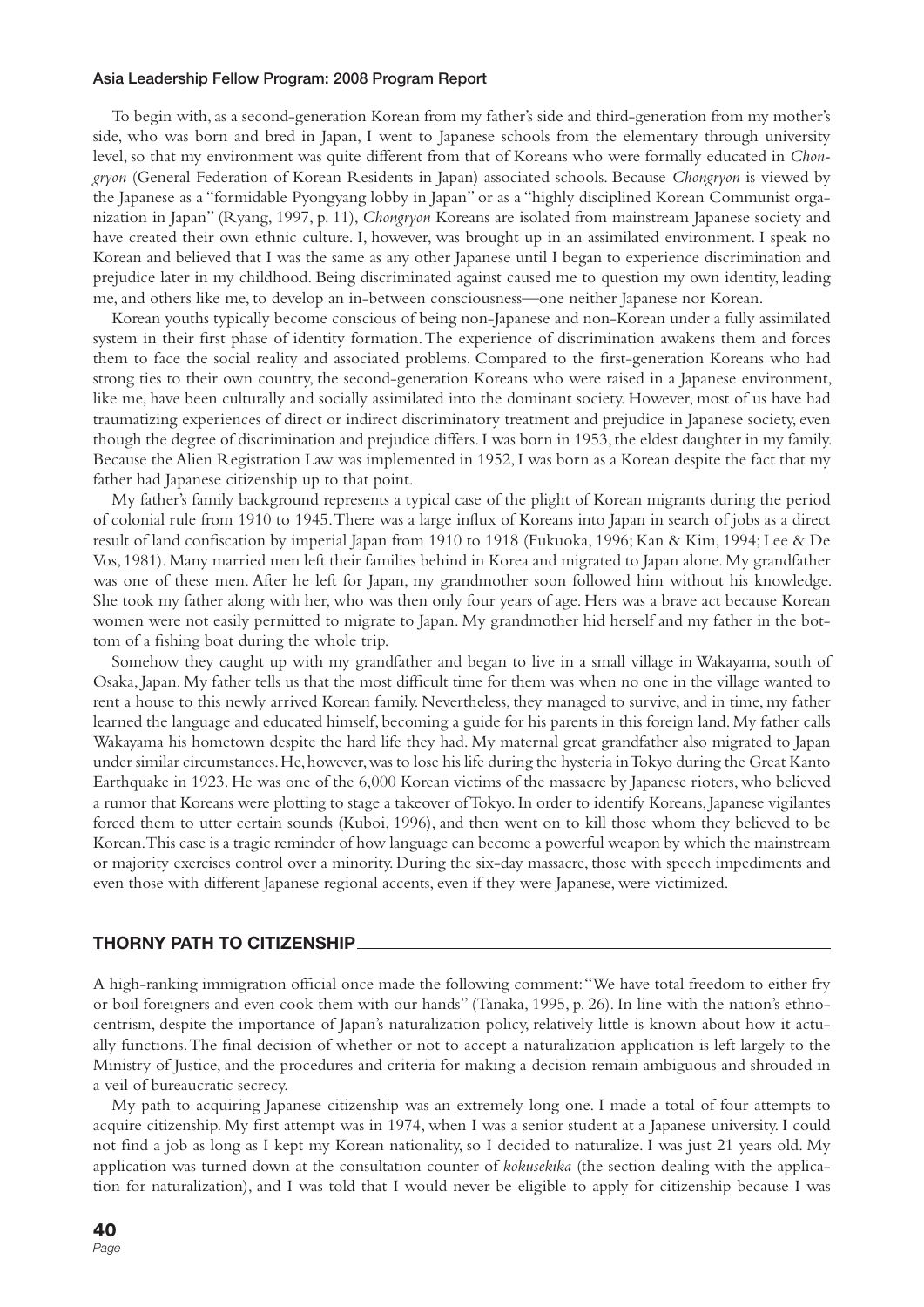To begin with, as a second-generation Korean from my father's side and third-generation from my mother's side, who was born and bred in Japan, I went to Japanese schools from the elementary through university level, so that my environment was quite different from that of Koreans who were formally educated in *Chongryon* (General Federation of Korean Residents in Japan) associated schools. Because *Chongryon* is viewed by the Japanese as a "formidable Pyongyang lobby in Japan" or as a "highly disciplined Korean Communist organization in Japan" (Ryang, 1997, p. 11), *Chongryon* Koreans are isolated from mainstream Japanese society and have created their own ethnic culture. I, however, was brought up in an assimilated environment. I speak no Korean and believed that I was the same as any other Japanese until I began to experience discrimination and prejudice later in my childhood. Being discriminated against caused me to question my own identity, leading me, and others like me, to develop an in-between consciousness—one neither Japanese nor Korean.

Korean youths typically become conscious of being non-Japanese and non-Korean under a fully assimilated system in their first phase of identity formation. The experience of discrimination awakens them and forces them to face the social reality and associated problems. Compared to the first-generation Koreans who had strong ties to their own country, the second-generation Koreans who were raised in a Japanese environment, like me, have been culturally and socially assimilated into the dominant society. However, most of us have had traumatizing experiences of direct or indirect discriminatory treatment and prejudice in Japanese society, even though the degree of discrimination and prejudice differs. I was born in 1953, the eldest daughter in my family. Because the Alien Registration Law was implemented in 1952, I was born as a Korean despite the fact that my father had Japanese citizenship up to that point.

My father's family background represents a typical case of the plight of Korean migrants during the period of colonial rule from 1910 to 1945. There was a large influx of Koreans into Japan in search of jobs as a direct result of land confiscation by imperial Japan from 1910 to 1918 (Fukuoka, 1996; Kan & Kim, 1994; Lee & De Vos, 1981). Many married men left their families behind in Korea and migrated to Japan alone. My grandfather was one of these men. After he left for Japan, my grandmother soon followed him without his knowledge. She took my father along with her, who was then only four years of age. Hers was a brave act because Korean women were not easily permitted to migrate to Japan. My grandmother hid herself and my father in the bottom of a fishing boat during the whole trip.

Somehow they caught up with my grandfather and began to live in a small village in Wakayama, south of Osaka, Japan. My father tells us that the most difficult time for them was when no one in the village wanted to rent a house to this newly arrived Korean family. Nevertheless, they managed to survive, and in time, my father learned the language and educated himself, becoming a guide for his parents in this foreign land. My father calls Wakayama his hometown despite the hard life they had. My maternal great grandfather also migrated to Japan under similar circumstances. He, however, was to lose his life during the hysteria in Tokyo during the Great Kanto Earthquake in 1923. He was one of the 6,000 Korean victims of the massacre by Japanese rioters, who believed a rumor that Koreans were plotting to stage a takeover of Tokyo. In order to identify Koreans, Japanese vigilantes forced them to utter certain sounds (Kuboi, 1996), and then went on to kill those whom they believed to be Korean. This case is a tragic reminder of how language can become a powerful weapon by which the mainstream or majority exercises control over a minority. During the six-day massacre, those with speech impediments and even those with different Japanese regional accents, even if they were Japanese, were victimized.

## THORNY PATH TO CITIZENSHIP

A high-ranking immigration official once made the following comment: "We have total freedom to either fry or boil foreigners and even cook them with our hands" (Tanaka, 1995, p. 26). In line with the nation's ethnocentrism, despite the importance of Japan's naturalization policy, relatively little is known about how it actually functions. The final decision of whether or not to accept a naturalization application is left largely to the Ministry of Justice, and the procedures and criteria for making a decision remain ambiguous and shrouded in a veil of bureaucratic secrecy.

My path to acquiring Japanese citizenship was an extremely long one. I made a total of four attempts to acquire citizenship. My first attempt was in 1974, when I was a senior student at a Japanese university. I could not find a job as long as I kept my Korean nationality, so I decided to naturalize. I was just 21 years old. My application was turned down at the consultation counter of *kokusekika* (the section dealing with the application for naturalization), and I was told that I would never be eligible to apply for citizenship because I was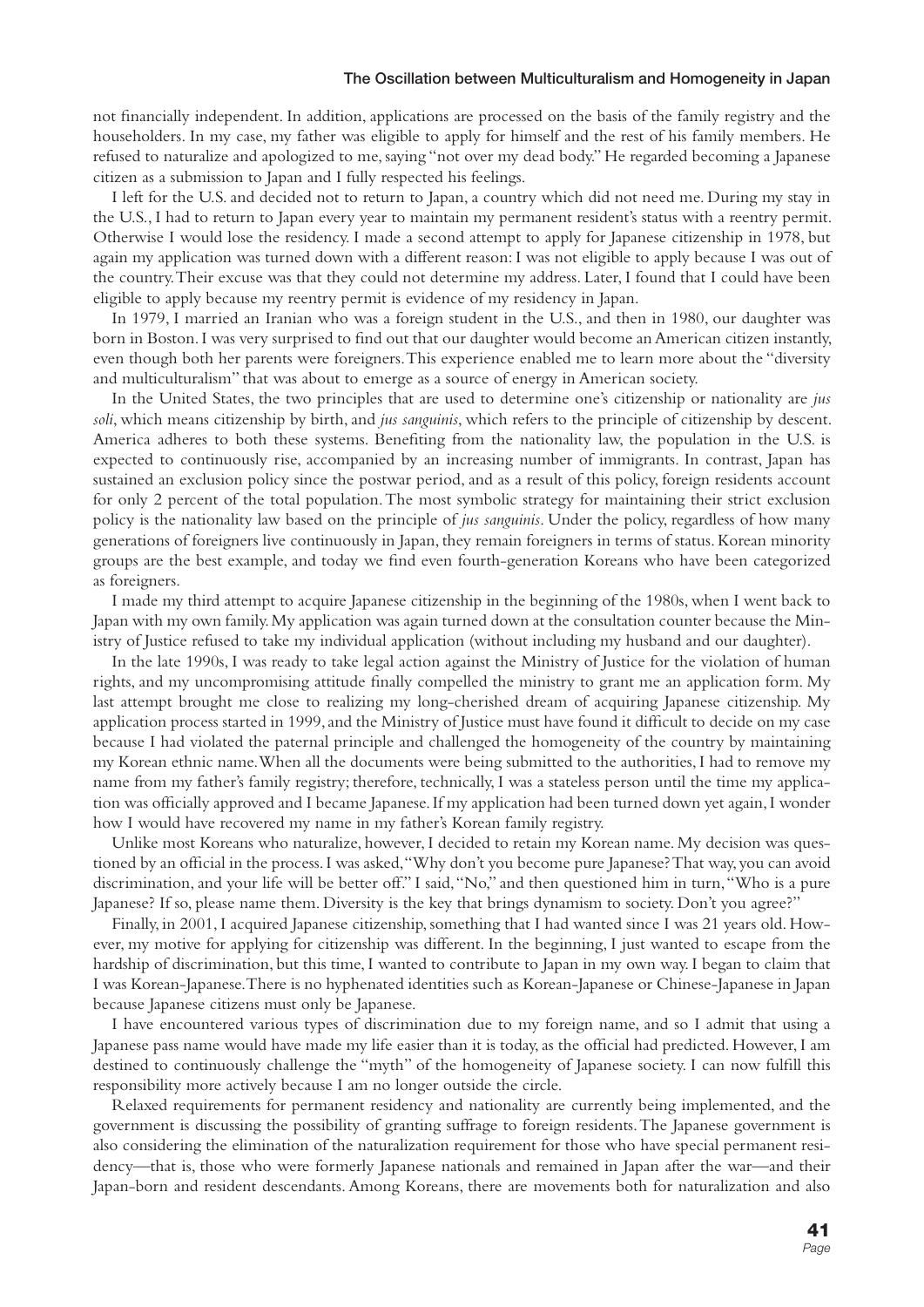not financially independent. In addition, applications are processed on the basis of the family registry and the householders. In my case, my father was eligible to apply for himself and the rest of his family members. He refused to naturalize and apologized to me, saying "not over my dead body." He regarded becoming a Japanese citizen as a submission to Japan and I fully respected his feelings.

I left for the U.S. and decided not to return to Japan, a country which did not need me. During my stay in the U.S., I had to return to Japan every year to maintain my permanent resident's status with a reentry permit. Otherwise I would lose the residency. I made a second attempt to apply for Japanese citizenship in 1978, but again my application was turned down with a different reason: I was not eligible to apply because I was out of the country. Their excuse was that they could not determine my address. Later, I found that I could have been eligible to apply because my reentry permit is evidence of my residency in Japan.

In 1979, I married an Iranian who was a foreign student in the U.S., and then in 1980, our daughter was born in Boston. I was very surprised to find out that our daughter would become an American citizen instantly, even though both her parents were foreigners. This experience enabled me to learn more about the "diversity and multiculturalism" that was about to emerge as a source of energy in American society.

In the United States, the two principles that are used to determine one's citizenship or nationality are *jus soli*, which means citizenship by birth, and *jus sanguinis*, which refers to the principle of citizenship by descent. America adheres to both these systems. Benefiting from the nationality law, the population in the U.S. is expected to continuously rise, accompanied by an increasing number of immigrants. In contrast, Japan has sustained an exclusion policy since the postwar period, and as a result of this policy, foreign residents account for only 2 percent of the total population. The most symbolic strategy for maintaining their strict exclusion policy is the nationality law based on the principle of *jus sanguinis*. Under the policy, regardless of how many generations of foreigners live continuously in Japan, they remain foreigners in terms of status. Korean minority groups are the best example, and today we find even fourth-generation Koreans who have been categorized as foreigners.

I made my third attempt to acquire Japanese citizenship in the beginning of the 1980s, when I went back to Japan with my own family. My application was again turned down at the consultation counter because the Ministry of Justice refused to take my individual application (without including my husband and our daughter).

In the late 1990s, I was ready to take legal action against the Ministry of Justice for the violation of human rights, and my uncompromising attitude finally compelled the ministry to grant me an application form. My last attempt brought me close to realizing my long-cherished dream of acquiring Japanese citizenship. My application process started in 1999, and the Ministry of Justice must have found it difficult to decide on my case because I had violated the paternal principle and challenged the homogeneity of the country by maintaining my Korean ethnic name. When all the documents were being submitted to the authorities, I had to remove my name from my father's family registry; therefore, technically, I was a stateless person until the time my application was officially approved and I became Japanese. If my application had been turned down yet again, I wonder how I would have recovered my name in my father's Korean family registry.

Unlike most Koreans who naturalize, however, I decided to retain my Korean name. My decision was questioned by an official in the process. I was asked, "Why don't you become pure Japanese? That way, you can avoid discrimination, and your life will be better off." I said, "No," and then questioned him in turn, "Who is a pure Japanese? If so, please name them. Diversity is the key that brings dynamism to society. Don't you agree?"

Finally, in 2001, I acquired Japanese citizenship, something that I had wanted since I was 21 years old. However, my motive for applying for citizenship was different. In the beginning, I just wanted to escape from the hardship of discrimination, but this time, I wanted to contribute to Japan in my own way. I began to claim that I was Korean-Japanese. There is no hyphenated identities such as Korean-Japanese or Chinese-Japanese in Japan because Japanese citizens must only be Japanese.

I have encountered various types of discrimination due to my foreign name, and so I admit that using a Japanese pass name would have made my life easier than it is today, as the official had predicted. However, I am destined to continuously challenge the "myth" of the homogeneity of Japanese society. I can now fulfill this responsibility more actively because I am no longer outside the circle.

Relaxed requirements for permanent residency and nationality are currently being implemented, and the government is discussing the possibility of granting suffrage to foreign residents. The Japanese government is also considering the elimination of the naturalization requirement for those who have special permanent residency—that is, those who were formerly Japanese nationals and remained in Japan after the war—and their Japan-born and resident descendants. Among Koreans, there are movements both for naturalization and also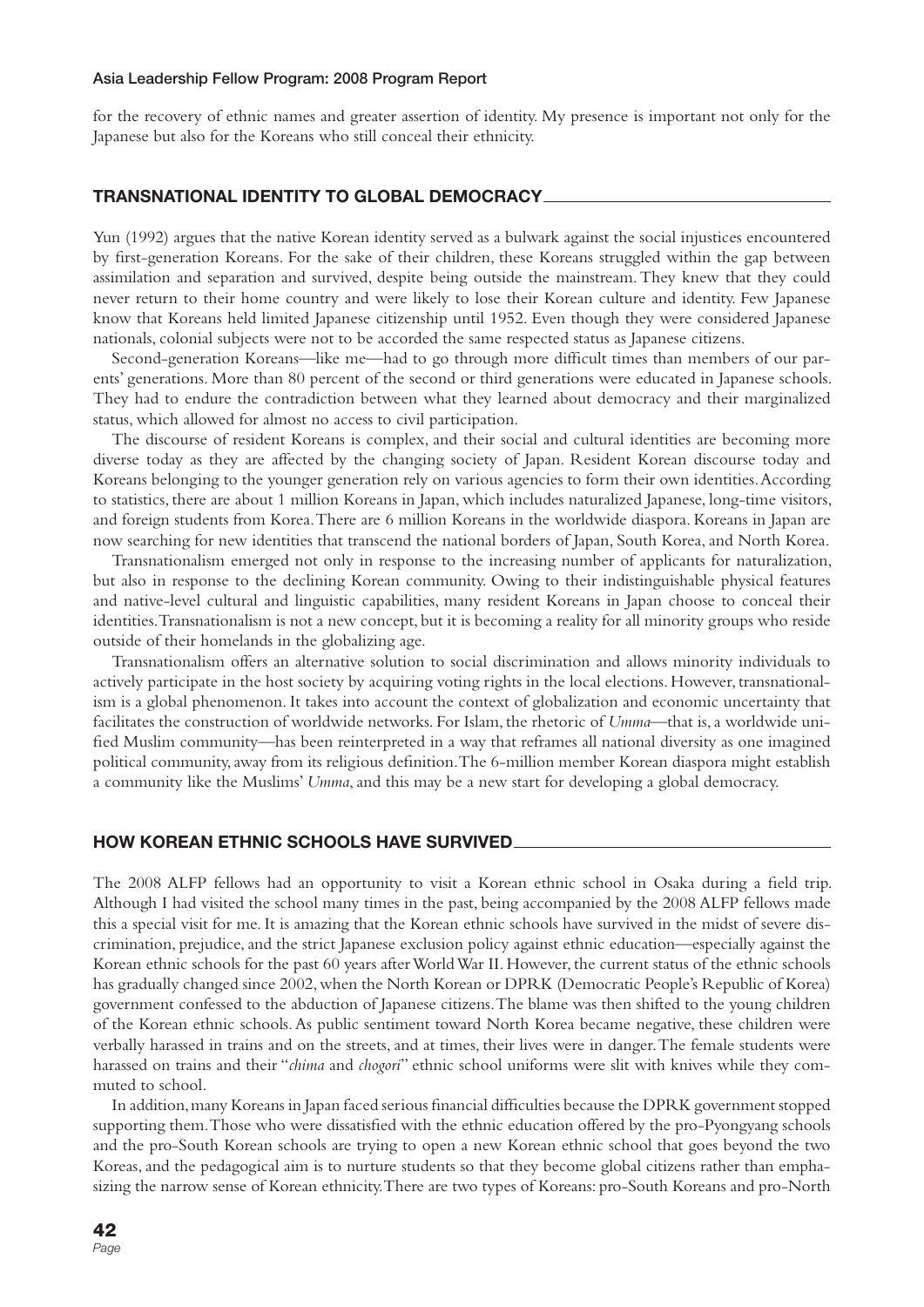for the recovery of ethnic names and greater assertion of identity. My presence is important not only for the Japanese but also for the Koreans who still conceal their ethnicity.

## TRANSNATIONAL IDENTITY TO GLOBAL DEMOCRACY

Yun (1992) argues that the native Korean identity served as a bulwark against the social injustices encountered by first-generation Koreans. For the sake of their children, these Koreans struggled within the gap between assimilation and separation and survived, despite being outside the mainstream. They knew that they could never return to their home country and were likely to lose their Korean culture and identity. Few Japanese know that Koreans held limited Japanese citizenship until 1952. Even though they were considered Japanese nationals, colonial subjects were not to be accorded the same respected status as Japanese citizens.

Second-generation Koreans—like me—had to go through more difficult times than members of our parents' generations. More than 80 percent of the second or third generations were educated in Japanese schools. They had to endure the contradiction between what they learned about democracy and their marginalized status, which allowed for almost no access to civil participation.

The discourse of resident Koreans is complex, and their social and cultural identities are becoming more diverse today as they are affected by the changing society of Japan. Resident Korean discourse today and Koreans belonging to the younger generation rely on various agencies to form their own identities. According to statistics, there are about 1 million Koreans in Japan, which includes naturalized Japanese, long-time visitors, and foreign students from Korea. There are 6 million Koreans in the worldwide diaspora. Koreans in Japan are now searching for new identities that transcend the national borders of Japan, South Korea, and North Korea.

Transnationalism emerged not only in response to the increasing number of applicants for naturalization, but also in response to the declining Korean community. Owing to their indistinguishable physical features and native-level cultural and linguistic capabilities, many resident Koreans in Japan choose to conceal their identities. Transnationalism is not a new concept, but it is becoming a reality for all minority groups who reside outside of their homelands in the globalizing age.

Transnationalism offers an alternative solution to social discrimination and allows minority individuals to actively participate in the host society by acquiring voting rights in the local elections. However, transnationalism is a global phenomenon. It takes into account the context of globalization and economic uncertainty that facilitates the construction of worldwide networks. For Islam, the rhetoric of *Umma*—that is, a worldwide unified Muslim community—has been reinterpreted in a way that reframes all national diversity as one imagined political community, away from its religious definition. The 6-million member Korean diaspora might establish a community like the Muslims' *Umma*, and this may be a new start for developing a global democracy.

## HOW KOREAN ETHNIC SCHOOLS HAVE SURVIVED

The 2008 ALFP fellows had an opportunity to visit a Korean ethnic school in Osaka during a field trip. Although I had visited the school many times in the past, being accompanied by the 2008 ALFP fellows made this a special visit for me. It is amazing that the Korean ethnic schools have survived in the midst of severe discrimination, prejudice, and the strict Japanese exclusion policy against ethnic education—especially against the Korean ethnic schools for the past 60 years after World War II. However, the current status of the ethnic schools has gradually changed since 2002, when the North Korean or DPRK (Democratic People's Republic of Korea) government confessed to the abduction of Japanese citizens. The blame was then shifted to the young children of the Korean ethnic schools. As public sentiment toward North Korea became negative, these children were verbally harassed in trains and on the streets, and at times, their lives were in danger. The female students were harassed on trains and their "*chima* and *chogori*" ethnic school uniforms were slit with knives while they commuted to school.

In addition, many Koreans in Japan faced serious financial difficulties because the DPRK government stopped supporting them. Those who were dissatisfied with the ethnic education offered by the pro-Pyongyang schools and the pro-South Korean schools are trying to open a new Korean ethnic school that goes beyond the two Koreas, and the pedagogical aim is to nurture students so that they become global citizens rather than emphasizing the narrow sense of Korean ethnicity. There are two types of Koreans: pro-South Koreans and pro-North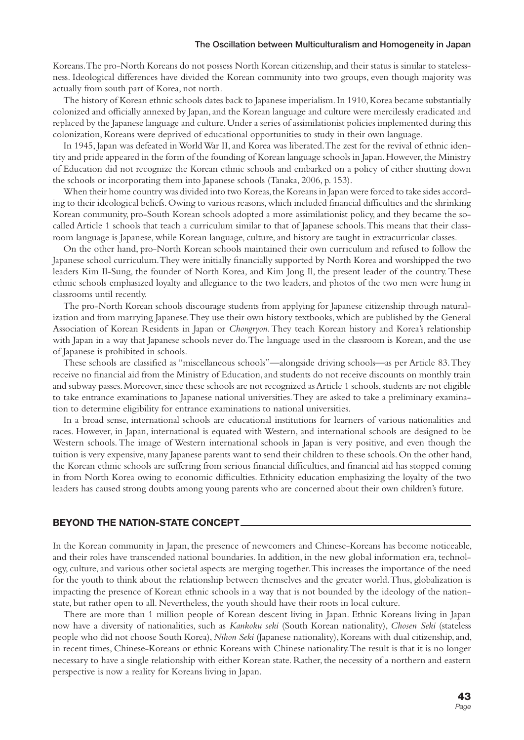Koreans. The pro-North Koreans do not possess North Korean citizenship, and their status is similar to statelessness. Ideological differences have divided the Korean community into two groups, even though majority was actually from south part of Korea, not north.

The history of Korean ethnic schools dates back to Japanese imperialism. In 1910, Korea became substantially colonized and officially annexed by Japan, and the Korean language and culture were mercilessly eradicated and replaced by the Japanese language and culture. Under a series of assimilationist policies implemented during this colonization, Koreans were deprived of educational opportunities to study in their own language.

In 1945, Japan was defeated in World War II, and Korea was liberated. The zest for the revival of ethnic identity and pride appeared in the form of the founding of Korean language schools in Japan. However, the Ministry of Education did not recognize the Korean ethnic schools and embarked on a policy of either shutting down the schools or incorporating them into Japanese schools (Tanaka, 2006, p. 153).

When their home country was divided into two Koreas, the Koreans in Japan were forced to take sides according to their ideological beliefs. Owing to various reasons, which included financial difficulties and the shrinking Korean community, pro-South Korean schools adopted a more assimilationist policy, and they became the so-called Article 1 schools that teach a curriculum similar to that of Japanese schools. This means that their classroom language is Japanese, while Korean language, culture, and history are taught in extracurricular classes.

On the other hand, pro-North Korean schools maintained their own curriculum and refused to follow the Japanese school curriculum. They were initially financially supported by North Korea and worshipped the two leaders Kim Il-Sung, the founder of North Korea, and Kim Jong Il, the present leader of the country. These ethnic schools emphasized loyalty and allegiance to the two leaders, and photos of the two men were hung in classrooms until recently.

The pro-North Korean schools discourage students from applying for Japanese citizenship through naturalization and from marrying Japanese. They use their own history textbooks, which are published by the General Association of Korean Residents in Japan or *Chongryon*. They teach Korean history and Korea's relationship with Japan in a way that Japanese schools never do. The language used in the classroom is Korean, and the use of Japanese is prohibited in schools.

These schools are classified as "miscellaneous schools"—alongside driving schools—as per Article 83. They receive no financial aid from the Ministry of Education, and students do not receive discounts on monthly train and subway passes. Moreover, since these schools are not recognized as Article 1 schools, students are not eligible to take entrance examinations to Japanese national universities. They are asked to take a preliminary examination to determine eligibility for entrance examinations to national universities.

In a broad sense, international schools are educational institutions for learners of various nationalities and races. However, in Japan, international is equated with Western, and international schools are designed to be Western schools. The image of Western international schools in Japan is very positive, and even though the tuition is very expensive, many Japanese parents want to send their children to these schools. On the other hand, the Korean ethnic schools are suffering from serious financial difficulties, and financial aid has stopped coming in from North Korea owing to economic difficulties. Ethnicity education emphasizing the loyalty of the two leaders has caused strong doubts among young parents who are concerned about their own children's future.

## BEYOND THE NATION-STATE CONCEPT

In the Korean community in Japan, the presence of newcomers and Chinese-Koreans has become noticeable, and their roles have transcended national boundaries. In addition, in the new global information era, technology, culture, and various other societal aspects are merging together. This increases the importance of the need for the youth to think about the relationship between themselves and the greater world. Thus, globalization is impacting the presence of Korean ethnic schools in a way that is not bounded by the ideology of the nation-state, but rather open to all. Nevertheless, the youth should have their roots in local culture.

There are more than 1 million people of Korean descent living in Japan. Ethnic Koreans living in Japan now have a diversity of nationalities, such as *Kankoku seki* (South Korean nationality), *Chosen Seki* (stateless people who did not choose South Korea), *Nihon Seki* (Japanese nationality), Koreans with dual citizenship, and, in recent times, Chinese-Koreans or ethnic Koreans with Chinese nationality. The result is that it is no longer necessary to have a single relationship with either Korean state. Rather, the necessity of a northern and eastern perspective is now a reality for Koreans living in Japan.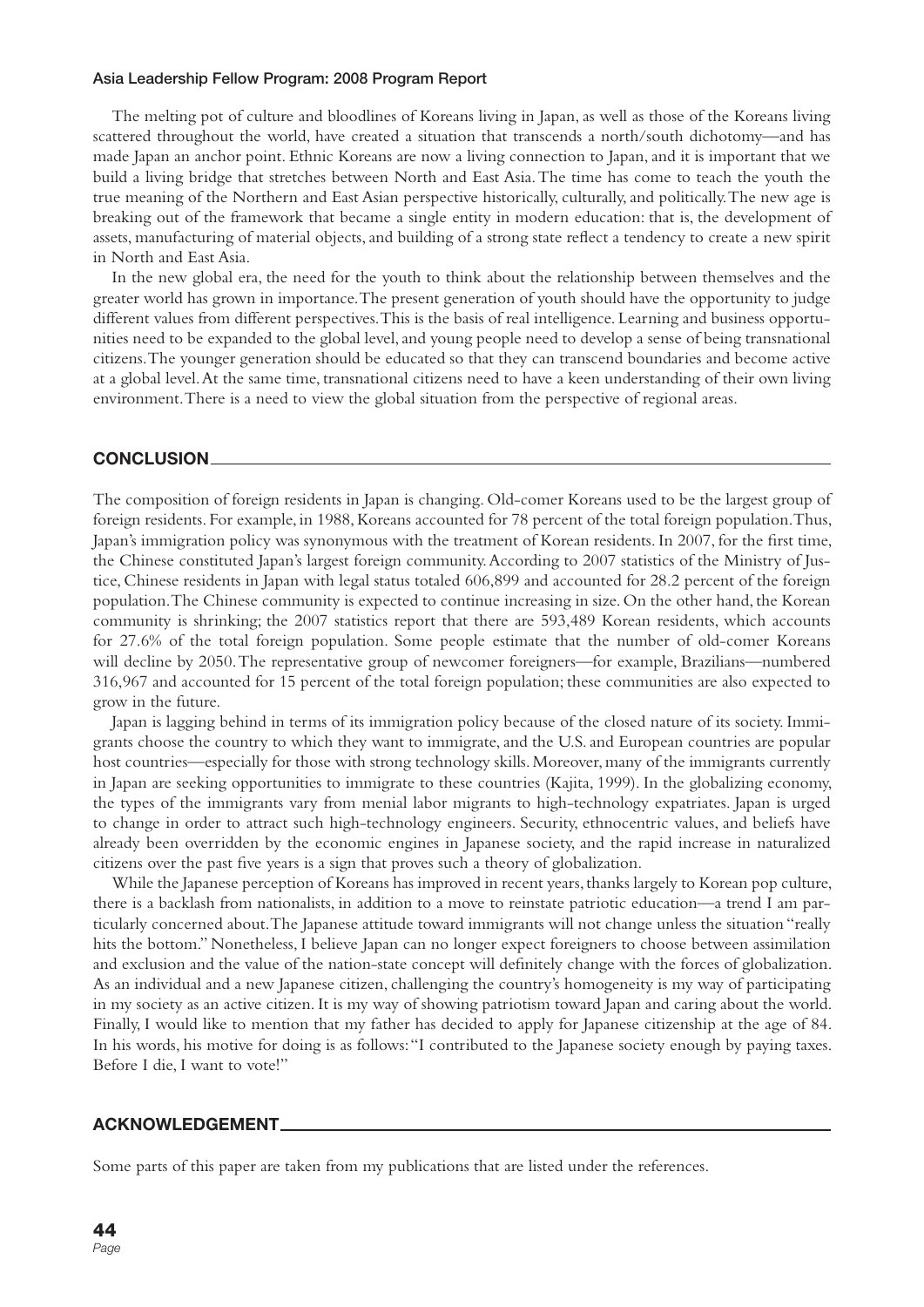The melting pot of culture and bloodlines of Koreans living in Japan, as well as those of the Koreans living scattered throughout the world, have created a situation that transcends a north/south dichotomy—and has made Japan an anchor point. Ethnic Koreans are now a living connection to Japan, and it is important that we build a living bridge that stretches between North and East Asia. The time has come to teach the youth the true meaning of the Northern and East Asian perspective historically, culturally, and politically. The new age is breaking out of the framework that became a single entity in modern education: that is, the development of assets, manufacturing of material objects, and building of a strong state reflect a tendency to create a new spirit in North and East Asia.

In the new global era, the need for the youth to think about the relationship between themselves and the greater world has grown in importance. The present generation of youth should have the opportunity to judge different values from different perspectives. This is the basis of real intelligence. Learning and business opportunities need to be expanded to the global level, and young people need to develop a sense of being transnational citizens. The younger generation should be educated so that they can transcend boundaries and become active at a global level. At the same time, transnational citizens need to have a keen understanding of their own living environment. There is a need to view the global situation from the perspective of regional areas.

## CONCLUSION

The composition of foreign residents in Japan is changing. Old-comer Koreans used to be the largest group of foreign residents. For example, in 1988, Koreans accounted for 78 percent of the total foreign population. Thus, Japan's immigration policy was synonymous with the treatment of Korean residents. In 2007, for the first time, the Chinese constituted Japan's largest foreign community. According to 2007 statistics of the Ministry of Justice, Chinese residents in Japan with legal status totaled 606,899 and accounted for 28.2 percent of the foreign population. The Chinese community is expected to continue increasing in size. On the other hand, the Korean community is shrinking; the 2007 statistics report that there are 593,489 Korean residents, which accounts for 27.6% of the total foreign population. Some people estimate that the number of old-comer Koreans will decline by 2050. The representative group of newcomer foreigners—for example, Brazilians—numbered 316,967 and accounted for 15 percent of the total foreign population; these communities are also expected to grow in the future.

Japan is lagging behind in terms of its immigration policy because of the closed nature of its society. Immigrants choose the country to which they want to immigrate, and the U.S. and European countries are popular host countries—especially for those with strong technology skills. Moreover, many of the immigrants currently in Japan are seeking opportunities to immigrate to these countries (Kajita, 1999). In the globalizing economy, the types of the immigrants vary from menial labor migrants to high-technology expatriates. Japan is urged to change in order to attract such high-technology engineers. Security, ethnocentric values, and beliefs have already been overridden by the economic engines in Japanese society, and the rapid increase in naturalized citizens over the past five years is a sign that proves such a theory of globalization.

While the Japanese perception of Koreans has improved in recent years, thanks largely to Korean pop culture, there is a backlash from nationalists, in addition to a move to reinstate patriotic education—a trend I am particularly concerned about. The Japanese attitude toward immigrants will not change unless the situation "really hits the bottom." Nonetheless, I believe Japan can no longer expect foreigners to choose between assimilation and exclusion and the value of the nation-state concept will definitely change with the forces of globalization. As an individual and a new Japanese citizen, challenging the country's homogeneity is my way of participating in my society as an active citizen. It is my way of showing patriotism toward Japan and caring about the world. Finally, I would like to mention that my father has decided to apply for Japanese citizenship at the age of 84. In his words, his motive for doing is as follows: "I contributed to the Japanese society enough by paying taxes. Before I die, I want to vote!"

## ACKNOWLEDGEMENT

Some parts of this paper are taken from my publications that are listed under the references.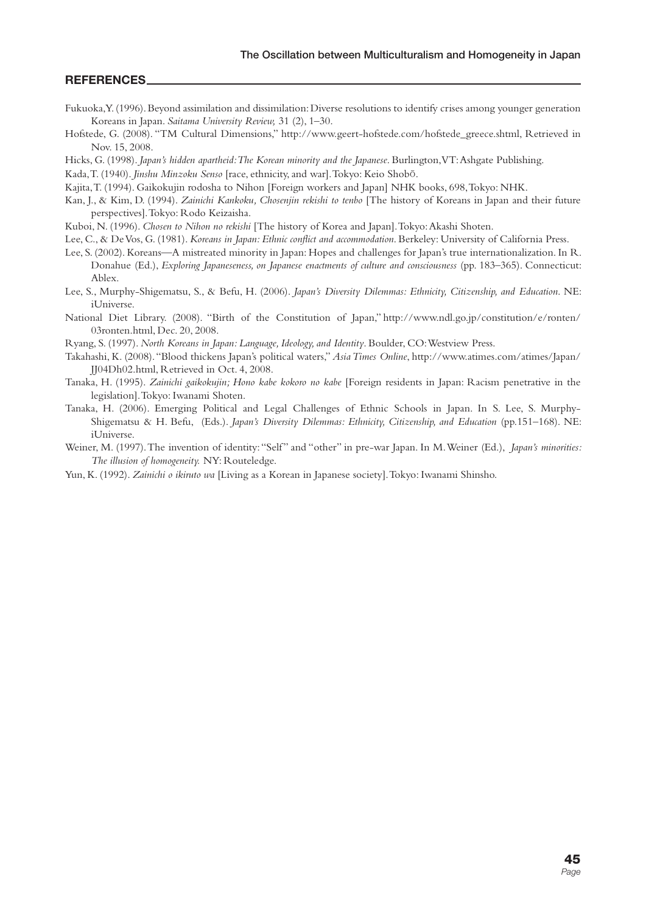## REFERENCES

Fukuoka, Y. (1996). Beyond assimilation and dissimilation: Diverse resolutions to identify crises among younger generation Koreans in Japan. *Saitama University Review,* 31 (2), 1–30.

Hofstede, G. (2008). "TM Cultural Dimensions," http://www.geert-hofstede.com/hofstede_greece.shtml, Retrieved in Nov. 15, 2008.

Hicks, G. (1998). *Japan's hidden apartheid: The Korean minority and the Japanese*. Burlington, VT: Ashgate Publishing.

Kada, T. (1940). *Jinshu Minzoku Senso* [race, ethnicity, and war]. Tokyo: Keio Shobō.

Kajita, T. (1994). Gaikokujin rodosha to Nihon [Foreign workers and Japan] NHK books, 698, Tokyo: NHK.

Kan, J., & Kim, D. (1994). *Zainichi Kankoku, Chosenjin rekishi to tenbo* [The history of Koreans in Japan and their future perspectives]. Tokyo: Rodo Keizaisha.

Kuboi, N. (1996). *Chosen to Nihon no rekishi* [The history of Korea and Japan]. Tokyo: Akashi Shoten.

Lee, C., & De Vos, G. (1981). *Koreans in Japan: Ethnic conflict and accommodation*. Berkeley: University of California Press.

Lee, S. (2002). Koreans—A mistreated minority in Japan: Hopes and challenges for Japan's true internationalization. In R. Donahue (Ed.), *Exploring Japaneseness, on Japanese enactments of culture and consciousness* (pp. 183–365). Connecticut: Ablex.

Lee, S., Murphy-Shigematsu, S., & Befu, H. (2006). *Japan's Diversity Dilemmas: Ethnicity, Citizenship, and Education*. NE: iUniverse.

National Diet Library. (2008). "Birth of the Constitution of Japan," http://www.ndl.go.jp/constitution/e/ronten/03ronten.html, Dec. 20, 2008.

Ryang, S. (1997). *North Koreans in Japan: Language, Ideology, and Identity*. Boulder, CO: Westview Press.

Takahashi, K. (2008). "Blood thickens Japan's political waters," *Asia Times Online*, http://www.atimes.com/atimes/Japan/JJ04Dh02.html, Retrieved in Oct. 4, 2008.

Tanaka, H. (1995). *Zainichi gaikokujin; Hono kabe kokoro no kabe* [Foreign residents in Japan: Racism penetrative in the legislation]. Tokyo: Iwanami Shoten.

Tanaka, H. (2006). Emerging Political and Legal Challenges of Ethnic Schools in Japan. In S. Lee, S. Murphy-Shigematsu & H. Befu, (Eds.). *Japan's Diversity Dilemmas: Ethnicity, Citizenship, and Education* (pp.151–168). NE: iUniverse.

Weiner, M. (1997). The invention of identity: "Self" and "other" in pre-war Japan. In M. Weiner (Ed.), *Japan's minorities: The illusion of homogeneity.* NY: Routeledge.

Yun, K. (1992). *Zainichi o ikiruto wa* [Living as a Korean in Japanese society]. Tokyo: Iwanami Shinsho.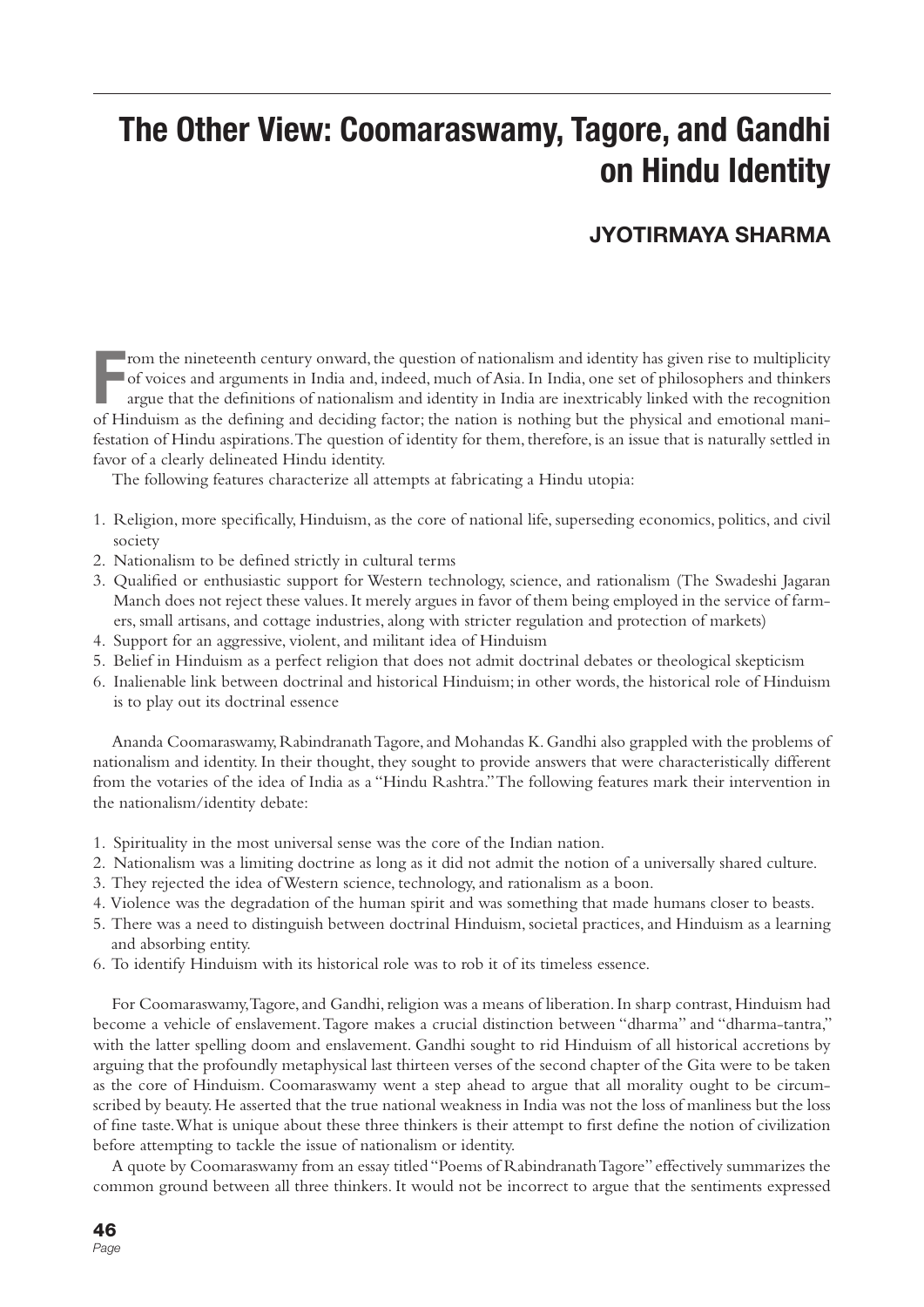# The Other View: Coomaraswamy, Tagore, and Gandhi on Hindu Identity

## JYOTIRMAYA SHARMA

From the nineteenth century onward, the question of nationalism and identity has given rise to multiplicity of voices and arguments in India and, indeed, much of Asia. In India, one set of philosophers and thinkers argue that the definitions of nationalism and identity in India are inextricably linked with the recognition of Hinduism as the defining and deciding factor; the nation is nothing but the physical and emotional manifestation of Hindu aspirations. The question of identity for them, therefore, is an issue that is naturally settled in favor of a clearly delineated Hindu identity.

The following features characterize all attempts at fabricating a Hindu utopia:

1. Religion, more specifically, Hinduism, as the core of national life, superseding economics, politics, and civil society
2. Nationalism to be defined strictly in cultural terms
3. Qualified or enthusiastic support for Western technology, science, and rationalism (The Swadeshi Jagaran Manch does not reject these values. It merely argues in favor of them being employed in the service of farmers, small artisans, and cottage industries, along with stricter regulation and protection of markets)
4. Support for an aggressive, violent, and militant idea of Hinduism
5. Belief in Hinduism as a perfect religion that does not admit doctrinal debates or theological skepticism
6. Inalienable link between doctrinal and historical Hinduism; in other words, the historical role of Hinduism is to play out its doctrinal essence

Ananda Coomaraswamy, Rabindranath Tagore, and Mohandas K. Gandhi also grappled with the problems of nationalism and identity. In their thought, they sought to provide answers that were characteristically different from the votaries of the idea of India as a "Hindu Rashtra." The following features mark their intervention in the nationalism/identity debate:

1. Spirituality in the most universal sense was the core of the Indian nation.
2. Nationalism was a limiting doctrine as long as it did not admit the notion of a universally shared culture.
3. They rejected the idea of Western science, technology, and rationalism as a boon.
4. Violence was the degradation of the human spirit and was something that made humans closer to beasts.
5. There was a need to distinguish between doctrinal Hinduism, societal practices, and Hinduism as a learning and absorbing entity.
6. To identify Hinduism with its historical role was to rob it of its timeless essence.

For Coomaraswamy, Tagore, and Gandhi, religion was a means of liberation. In sharp contrast, Hinduism had become a vehicle of enslavement. Tagore makes a crucial distinction between "dharma" and "dharma-tantra," with the latter spelling doom and enslavement. Gandhi sought to rid Hinduism of all historical accretions by arguing that the profoundly metaphysical last thirteen verses of the second chapter of the Gita were to be taken as the core of Hinduism. Coomaraswamy went a step ahead to argue that all morality ought to be circumscribed by beauty. He asserted that the true national weakness in India was not the loss of manliness but the loss of fine taste. What is unique about these three thinkers is their attempt to first define the notion of civilization before attempting to tackle the issue of nationalism or identity.

A quote by Coomaraswamy from an essay titled "Poems of Rabindranath Tagore" effectively summarizes the common ground between all three thinkers. It would not be incorrect to argue that the sentiments expressed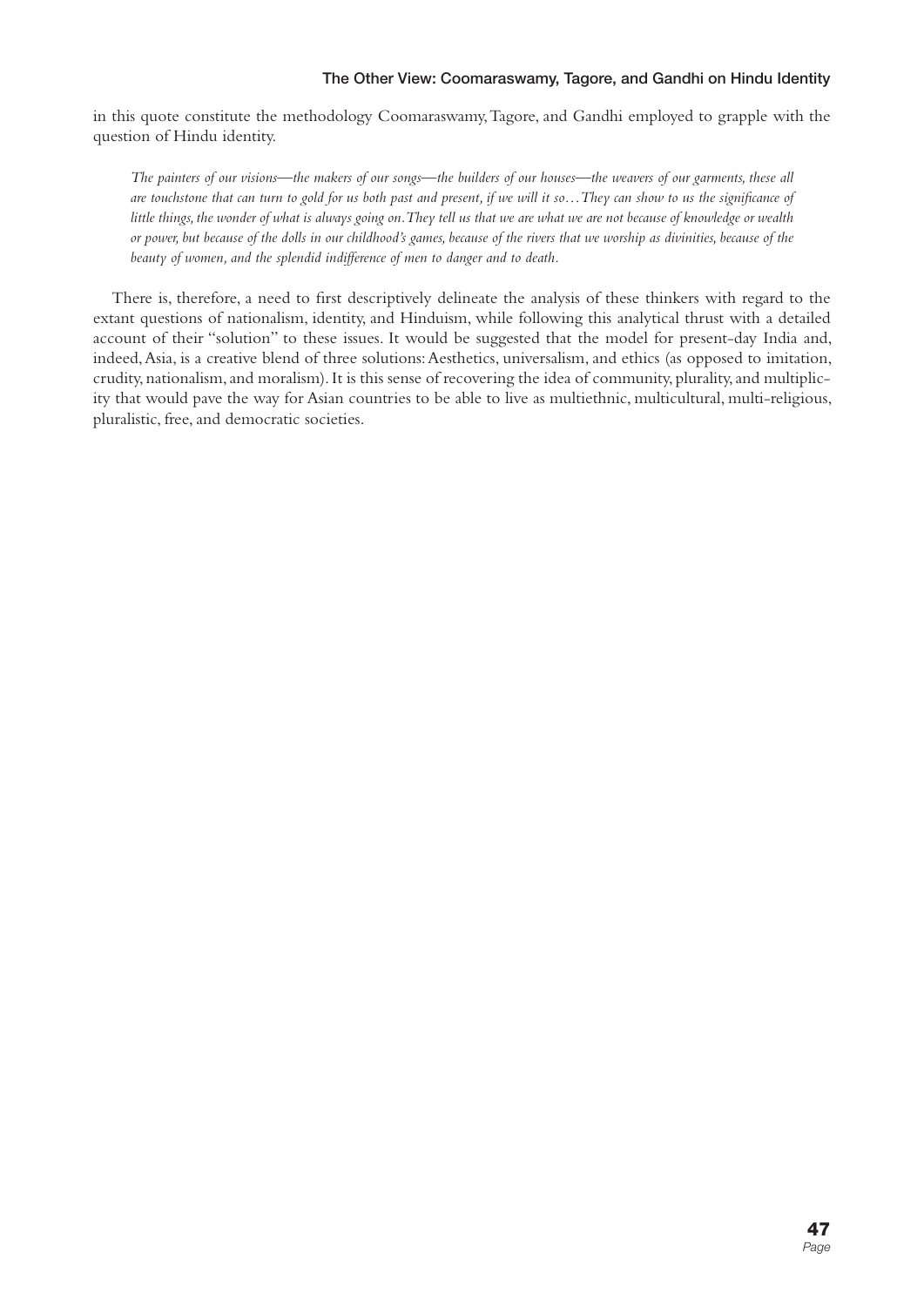in this quote constitute the methodology Coomaraswamy, Tagore, and Gandhi employed to grapple with the question of Hindu identity.

> *The painters of our visions—the makers of our songs—the builders of our houses—the weavers of our garments, these all are touchstone that can turn to gold for us both past and present, if we will it so…They can show to us the significance of little things, the wonder of what is always going on. They tell us that we are what we are not because of knowledge or wealth or power, but because of the dolls in our childhood's games, because of the rivers that we worship as divinities, because of the beauty of women, and the splendid indifference of men to danger and to death.*

There is, therefore, a need to first descriptively delineate the analysis of these thinkers with regard to the extant questions of nationalism, identity, and Hinduism, while following this analytical thrust with a detailed account of their "solution" to these issues. It would be suggested that the model for present-day India and, indeed, Asia, is a creative blend of three solutions: Aesthetics, universalism, and ethics (as opposed to imitation, crudity, nationalism, and moralism). It is this sense of recovering the idea of community, plurality, and multiplicity that would pave the way for Asian countries to be able to live as multiethnic, multicultural, multi-religious, pluralistic, free, and democratic societies.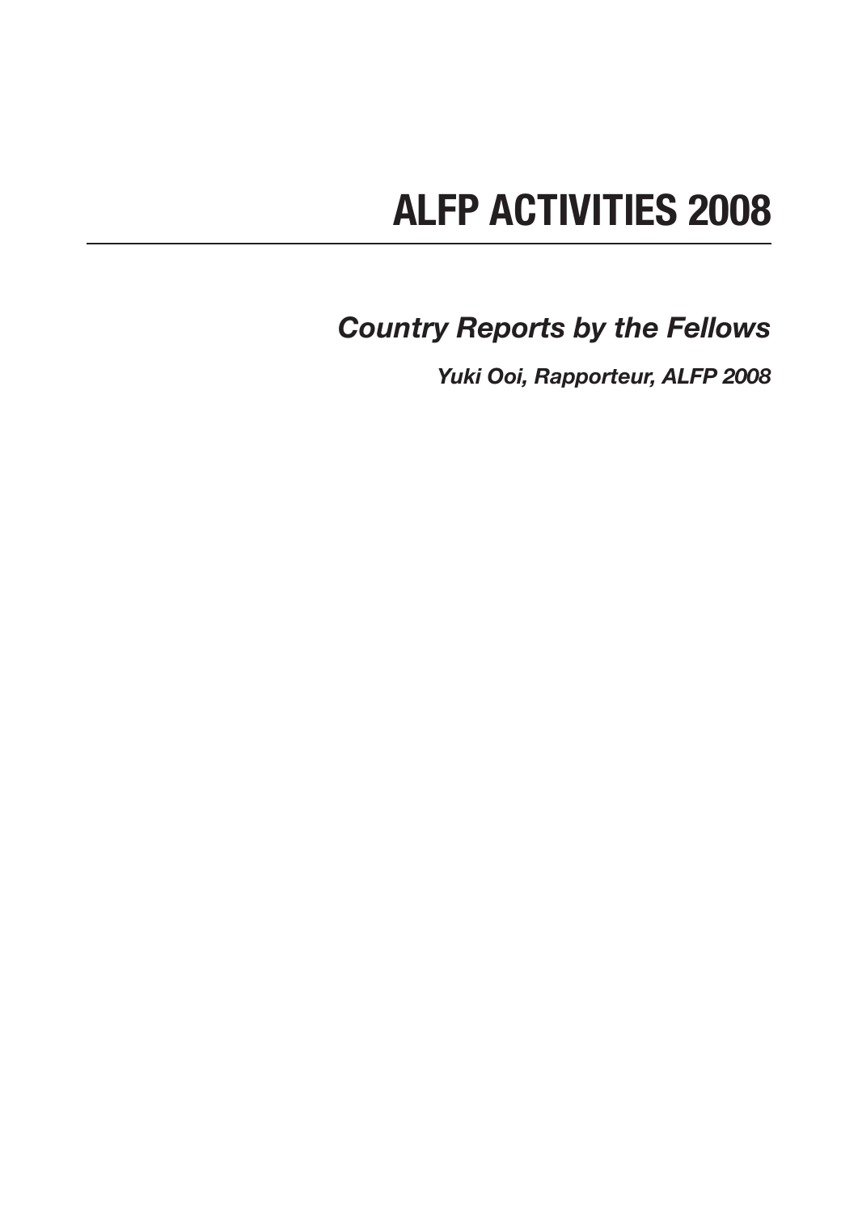# ALFP ACTIVITIES 2008

## *Country Reports by the Fellows*

***Yuki Ooi, Rapporteur, ALFP 2008***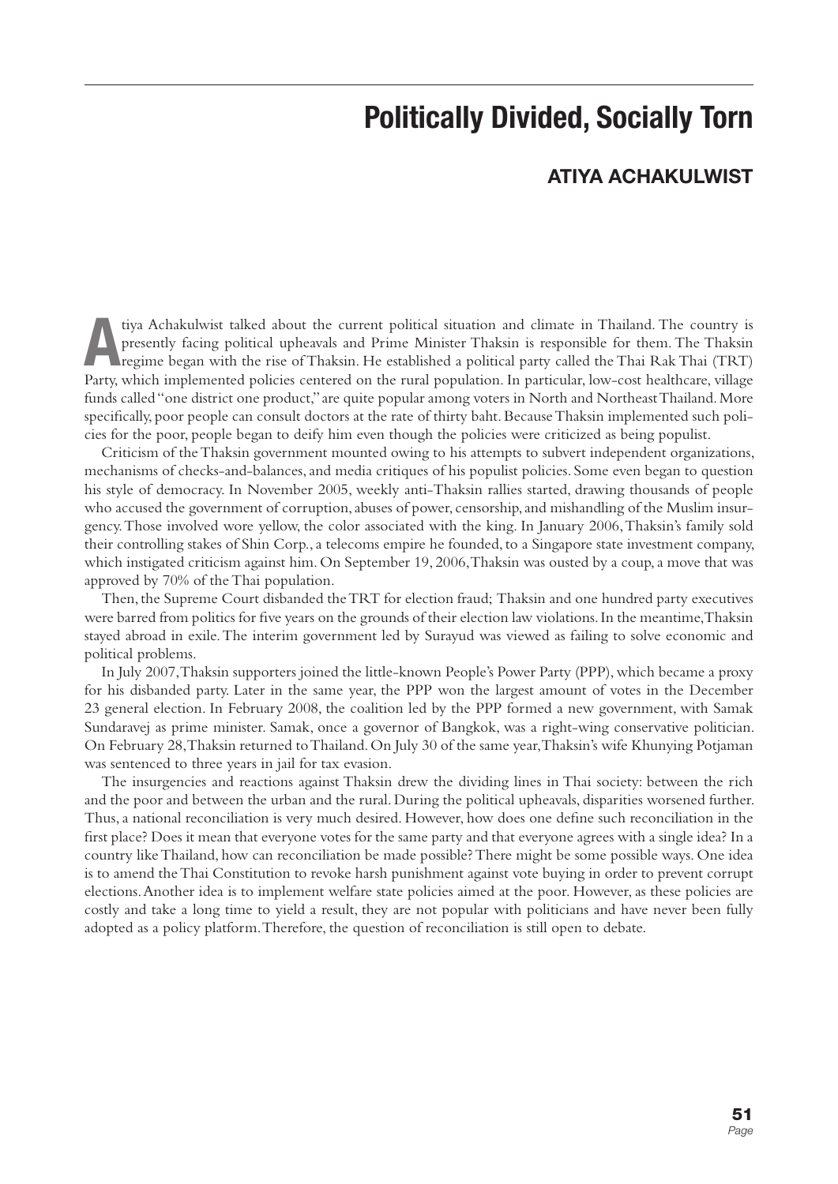# Politically Divided, Socially Torn

## ATIYA ACHAKULWIST

Atiya Achakulwist talked about the current political situation and climate in Thailand. The country is presently facing political upheavals and Prime Minister Thaksin is responsible for them. The Thaksin regime began with the rise of Thaksin. He established a political party called the Thai Rak Thai (TRT) Party, which implemented policies centered on the rural population. In particular, low-cost healthcare, village funds called "one district one product," are quite popular among voters in North and Northeast Thailand. More specifically, poor people can consult doctors at the rate of thirty baht. Because Thaksin implemented such policies for the poor, people began to deify him even though the policies were criticized as being populist.

Criticism of the Thaksin government mounted owing to his attempts to subvert independent organizations, mechanisms of checks-and-balances, and media critiques of his populist policies. Some even began to question his style of democracy. In November 2005, weekly anti-Thaksin rallies started, drawing thousands of people who accused the government of corruption, abuses of power, censorship, and mishandling of the Muslim insurgency. Those involved wore yellow, the color associated with the king. In January 2006, Thaksin's family sold their controlling stakes of Shin Corp., a telecoms empire he founded, to a Singapore state investment company, which instigated criticism against him. On September 19, 2006, Thaksin was ousted by a coup, a move that was approved by 70% of the Thai population.

Then, the Supreme Court disbanded the TRT for election fraud; Thaksin and one hundred party executives were barred from politics for five years on the grounds of their election law violations. In the meantime, Thaksin stayed abroad in exile. The interim government led by Surayud was viewed as failing to solve economic and political problems.

In July 2007, Thaksin supporters joined the little-known People's Power Party (PPP), which became a proxy for his disbanded party. Later in the same year, the PPP won the largest amount of votes in the December 23 general election. In February 2008, the coalition led by the PPP formed a new government, with Samak Sundaravej as prime minister. Samak, once a governor of Bangkok, was a right-wing conservative politician. On February 28, Thaksin returned to Thailand. On July 30 of the same year, Thaksin's wife Khunying Potjaman was sentenced to three years in jail for tax evasion.

The insurgencies and reactions against Thaksin drew the dividing lines in Thai society: between the rich and the poor and between the urban and the rural. During the political upheavals, disparities worsened further. Thus, a national reconciliation is very much desired. However, how does one define such reconciliation in the first place? Does it mean that everyone votes for the same party and that everyone agrees with a single idea? In a country like Thailand, how can reconciliation be made possible? There might be some possible ways. One idea is to amend the Thai Constitution to revoke harsh punishment against vote buying in order to prevent corrupt elections. Another idea is to implement welfare state policies aimed at the poor. However, as these policies are costly and take a long time to yield a result, they are not popular with politicians and have never been fully adopted as a policy platform. Therefore, the question of reconciliation is still open to debate.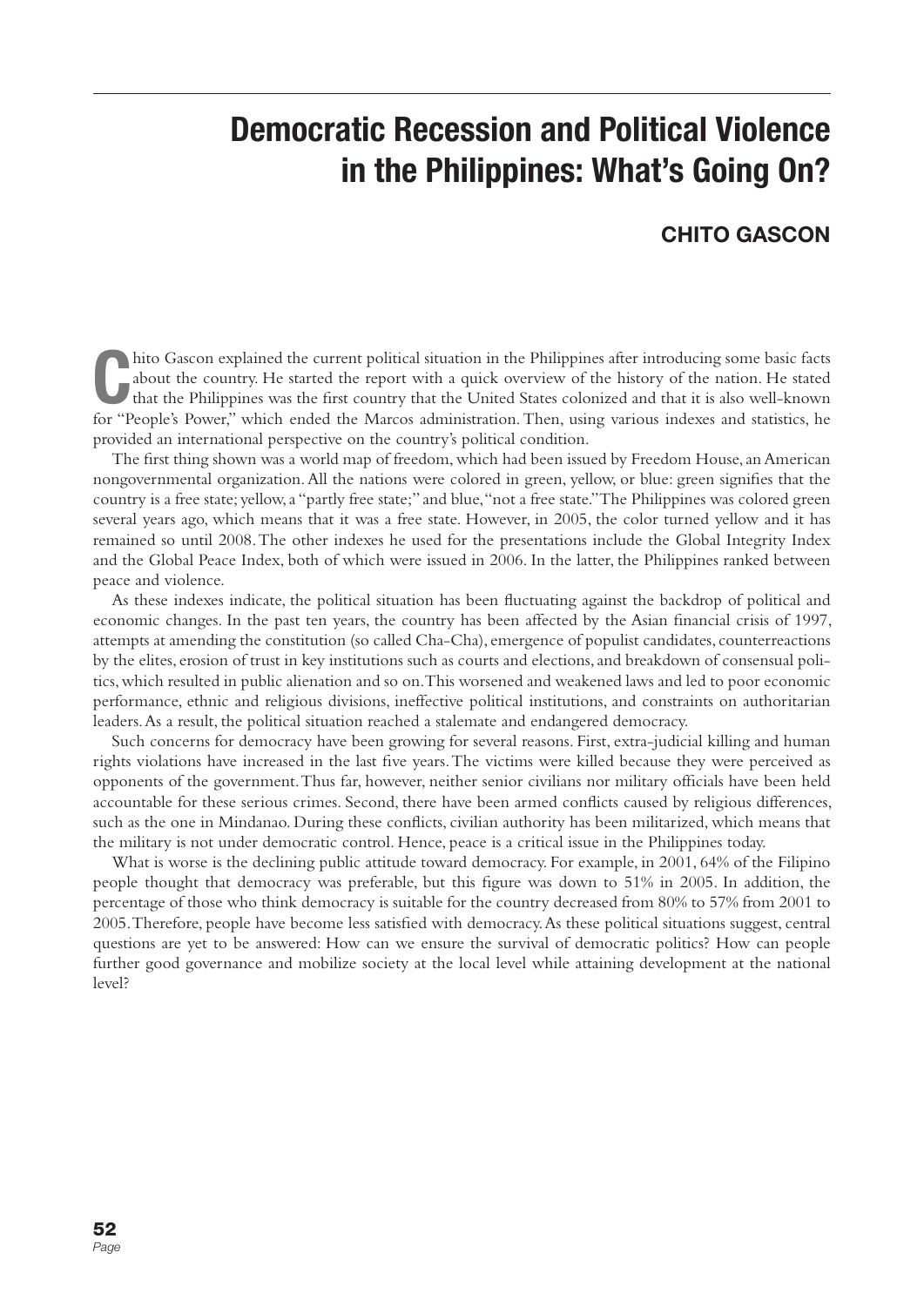# Democratic Recession and Political Violence in the Philippines: What's Going On?

## CHITO GASCON

Chito Gascon explained the current political situation in the Philippines after introducing some basic facts about the country. He started the report with a quick overview of the history of the nation. He stated that the Philippines was the first country that the United States colonized and that it is also well-known for "People's Power," which ended the Marcos administration. Then, using various indexes and statistics, he provided an international perspective on the country's political condition.

The first thing shown was a world map of freedom, which had been issued by Freedom House, an American nongovernmental organization. All the nations were colored in green, yellow, or blue: green signifies that the country is a free state; yellow, a "partly free state;" and blue, "not a free state." The Philippines was colored green several years ago, which means that it was a free state. However, in 2005, the color turned yellow and it has remained so until 2008. The other indexes he used for the presentations include the Global Integrity Index and the Global Peace Index, both of which were issued in 2006. In the latter, the Philippines ranked between peace and violence.

As these indexes indicate, the political situation has been fluctuating against the backdrop of political and economic changes. In the past ten years, the country has been affected by the Asian financial crisis of 1997, attempts at amending the constitution (so called Cha-Cha), emergence of populist candidates, counterreactions by the elites, erosion of trust in key institutions such as courts and elections, and breakdown of consensual politics, which resulted in public alienation and so on. This worsened and weakened laws and led to poor economic performance, ethnic and religious divisions, ineffective political institutions, and constraints on authoritarian leaders. As a result, the political situation reached a stalemate and endangered democracy.

Such concerns for democracy have been growing for several reasons. First, extra-judicial killing and human rights violations have increased in the last five years. The victims were killed because they were perceived as opponents of the government. Thus far, however, neither senior civilians nor military officials have been held accountable for these serious crimes. Second, there have been armed conflicts caused by religious differences, such as the one in Mindanao. During these conflicts, civilian authority has been militarized, which means that the military is not under democratic control. Hence, peace is a critical issue in the Philippines today.

What is worse is the declining public attitude toward democracy. For example, in 2001, 64% of the Filipino people thought that democracy was preferable, but this figure was down to 51% in 2005. In addition, the percentage of those who think democracy is suitable for the country decreased from 80% to 57% from 2001 to 2005. Therefore, people have become less satisfied with democracy. As these political situations suggest, central questions are yet to be answered: How can we ensure the survival of democratic politics? How can people further good governance and mobilize society at the local level while attaining development at the national level?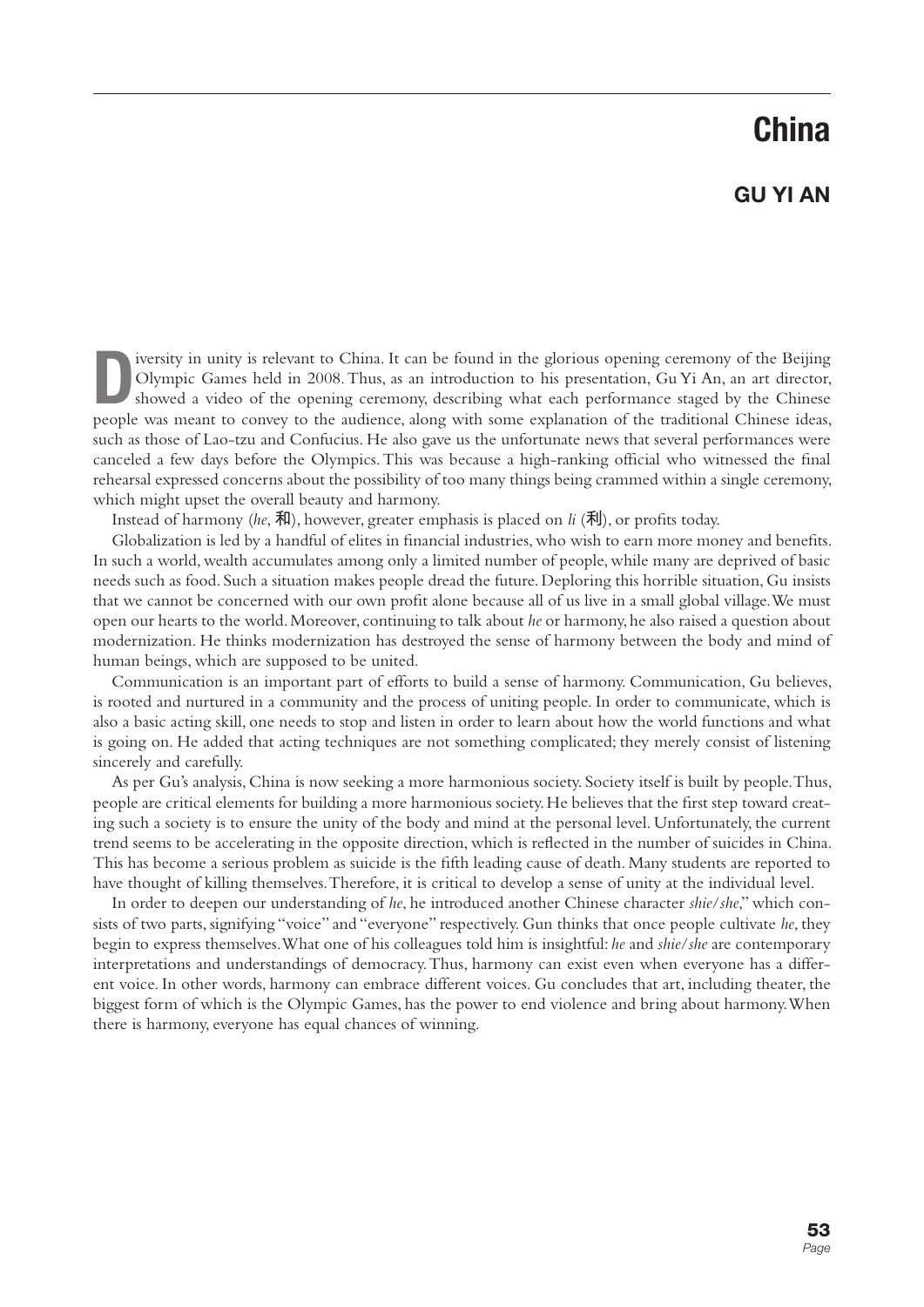# China

## GU YI AN

Diversity in unity is relevant to China. It can be found in the glorious opening ceremony of the Beijing Olympic Games held in 2008. Thus, as an introduction to his presentation, Gu Yi An, an art director, showed a video of the opening ceremony, describing what each performance staged by the Chinese people was meant to convey to the audience, along with some explanation of the traditional Chinese ideas, such as those of Lao-tzu and Confucius. He also gave us the unfortunate news that several performances were canceled a few days before the Olympics. This was because a high-ranking official who witnessed the final rehearsal expressed concerns about the possibility of too many things being crammed within a single ceremony, which might upset the overall beauty and harmony.

Instead of harmony (*he*, 和), however, greater emphasis is placed on *li* (利), or profits today.

Globalization is led by a handful of elites in financial industries, who wish to earn more money and benefits. In such a world, wealth accumulates among only a limited number of people, while many are deprived of basic needs such as food. Such a situation makes people dread the future. Deploring this horrible situation, Gu insists that we cannot be concerned with our own profit alone because all of us live in a small global village. We must open our hearts to the world. Moreover, continuing to talk about *he* or harmony, he also raised a question about modernization. He thinks modernization has destroyed the sense of harmony between the body and mind of human beings, which are supposed to be united.

Communication is an important part of efforts to build a sense of harmony. Communication, Gu believes, is rooted and nurtured in a community and the process of uniting people. In order to communicate, which is also a basic acting skill, one needs to stop and listen in order to learn about how the world functions and what is going on. He added that acting techniques are not something complicated; they merely consist of listening sincerely and carefully.

As per Gu's analysis, China is now seeking a more harmonious society. Society itself is built by people. Thus, people are critical elements for building a more harmonious society. He believes that the first step toward creating such a society is to ensure the unity of the body and mind at the personal level. Unfortunately, the current trend seems to be accelerating in the opposite direction, which is reflected in the number of suicides in China. This has become a serious problem as suicide is the fifth leading cause of death. Many students are reported to have thought of killing themselves. Therefore, it is critical to develop a sense of unity at the individual level.

In order to deepen our understanding of *he*, he introduced another Chinese character *shie/she*," which consists of two parts, signifying "voice" and "everyone" respectively. Gun thinks that once people cultivate *he*, they begin to express themselves. What one of his colleagues told him is insightful: *he* and *shie/she* are contemporary interpretations and understandings of democracy. Thus, harmony can exist even when everyone has a different voice. In other words, harmony can embrace different voices. Gu concludes that art, including theater, the biggest form of which is the Olympic Games, has the power to end violence and bring about harmony. When there is harmony, everyone has equal chances of winning.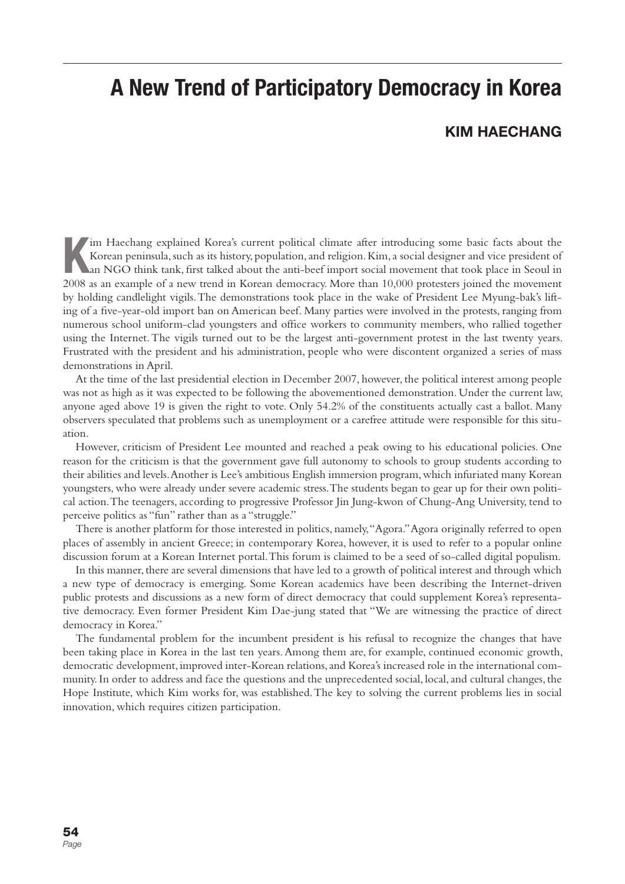# A New Trend of Participatory Democracy in Korea

## KIM HAECHANG

Kim Haechang explained Korea's current political climate after introducing some basic facts about the Korean peninsula, such as its history, population, and religion. Kim, a social designer and vice president of an NGO think tank, first talked about the anti-beef import social movement that took place in Seoul in 2008 as an example of a new trend in Korean democracy. More than 10,000 protesters joined the movement by holding candlelight vigils. The demonstrations took place in the wake of President Lee Myung-bak's lifting of a five-year-old import ban on American beef. Many parties were involved in the protests, ranging from numerous school uniform-clad youngsters and office workers to community members, who rallied together using the Internet. The vigils turned out to be the largest anti-government protest in the last twenty years. Frustrated with the president and his administration, people who were discontent organized a series of mass demonstrations in April.

At the time of the last presidential election in December 2007, however, the political interest among people was not as high as it was expected to be following the abovementioned demonstration. Under the current law, anyone aged above 19 is given the right to vote. Only 54.2% of the constituents actually cast a ballot. Many observers speculated that problems such as unemployment or a carefree attitude were responsible for this situation.

However, criticism of President Lee mounted and reached a peak owing to his educational policies. One reason for the criticism is that the government gave full autonomy to schools to group students according to their abilities and levels. Another is Lee's ambitious English immersion program, which infuriated many Korean youngsters, who were already under severe academic stress. The students began to gear up for their own political action. The teenagers, according to progressive Professor Jin Jung-kwon of Chung-Ang University, tend to perceive politics as "fun" rather than as a "struggle."

There is another platform for those interested in politics, namely, "Agora." Agora originally referred to open places of assembly in ancient Greece; in contemporary Korea, however, it is used to refer to a popular online discussion forum at a Korean Internet portal. This forum is claimed to be a seed of so-called digital populism.

In this manner, there are several dimensions that have led to a growth of political interest and through which a new type of democracy is emerging. Some Korean academics have been describing the Internet-driven public protests and discussions as a new form of direct democracy that could supplement Korea's representative democracy. Even former President Kim Dae-jung stated that "We are witnessing the practice of direct democracy in Korea."

The fundamental problem for the incumbent president is his refusal to recognize the changes that have been taking place in Korea in the last ten years. Among them are, for example, continued economic growth, democratic development, improved inter-Korean relations, and Korea's increased role in the international community. In order to address and face the questions and the unprecedented social, local, and cultural changes, the Hope Institute, which Kim works for, was established. The key to solving the current problems lies in social innovation, which requires citizen participation.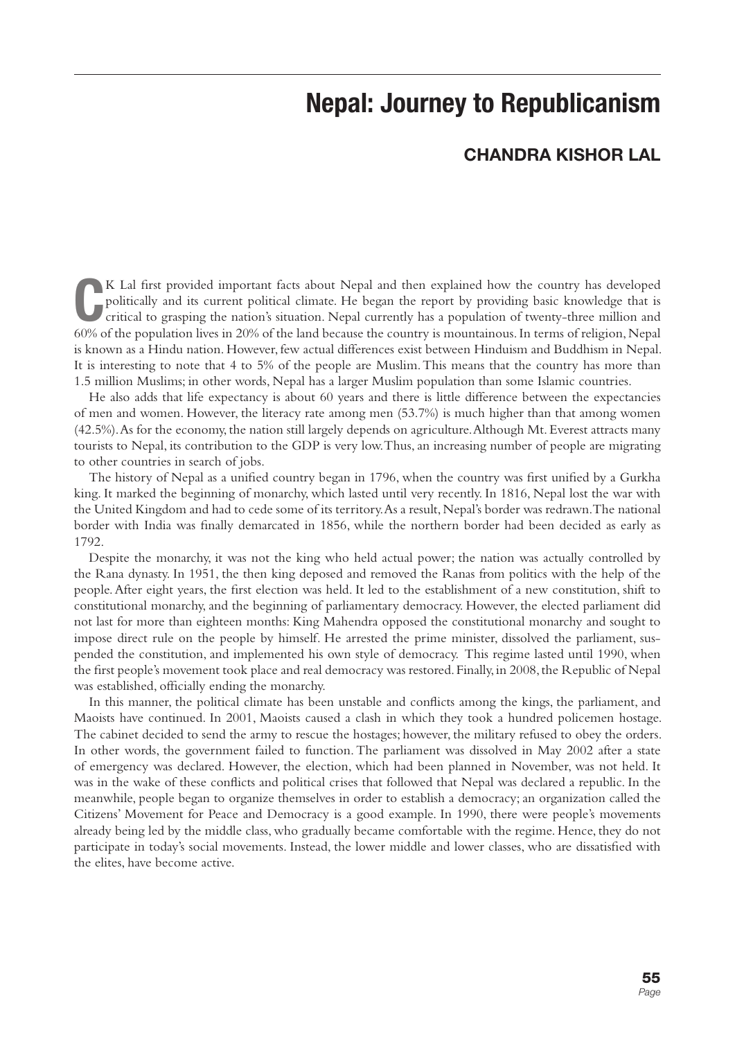# Nepal: Journey to Republicanism

## CHANDRA KISHOR LAL

CK Lal first provided important facts about Nepal and then explained how the country has developed politically and its current political climate. He began the report by providing basic knowledge that is critical to grasping the nation's situation. Nepal currently has a population of twenty-three million and 60% of the population lives in 20% of the land because the country is mountainous. In terms of religion, Nepal is known as a Hindu nation. However, few actual differences exist between Hinduism and Buddhism in Nepal. It is interesting to note that 4 to 5% of the people are Muslim. This means that the country has more than 1.5 million Muslims; in other words, Nepal has a larger Muslim population than some Islamic countries.

He also adds that life expectancy is about 60 years and there is little difference between the expectancies of men and women. However, the literacy rate among men (53.7%) is much higher than that among women (42.5%). As for the economy, the nation still largely depends on agriculture. Although Mt. Everest attracts many tourists to Nepal, its contribution to the GDP is very low. Thus, an increasing number of people are migrating to other countries in search of jobs.

The history of Nepal as a unified country began in 1796, when the country was first unified by a Gurkha king. It marked the beginning of monarchy, which lasted until very recently. In 1816, Nepal lost the war with the United Kingdom and had to cede some of its territory. As a result, Nepal's border was redrawn. The national border with India was finally demarcated in 1856, while the northern border had been decided as early as 1792.

Despite the monarchy, it was not the king who held actual power; the nation was actually controlled by the Rana dynasty. In 1951, the then king deposed and removed the Ranas from politics with the help of the people. After eight years, the first election was held. It led to the establishment of a new constitution, shift to constitutional monarchy, and the beginning of parliamentary democracy. However, the elected parliament did not last for more than eighteen months: King Mahendra opposed the constitutional monarchy and sought to impose direct rule on the people by himself. He arrested the prime minister, dissolved the parliament, suspended the constitution, and implemented his own style of democracy. This regime lasted until 1990, when the first people's movement took place and real democracy was restored. Finally, in 2008, the Republic of Nepal was established, officially ending the monarchy.

In this manner, the political climate has been unstable and conflicts among the kings, the parliament, and Maoists have continued. In 2001, Maoists caused a clash in which they took a hundred policemen hostage. The cabinet decided to send the army to rescue the hostages; however, the military refused to obey the orders. In other words, the government failed to function. The parliament was dissolved in May 2002 after a state of emergency was declared. However, the election, which had been planned in November, was not held. It was in the wake of these conflicts and political crises that followed that Nepal was declared a republic. In the meanwhile, people began to organize themselves in order to establish a democracy; an organization called the Citizens' Movement for Peace and Democracy is a good example. In 1990, there were people's movements already being led by the middle class, who gradually became comfortable with the regime. Hence, they do not participate in today's social movements. Instead, the lower middle and lower classes, who are dissatisfied with the elites, have become active.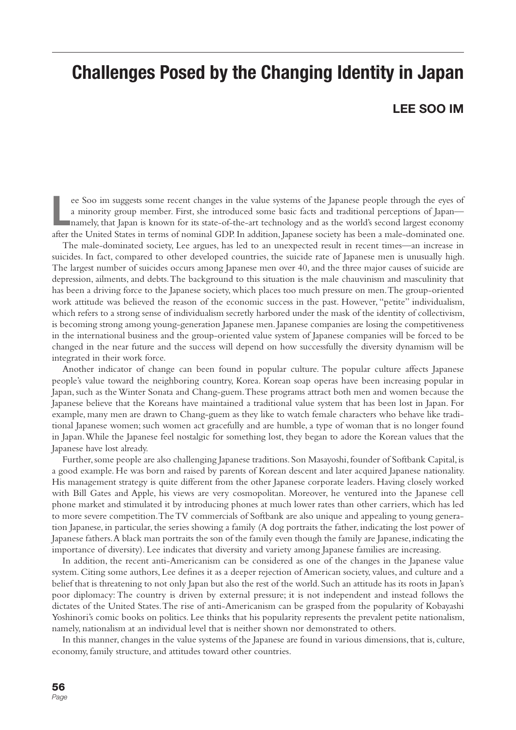# Challenges Posed by the Changing Identity in Japan

**LEE SOO IM**

Lee Soo im suggests some recent changes in the value systems of the Japanese people through the eyes of a minority group member. First, she introduced some basic facts and traditional perceptions of Japan—namely, that Japan is known for its state-of-the-art technology and as the world's second largest economy after the United States in terms of nominal GDP. In addition, Japanese society has been a male-dominated one.

The male-dominated society, Lee argues, has led to an unexpected result in recent times—an increase in suicides. In fact, compared to other developed countries, the suicide rate of Japanese men is unusually high. The largest number of suicides occurs among Japanese men over 40, and the three major causes of suicide are depression, ailments, and debts. The background to this situation is the male chauvinism and masculinity that has been a driving force to the Japanese society, which places too much pressure on men. The group-oriented work attitude was believed the reason of the economic success in the past. However, "petite" individualism, which refers to a strong sense of individualism secretly harbored under the mask of the identity of collectivism, is becoming strong among young-generation Japanese men. Japanese companies are losing the competitiveness in the international business and the group-oriented value system of Japanese companies will be forced to be changed in the near future and the success will depend on how successfully the diversity dynamism will be integrated in their work force.

Another indicator of change can been found in popular culture. The popular culture affects Japanese people's value toward the neighboring country, Korea. Korean soap operas have been increasing popular in Japan, such as the Winter Sonata and Chang-guem. These programs attract both men and women because the Japanese believe that the Koreans have maintained a traditional value system that has been lost in Japan. For example, many men are drawn to Chang-guem as they like to watch female characters who behave like traditional Japanese women; such women act gracefully and are humble, a type of woman that is no longer found in Japan. While the Japanese feel nostalgic for something lost, they began to adore the Korean values that the Japanese have lost already.

Further, some people are also challenging Japanese traditions. Son Masayoshi, founder of Softbank Capital, is a good example. He was born and raised by parents of Korean descent and later acquired Japanese nationality. His management strategy is quite different from the other Japanese corporate leaders. Having closely worked with Bill Gates and Apple, his views are very cosmopolitan. Moreover, he ventured into the Japanese cell phone market and stimulated it by introducing phones at much lower rates than other carriers, which has led to more severe competition. The TV commercials of Softbank are also unique and appealing to young generation Japanese, in particular, the series showing a family (A dog portraits the father, indicating the lost power of Japanese fathers. A black man portraits the son of the family even though the family are Japanese, indicating the importance of diversity). Lee indicates that diversity and variety among Japanese families are increasing.

In addition, the recent anti-Americanism can be considered as one of the changes in the Japanese value system. Citing some authors, Lee defines it as a deeper rejection of American society, values, and culture and a belief that is threatening to not only Japan but also the rest of the world. Such an attitude has its roots in Japan's poor diplomacy: The country is driven by external pressure; it is not independent and instead follows the dictates of the United States. The rise of anti-Americanism can be grasped from the popularity of Kobayashi Yoshinori's comic books on politics. Lee thinks that his popularity represents the prevalent petite nationalism, namely, nationalism at an individual level that is neither shown nor demonstrated to others.

In this manner, changes in the value systems of the Japanese are found in various dimensions, that is, culture, economy, family structure, and attitudes toward other countries.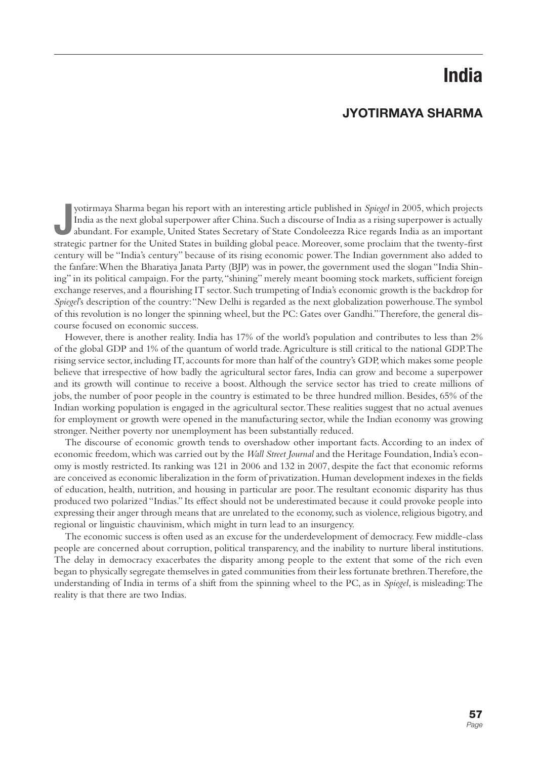# India

## JYOTIRMAYA SHARMA

Jyotirmaya Sharma began his report with an interesting article published in *Spiegel* in 2005, which projects India as the next global superpower after China. Such a discourse of India as a rising superpower is actually abundant. For example, United States Secretary of State Condoleezza Rice regards India as an important strategic partner for the United States in building global peace. Moreover, some proclaim that the twenty-first century will be "India's century" because of its rising economic power. The Indian government also added to the fanfare: When the Bharatiya Janata Party (BJP) was in power, the government used the slogan "India Shining" in its political campaign. For the party, "shining" merely meant booming stock markets, sufficient foreign exchange reserves, and a flourishing IT sector. Such trumpeting of India's economic growth is the backdrop for *Spiegel*'s description of the country: "New Delhi is regarded as the next globalization powerhouse. The symbol of this revolution is no longer the spinning wheel, but the PC: Gates over Gandhi." Therefore, the general discourse focused on economic success.

However, there is another reality. India has 17% of the world's population and contributes to less than 2% of the global GDP and 1% of the quantum of world trade. Agriculture is still critical to the national GDP. The rising service sector, including IT, accounts for more than half of the country's GDP, which makes some people believe that irrespective of how badly the agricultural sector fares, India can grow and become a superpower and its growth will continue to receive a boost. Although the service sector has tried to create millions of jobs, the number of poor people in the country is estimated to be three hundred million. Besides, 65% of the Indian working population is engaged in the agricultural sector. These realities suggest that no actual avenues for employment or growth were opened in the manufacturing sector, while the Indian economy was growing stronger. Neither poverty nor unemployment has been substantially reduced.

The discourse of economic growth tends to overshadow other important facts. According to an index of economic freedom, which was carried out by the *Wall Street Journal* and the Heritage Foundation, India's economy is mostly restricted. Its ranking was 121 in 2006 and 132 in 2007, despite the fact that economic reforms are conceived as economic liberalization in the form of privatization. Human development indexes in the fields of education, health, nutrition, and housing in particular are poor. The resultant economic disparity has thus produced two polarized "Indias." Its effect should not be underestimated because it could provoke people into expressing their anger through means that are unrelated to the economy, such as violence, religious bigotry, and regional or linguistic chauvinism, which might in turn lead to an insurgency.

The economic success is often used as an excuse for the underdevelopment of democracy. Few middle-class people are concerned about corruption, political transparency, and the inability to nurture liberal institutions. The delay in democracy exacerbates the disparity among people to the extent that some of the rich even began to physically segregate themselves in gated communities from their less fortunate brethren. Therefore, the understanding of India in terms of a shift from the spinning wheel to the PC, as in *Spiegel*, is misleading: The reality is that there are two Indias.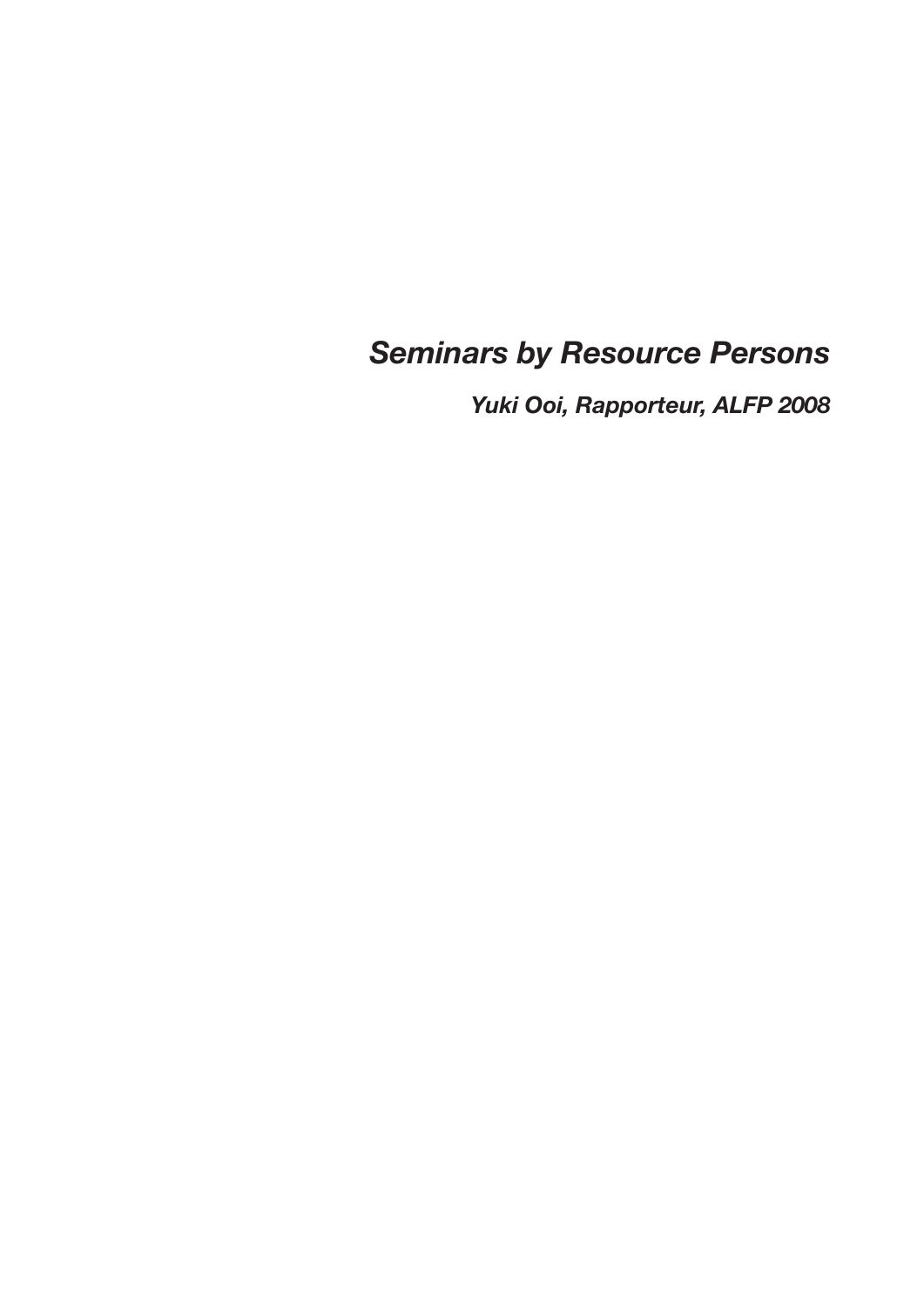# *Seminars by Resource Persons*

***Yuki Ooi, Rapporteur, ALFP 2008***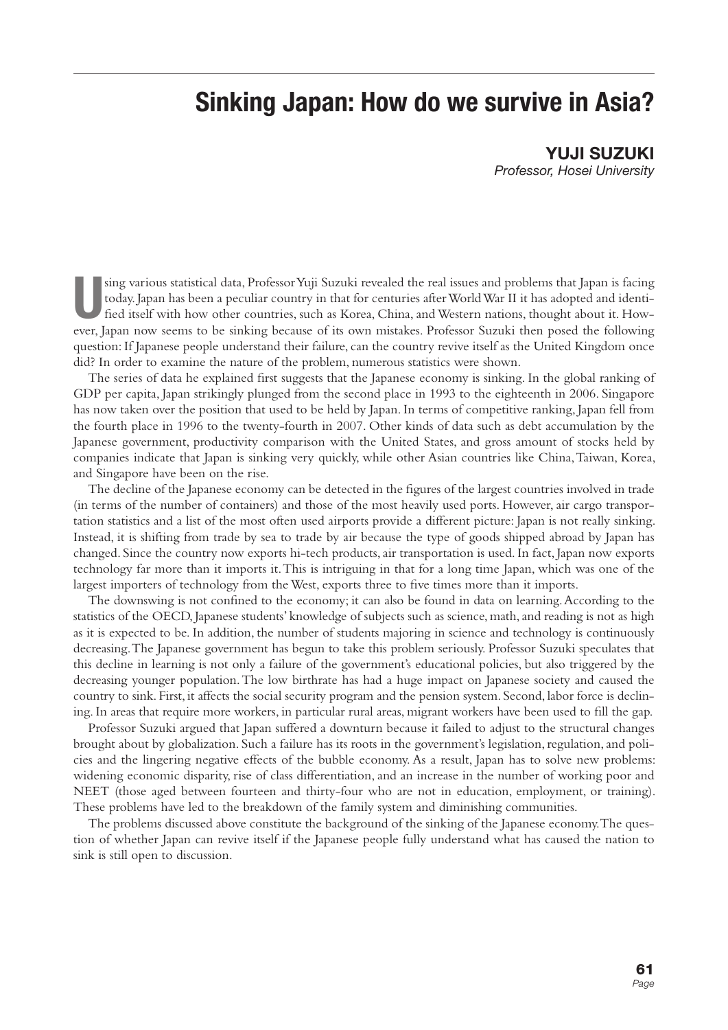# Sinking Japan: How do we survive in Asia?

**YUJI SUZUKI**

*Professor, Hosei University*

Using various statistical data, Professor Yuji Suzuki revealed the real issues and problems that Japan is facing today. Japan has been a peculiar country in that for centuries after World War II it has adopted and identified itself with how other countries, such as Korea, China, and Western nations, thought about it. However, Japan now seems to be sinking because of its own mistakes. Professor Suzuki then posed the following question: If Japanese people understand their failure, can the country revive itself as the United Kingdom once did? In order to examine the nature of the problem, numerous statistics were shown.

The series of data he explained first suggests that the Japanese economy is sinking. In the global ranking of GDP per capita, Japan strikingly plunged from the second place in 1993 to the eighteenth in 2006. Singapore has now taken over the position that used to be held by Japan. In terms of competitive ranking, Japan fell from the fourth place in 1996 to the twenty-fourth in 2007. Other kinds of data such as debt accumulation by the Japanese government, productivity comparison with the United States, and gross amount of stocks held by companies indicate that Japan is sinking very quickly, while other Asian countries like China, Taiwan, Korea, and Singapore have been on the rise.

The decline of the Japanese economy can be detected in the figures of the largest countries involved in trade (in terms of the number of containers) and those of the most heavily used ports. However, air cargo transportation statistics and a list of the most often used airports provide a different picture: Japan is not really sinking. Instead, it is shifting from trade by sea to trade by air because the type of goods shipped abroad by Japan has changed. Since the country now exports hi-tech products, air transportation is used. In fact, Japan now exports technology far more than it imports it. This is intriguing in that for a long time Japan, which was one of the largest importers of technology from the West, exports three to five times more than it imports.

The downswing is not confined to the economy; it can also be found in data on learning. According to the statistics of the OECD, Japanese students' knowledge of subjects such as science, math, and reading is not as high as it is expected to be. In addition, the number of students majoring in science and technology is continuously decreasing. The Japanese government has begun to take this problem seriously. Professor Suzuki speculates that this decline in learning is not only a failure of the government's educational policies, but also triggered by the decreasing younger population. The low birthrate has had a huge impact on Japanese society and caused the country to sink. First, it affects the social security program and the pension system. Second, labor force is declining. In areas that require more workers, in particular rural areas, migrant workers have been used to fill the gap.

Professor Suzuki argued that Japan suffered a downturn because it failed to adjust to the structural changes brought about by globalization. Such a failure has its roots in the government's legislation, regulation, and policies and the lingering negative effects of the bubble economy. As a result, Japan has to solve new problems: widening economic disparity, rise of class differentiation, and an increase in the number of working poor and NEET (those aged between fourteen and thirty-four who are not in education, employment, or training). These problems have led to the breakdown of the family system and diminishing communities.

The problems discussed above constitute the background of the sinking of the Japanese economy. The question of whether Japan can revive itself if the Japanese people fully understand what has caused the nation to sink is still open to discussion.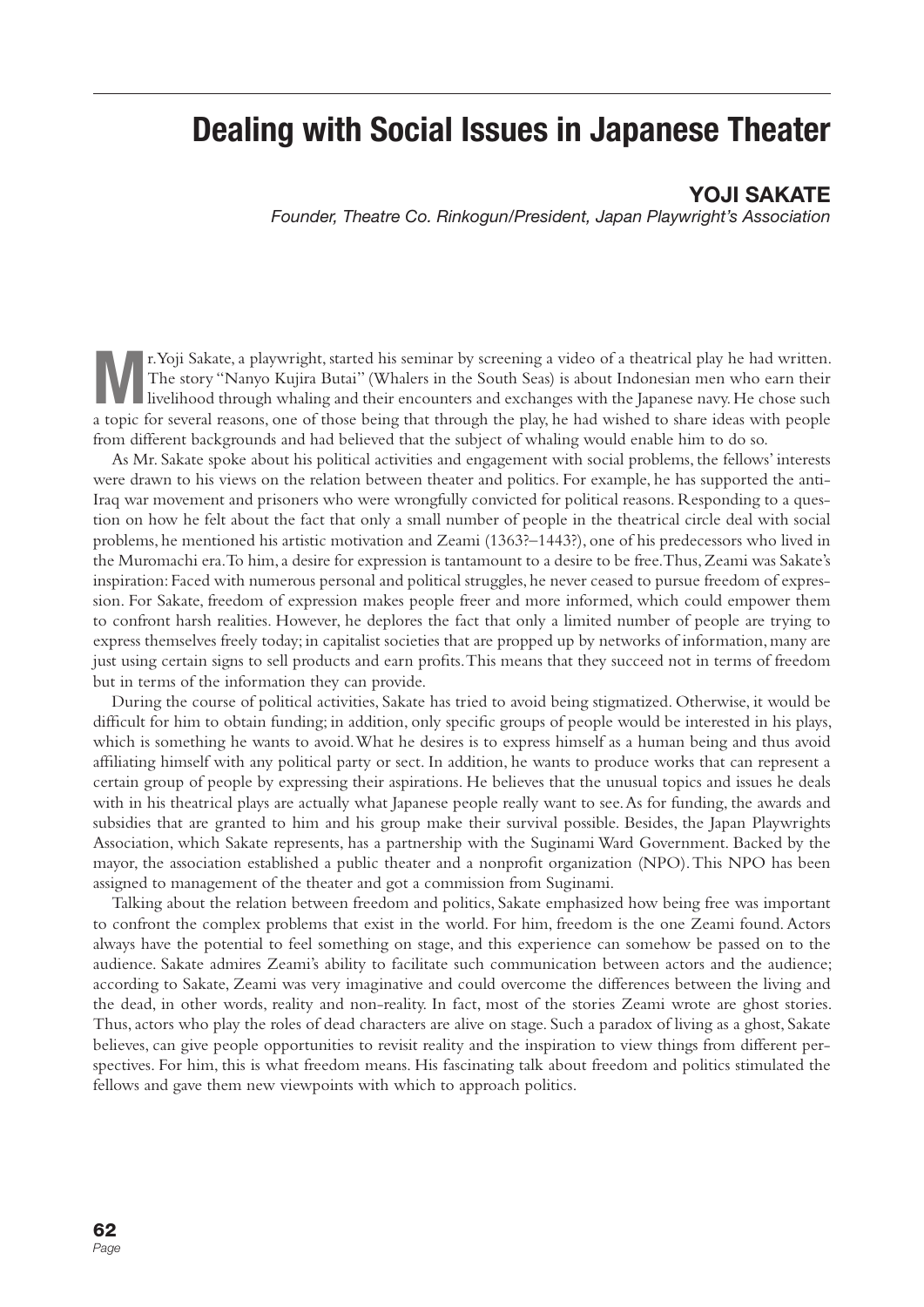# Dealing with Social Issues in Japanese Theater

**YOJI SAKATE**

*Founder, Theatre Co. Rinkogun/President, Japan Playwright's Association*

Mr. Yoji Sakate, a playwright, started his seminar by screening a video of a theatrical play he had written. The story "Nanyo Kujira Butai" (Whalers in the South Seas) is about Indonesian men who earn their livelihood through whaling and their encounters and exchanges with the Japanese navy. He chose such a topic for several reasons, one of those being that through the play, he had wished to share ideas with people from different backgrounds and had believed that the subject of whaling would enable him to do so.

As Mr. Sakate spoke about his political activities and engagement with social problems, the fellows' interests were drawn to his views on the relation between theater and politics. For example, he has supported the anti-Iraq war movement and prisoners who were wrongfully convicted for political reasons. Responding to a question on how he felt about the fact that only a small number of people in the theatrical circle deal with social problems, he mentioned his artistic motivation and Zeami (1363?–1443?), one of his predecessors who lived in the Muromachi era. To him, a desire for expression is tantamount to a desire to be free. Thus, Zeami was Sakate's inspiration: Faced with numerous personal and political struggles, he never ceased to pursue freedom of expression. For Sakate, freedom of expression makes people freer and more informed, which could empower them to confront harsh realities. However, he deplores the fact that only a limited number of people are trying to express themselves freely today; in capitalist societies that are propped up by networks of information, many are just using certain signs to sell products and earn profits. This means that they succeed not in terms of freedom but in terms of the information they can provide.

During the course of political activities, Sakate has tried to avoid being stigmatized. Otherwise, it would be difficult for him to obtain funding; in addition, only specific groups of people would be interested in his plays, which is something he wants to avoid. What he desires is to express himself as a human being and thus avoid affiliating himself with any political party or sect. In addition, he wants to produce works that can represent a certain group of people by expressing their aspirations. He believes that the unusual topics and issues he deals with in his theatrical plays are actually what Japanese people really want to see. As for funding, the awards and subsidies that are granted to him and his group make their survival possible. Besides, the Japan Playwrights Association, which Sakate represents, has a partnership with the Suginami Ward Government. Backed by the mayor, the association established a public theater and a nonprofit organization (NPO). This NPO has been assigned to management of the theater and got a commission from Suginami.

Talking about the relation between freedom and politics, Sakate emphasized how being free was important to confront the complex problems that exist in the world. For him, freedom is the one Zeami found. Actors always have the potential to feel something on stage, and this experience can somehow be passed on to the audience. Sakate admires Zeami's ability to facilitate such communication between actors and the audience; according to Sakate, Zeami was very imaginative and could overcome the differences between the living and the dead, in other words, reality and non-reality. In fact, most of the stories Zeami wrote are ghost stories. Thus, actors who play the roles of dead characters are alive on stage. Such a paradox of living as a ghost, Sakate believes, can give people opportunities to revisit reality and the inspiration to view things from different perspectives. For him, this is what freedom means. His fascinating talk about freedom and politics stimulated the fellows and gave them new viewpoints with which to approach politics.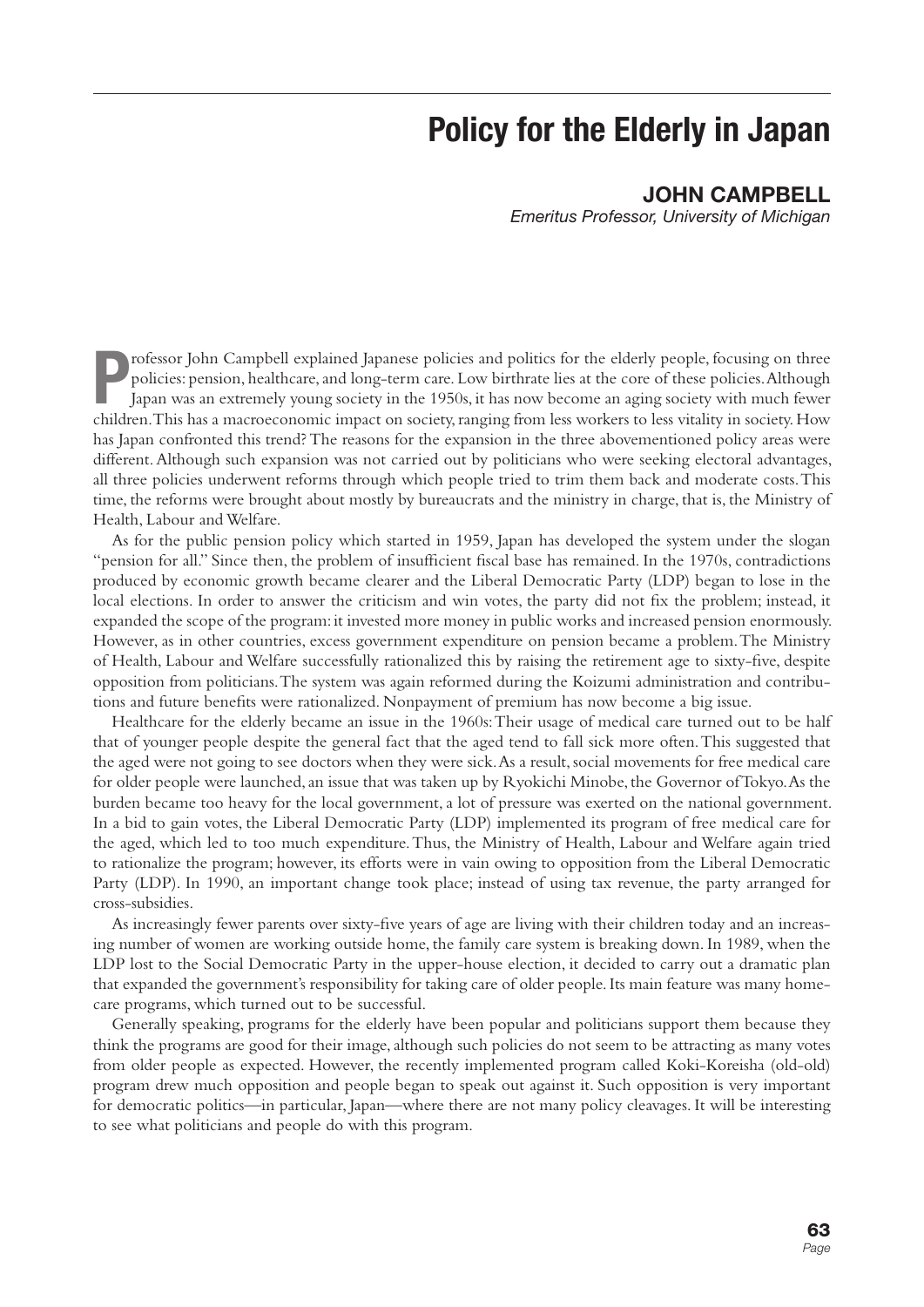# Policy for the Elderly in Japan

**JOHN CAMPBELL**

*Emeritus Professor, University of Michigan*

Professor John Campbell explained Japanese policies and politics for the elderly people, focusing on three policies: pension, healthcare, and long-term care. Low birthrate lies at the core of these policies. Although Japan was an extremely young society in the 1950s, it has now become an aging society with much fewer children. This has a macroeconomic impact on society, ranging from less workers to less vitality in society. How has Japan confronted this trend? The reasons for the expansion in the three abovementioned policy areas were different. Although such expansion was not carried out by politicians who were seeking electoral advantages, all three policies underwent reforms through which people tried to trim them back and moderate costs. This time, the reforms were brought about mostly by bureaucrats and the ministry in charge, that is, the Ministry of Health, Labour and Welfare.

As for the public pension policy which started in 1959, Japan has developed the system under the slogan "pension for all." Since then, the problem of insufficient fiscal base has remained. In the 1970s, contradictions produced by economic growth became clearer and the Liberal Democratic Party (LDP) began to lose in the local elections. In order to answer the criticism and win votes, the party did not fix the problem; instead, it expanded the scope of the program: it invested more money in public works and increased pension enormously. However, as in other countries, excess government expenditure on pension became a problem. The Ministry of Health, Labour and Welfare successfully rationalized this by raising the retirement age to sixty-five, despite opposition from politicians. The system was again reformed during the Koizumi administration and contributions and future benefits were rationalized. Nonpayment of premium has now become a big issue.

Healthcare for the elderly became an issue in the 1960s: Their usage of medical care turned out to be half that of younger people despite the general fact that the aged tend to fall sick more often. This suggested that the aged were not going to see doctors when they were sick. As a result, social movements for free medical care for older people were launched, an issue that was taken up by Ryokichi Minobe, the Governor of Tokyo. As the burden became too heavy for the local government, a lot of pressure was exerted on the national government. In a bid to gain votes, the Liberal Democratic Party (LDP) implemented its program of free medical care for the aged, which led to too much expenditure. Thus, the Ministry of Health, Labour and Welfare again tried to rationalize the program; however, its efforts were in vain owing to opposition from the Liberal Democratic Party (LDP). In 1990, an important change took place; instead of using tax revenue, the party arranged for cross-subsidies.

As increasingly fewer parents over sixty-five years of age are living with their children today and an increasing number of women are working outside home, the family care system is breaking down. In 1989, when the LDP lost to the Social Democratic Party in the upper-house election, it decided to carry out a dramatic plan that expanded the government's responsibility for taking care of older people. Its main feature was many home-care programs, which turned out to be successful.

Generally speaking, programs for the elderly have been popular and politicians support them because they think the programs are good for their image, although such policies do not seem to be attracting as many votes from older people as expected. However, the recently implemented program called Koki-Koreisha (old-old) program drew much opposition and people began to speak out against it. Such opposition is very important for democratic politics—in particular, Japan—where there are not many policy cleavages. It will be interesting to see what politicians and people do with this program.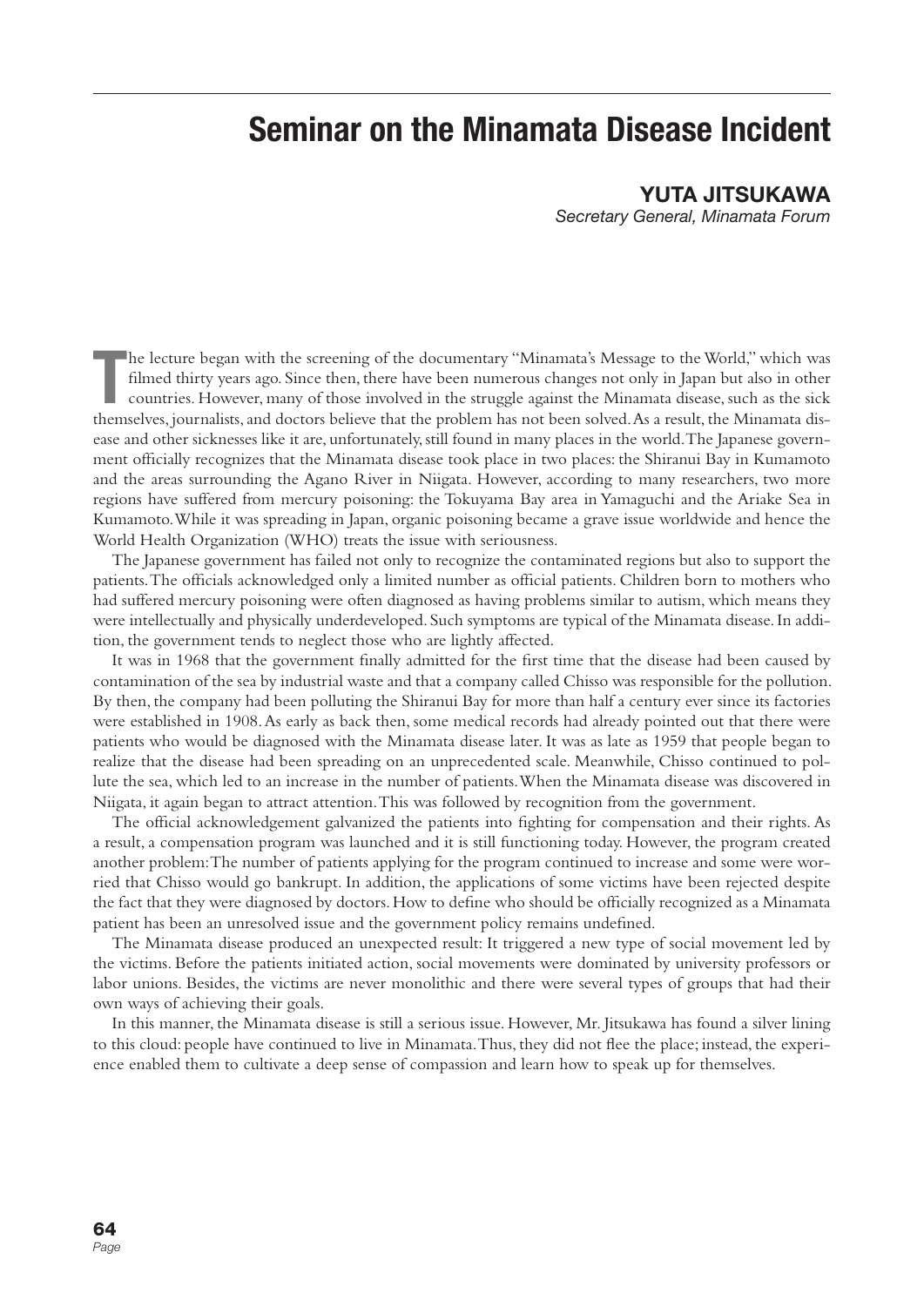# Seminar on the Minamata Disease Incident

**YUTA JITSUKAWA**
*Secretary General, Minamata Forum*

The lecture began with the screening of the documentary "Minamata's Message to the World," which was filmed thirty years ago. Since then, there have been numerous changes not only in Japan but also in other countries. However, many of those involved in the struggle against the Minamata disease, such as the sick themselves, journalists, and doctors believe that the problem has not been solved. As a result, the Minamata disease and other sicknesses like it are, unfortunately, still found in many places in the world. The Japanese government officially recognizes that the Minamata disease took place in two places: the Shiranui Bay in Kumamoto and the areas surrounding the Agano River in Niigata. However, according to many researchers, two more regions have suffered from mercury poisoning: the Tokuyama Bay area in Yamaguchi and the Ariake Sea in Kumamoto. While it was spreading in Japan, organic poisoning became a grave issue worldwide and hence the World Health Organization (WHO) treats the issue with seriousness.

The Japanese government has failed not only to recognize the contaminated regions but also to support the patients. The officials acknowledged only a limited number as official patients. Children born to mothers who had suffered mercury poisoning were often diagnosed as having problems similar to autism, which means they were intellectually and physically underdeveloped. Such symptoms are typical of the Minamata disease. In addition, the government tends to neglect those who are lightly affected.

It was in 1968 that the government finally admitted for the first time that the disease had been caused by contamination of the sea by industrial waste and that a company called Chisso was responsible for the pollution. By then, the company had been polluting the Shiranui Bay for more than half a century ever since its factories were established in 1908. As early as back then, some medical records had already pointed out that there were patients who would be diagnosed with the Minamata disease later. It was as late as 1959 that people began to realize that the disease had been spreading on an unprecedented scale. Meanwhile, Chisso continued to pollute the sea, which led to an increase in the number of patients. When the Minamata disease was discovered in Niigata, it again began to attract attention. This was followed by recognition from the government.

The official acknowledgement galvanized the patients into fighting for compensation and their rights. As a result, a compensation program was launched and it is still functioning today. However, the program created another problem: The number of patients applying for the program continued to increase and some were worried that Chisso would go bankrupt. In addition, the applications of some victims have been rejected despite the fact that they were diagnosed by doctors. How to define who should be officially recognized as a Minamata patient has been an unresolved issue and the government policy remains undefined.

The Minamata disease produced an unexpected result: It triggered a new type of social movement led by the victims. Before the patients initiated action, social movements were dominated by university professors or labor unions. Besides, the victims are never monolithic and there were several types of groups that had their own ways of achieving their goals.

In this manner, the Minamata disease is still a serious issue. However, Mr. Jitsukawa has found a silver lining to this cloud: people have continued to live in Minamata. Thus, they did not flee the place; instead, the experience enabled them to cultivate a deep sense of compassion and learn how to speak up for themselves.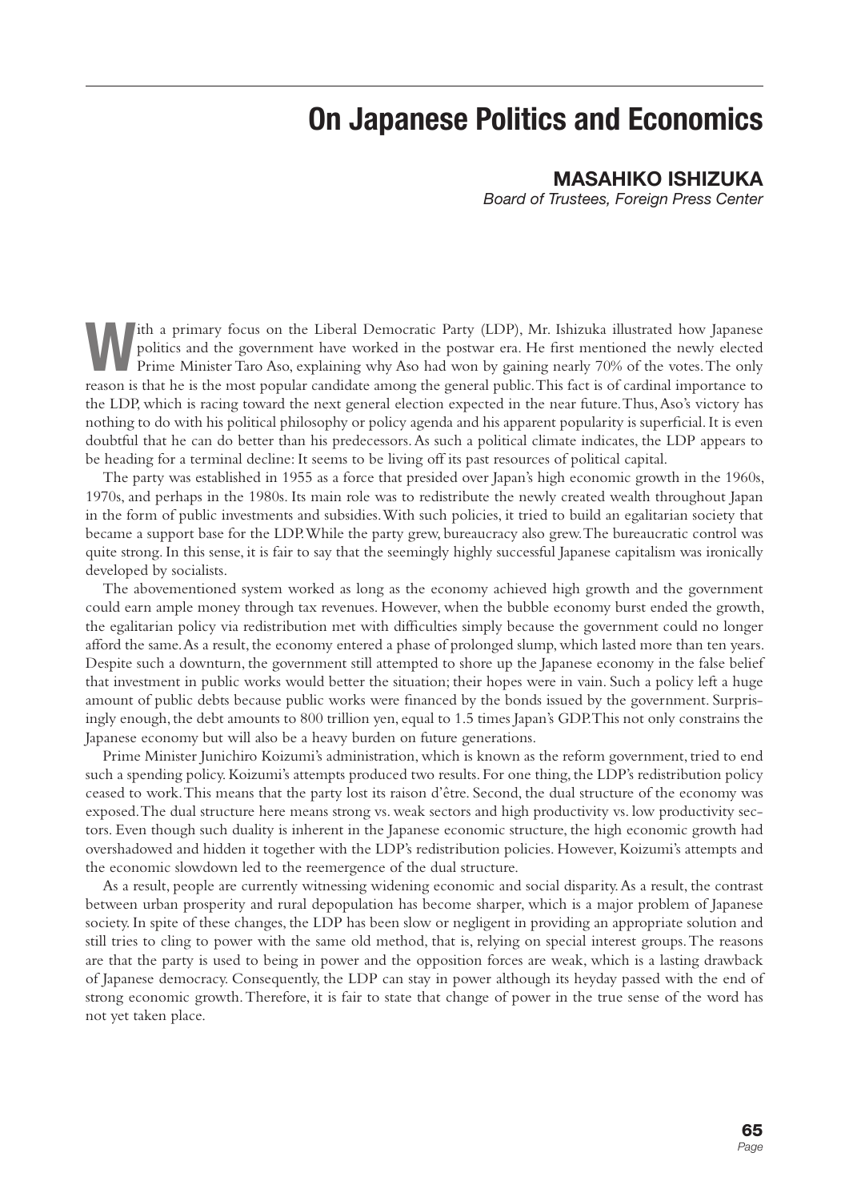# On Japanese Politics and Economics

## MASAHIKO ISHIZUKA

*Board of Trustees, Foreign Press Center*

With a primary focus on the Liberal Democratic Party (LDP), Mr. Ishizuka illustrated how Japanese politics and the government have worked in the postwar era. He first mentioned the newly elected Prime Minister Taro Aso, explaining why Aso had won by gaining nearly 70% of the votes. The only reason is that he is the most popular candidate among the general public. This fact is of cardinal importance to the LDP, which is racing toward the next general election expected in the near future. Thus, Aso's victory has nothing to do with his political philosophy or policy agenda and his apparent popularity is superficial. It is even doubtful that he can do better than his predecessors. As such a political climate indicates, the LDP appears to be heading for a terminal decline: It seems to be living off its past resources of political capital.

The party was established in 1955 as a force that presided over Japan's high economic growth in the 1960s, 1970s, and perhaps in the 1980s. Its main role was to redistribute the newly created wealth throughout Japan in the form of public investments and subsidies. With such policies, it tried to build an egalitarian society that became a support base for the LDP. While the party grew, bureaucracy also grew. The bureaucratic control was quite strong. In this sense, it is fair to say that the seemingly highly successful Japanese capitalism was ironically developed by socialists.

The abovementioned system worked as long as the economy achieved high growth and the government could earn ample money through tax revenues. However, when the bubble economy burst ended the growth, the egalitarian policy via redistribution met with difficulties simply because the government could no longer afford the same. As a result, the economy entered a phase of prolonged slump, which lasted more than ten years. Despite such a downturn, the government still attempted to shore up the Japanese economy in the false belief that investment in public works would better the situation; their hopes were in vain. Such a policy left a huge amount of public debts because public works were financed by the bonds issued by the government. Surprisingly enough, the debt amounts to 800 trillion yen, equal to 1.5 times Japan's GDP. This not only constrains the Japanese economy but will also be a heavy burden on future generations.

Prime Minister Junichiro Koizumi's administration, which is known as the reform government, tried to end such a spending policy. Koizumi's attempts produced two results. For one thing, the LDP's redistribution policy ceased to work. This means that the party lost its raison d'être. Second, the dual structure of the economy was exposed. The dual structure here means strong vs. weak sectors and high productivity vs. low productivity sectors. Even though such duality is inherent in the Japanese economic structure, the high economic growth had overshadowed and hidden it together with the LDP's redistribution policies. However, Koizumi's attempts and the economic slowdown led to the reemergence of the dual structure.

As a result, people are currently witnessing widening economic and social disparity. As a result, the contrast between urban prosperity and rural depopulation has become sharper, which is a major problem of Japanese society. In spite of these changes, the LDP has been slow or negligent in providing an appropriate solution and still tries to cling to power with the same old method, that is, relying on special interest groups. The reasons are that the party is used to being in power and the opposition forces are weak, which is a lasting drawback of Japanese democracy. Consequently, the LDP can stay in power although its heyday passed with the end of strong economic growth. Therefore, it is fair to state that change of power in the true sense of the word has not yet taken place.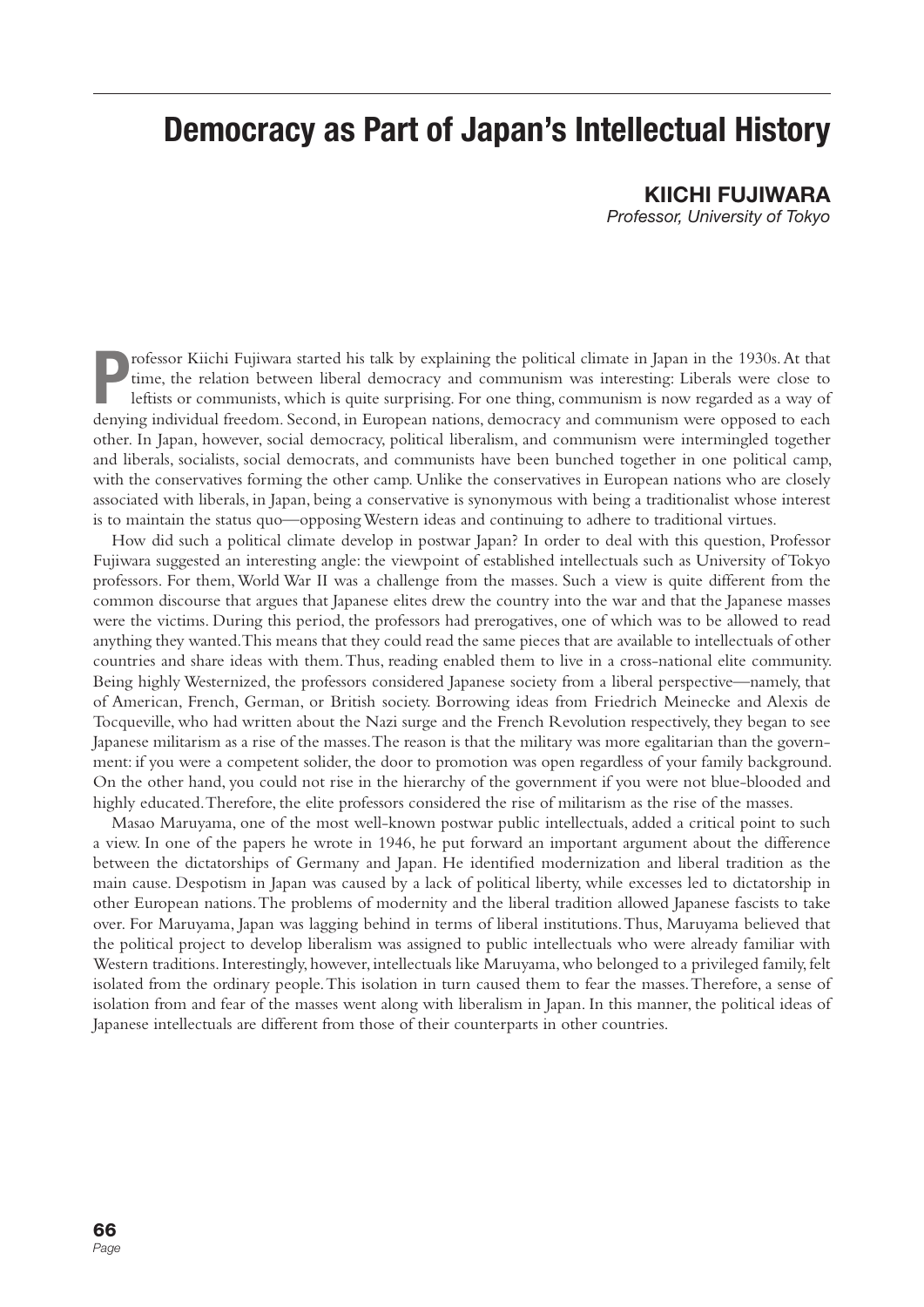# Democracy as Part of Japan's Intellectual History

**KIICHI FUJIWARA**
*Professor, University of Tokyo*

Professor Kiichi Fujiwara started his talk by explaining the political climate in Japan in the 1930s. At that time, the relation between liberal democracy and communism was interesting: Liberals were close to leftists or communists, which is quite surprising. For one thing, communism is now regarded as a way of denying individual freedom. Second, in European nations, democracy and communism were opposed to each other. In Japan, however, social democracy, political liberalism, and communism were intermingled together and liberals, socialists, social democrats, and communists have been bunched together in one political camp, with the conservatives forming the other camp. Unlike the conservatives in European nations who are closely associated with liberals, in Japan, being a conservative is synonymous with being a traditionalist whose interest is to maintain the status quo—opposing Western ideas and continuing to adhere to traditional virtues.

How did such a political climate develop in postwar Japan? In order to deal with this question, Professor Fujiwara suggested an interesting angle: the viewpoint of established intellectuals such as University of Tokyo professors. For them, World War II was a challenge from the masses. Such a view is quite different from the common discourse that argues that Japanese elites drew the country into the war and that the Japanese masses were the victims. During this period, the professors had prerogatives, one of which was to be allowed to read anything they wanted. This means that they could read the same pieces that are available to intellectuals of other countries and share ideas with them. Thus, reading enabled them to live in a cross-national elite community. Being highly Westernized, the professors considered Japanese society from a liberal perspective—namely, that of American, French, German, or British society. Borrowing ideas from Friedrich Meinecke and Alexis de Tocqueville, who had written about the Nazi surge and the French Revolution respectively, they began to see Japanese militarism as a rise of the masses. The reason is that the military was more egalitarian than the government: if you were a competent solider, the door to promotion was open regardless of your family background. On the other hand, you could not rise in the hierarchy of the government if you were not blue-blooded and highly educated. Therefore, the elite professors considered the rise of militarism as the rise of the masses.

Masao Maruyama, one of the most well-known postwar public intellectuals, added a critical point to such a view. In one of the papers he wrote in 1946, he put forward an important argument about the difference between the dictatorships of Germany and Japan. He identified modernization and liberal tradition as the main cause. Despotism in Japan was caused by a lack of political liberty, while excesses led to dictatorship in other European nations. The problems of modernity and the liberal tradition allowed Japanese fascists to take over. For Maruyama, Japan was lagging behind in terms of liberal institutions. Thus, Maruyama believed that the political project to develop liberalism was assigned to public intellectuals who were already familiar with Western traditions. Interestingly, however, intellectuals like Maruyama, who belonged to a privileged family, felt isolated from the ordinary people. This isolation in turn caused them to fear the masses. Therefore, a sense of isolation from and fear of the masses went along with liberalism in Japan. In this manner, the political ideas of Japanese intellectuals are different from those of their counterparts in other countries.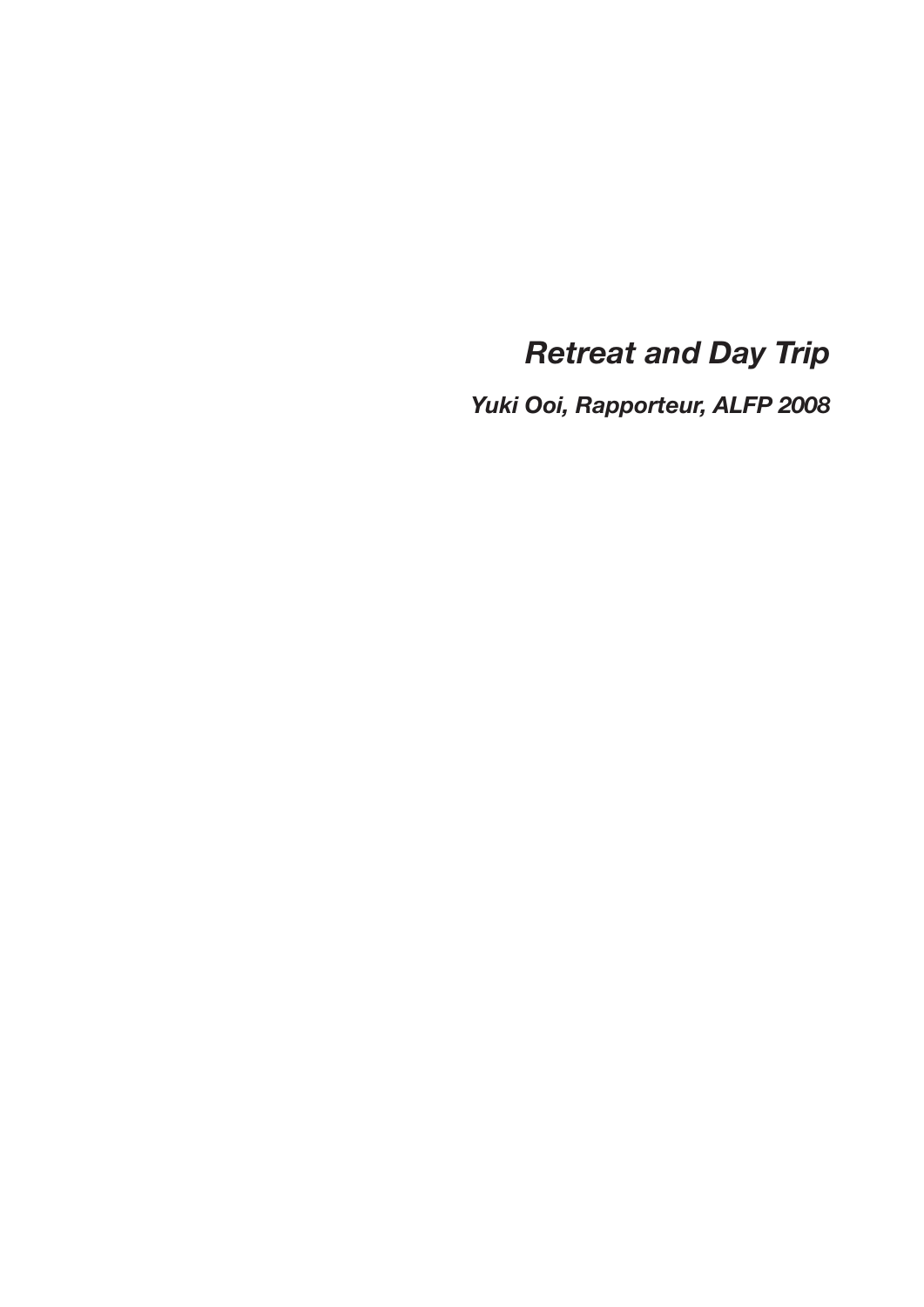# *Retreat and Day Trip*

***Yuki Ooi, Rapporteur, ALFP 2008***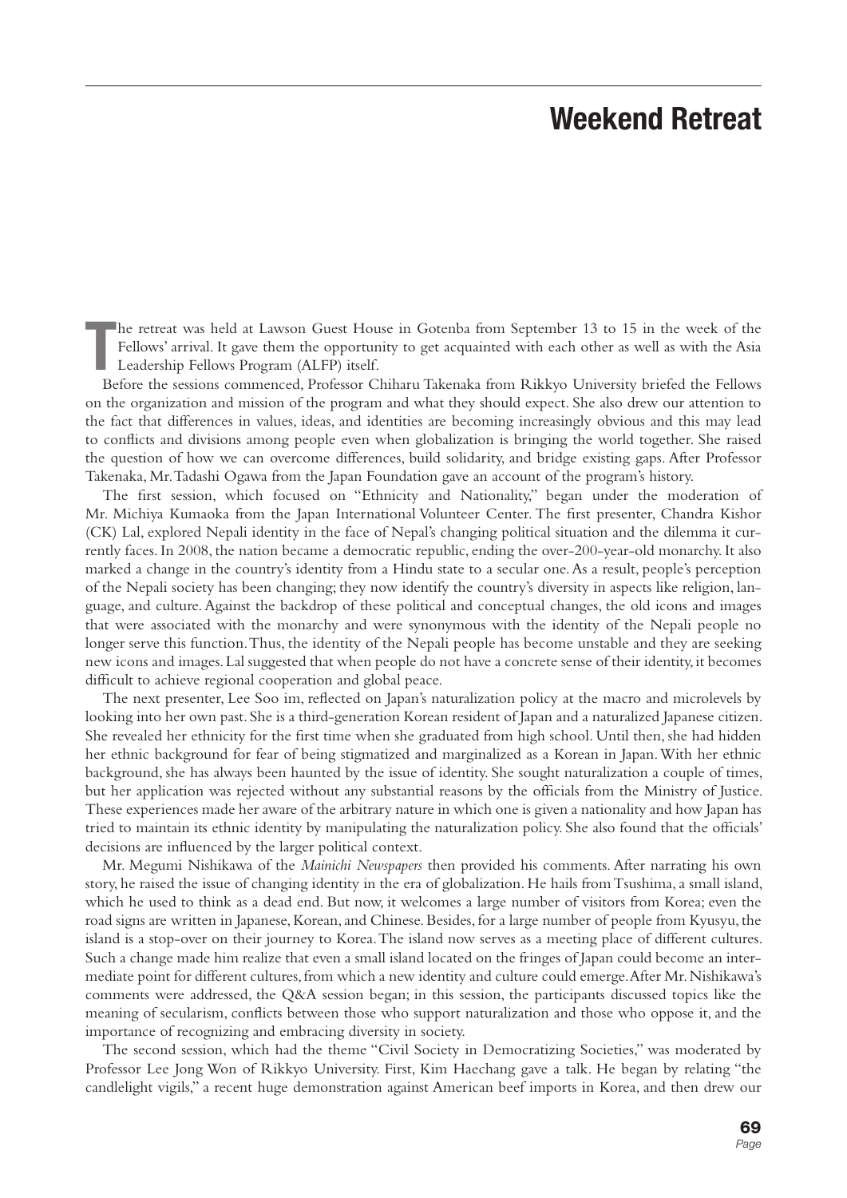# Weekend Retreat

The retreat was held at Lawson Guest House in Gotenba from September 13 to 15 in the week of the Fellows' arrival. It gave them the opportunity to get acquainted with each other as well as with the Asia Leadership Fellows Program (ALFP) itself.

Before the sessions commenced, Professor Chiharu Takenaka from Rikkyo University briefed the Fellows on the organization and mission of the program and what they should expect. She also drew our attention to the fact that differences in values, ideas, and identities are becoming increasingly obvious and this may lead to conflicts and divisions among people even when globalization is bringing the world together. She raised the question of how we can overcome differences, build solidarity, and bridge existing gaps. After Professor Takenaka, Mr. Tadashi Ogawa from the Japan Foundation gave an account of the program's history.

The first session, which focused on "Ethnicity and Nationality," began under the moderation of Mr. Michiya Kumaoka from the Japan International Volunteer Center. The first presenter, Chandra Kishor (CK) Lal, explored Nepali identity in the face of Nepal's changing political situation and the dilemma it currently faces. In 2008, the nation became a democratic republic, ending the over-200-year-old monarchy. It also marked a change in the country's identity from a Hindu state to a secular one. As a result, people's perception of the Nepali society has been changing; they now identify the country's diversity in aspects like religion, language, and culture. Against the backdrop of these political and conceptual changes, the old icons and images that were associated with the monarchy and were synonymous with the identity of the Nepali people no longer serve this function. Thus, the identity of the Nepali people has become unstable and they are seeking new icons and images. Lal suggested that when people do not have a concrete sense of their identity, it becomes difficult to achieve regional cooperation and global peace.

The next presenter, Lee Soo im, reflected on Japan's naturalization policy at the macro and microlevels by looking into her own past. She is a third-generation Korean resident of Japan and a naturalized Japanese citizen. She revealed her ethnicity for the first time when she graduated from high school. Until then, she had hidden her ethnic background for fear of being stigmatized and marginalized as a Korean in Japan. With her ethnic background, she has always been haunted by the issue of identity. She sought naturalization a couple of times, but her application was rejected without any substantial reasons by the officials from the Ministry of Justice. These experiences made her aware of the arbitrary nature in which one is given a nationality and how Japan has tried to maintain its ethnic identity by manipulating the naturalization policy. She also found that the officials' decisions are influenced by the larger political context.

Mr. Megumi Nishikawa of the *Mainichi Newspapers* then provided his comments. After narrating his own story, he raised the issue of changing identity in the era of globalization. He hails from Tsushima, a small island, which he used to think as a dead end. But now, it welcomes a large number of visitors from Korea; even the road signs are written in Japanese, Korean, and Chinese. Besides, for a large number of people from Kyusyu, the island is a stop-over on their journey to Korea. The island now serves as a meeting place of different cultures. Such a change made him realize that even a small island located on the fringes of Japan could become an intermediate point for different cultures, from which a new identity and culture could emerge. After Mr. Nishikawa's comments were addressed, the Q&A session began; in this session, the participants discussed topics like the meaning of secularism, conflicts between those who support naturalization and those who oppose it, and the importance of recognizing and embracing diversity in society.

The second session, which had the theme "Civil Society in Democratizing Societies," was moderated by Professor Lee Jong Won of Rikkyo University. First, Kim Haechang gave a talk. He began by relating "the candlelight vigils," a recent huge demonstration against American beef imports in Korea, and then drew our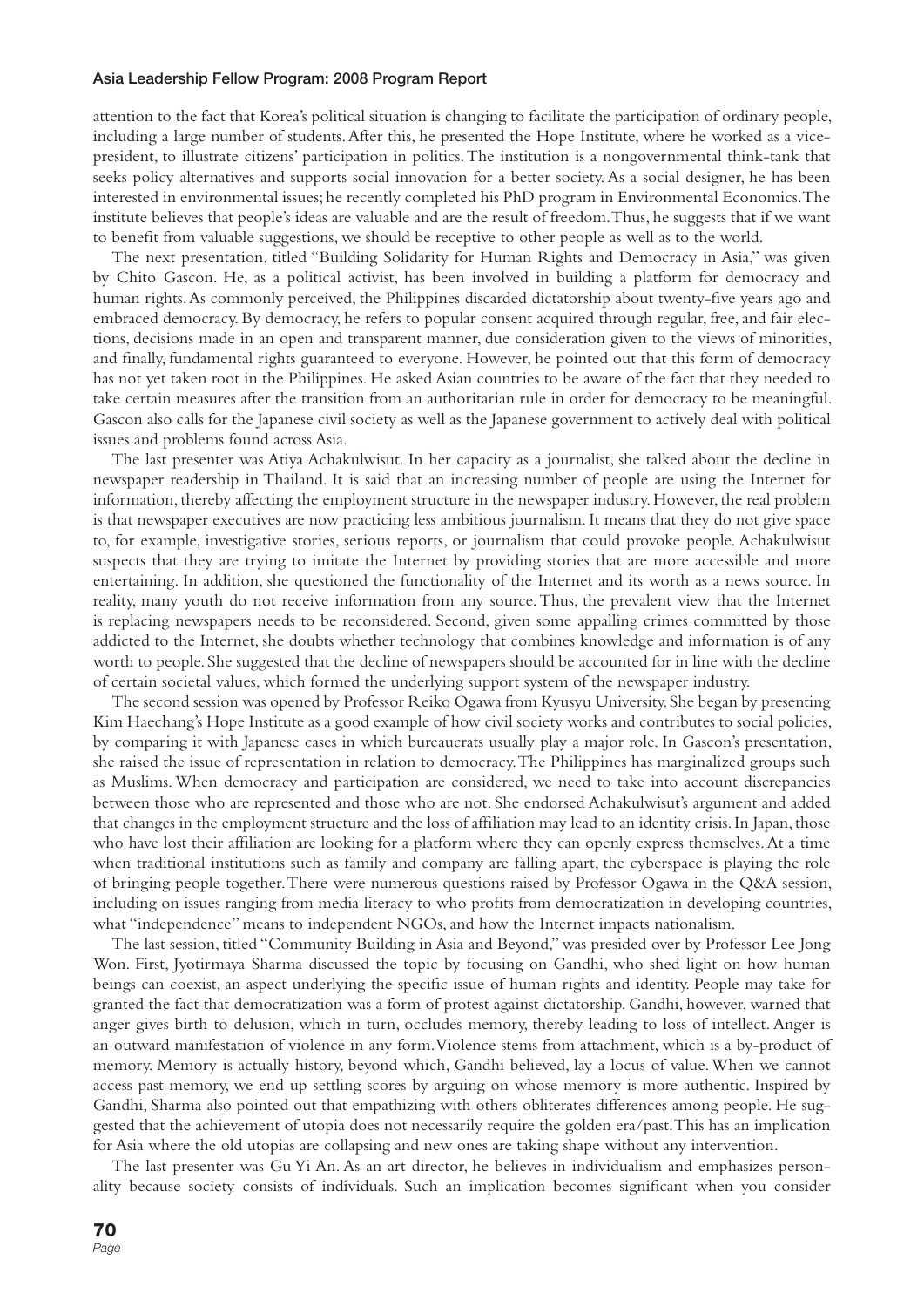attention to the fact that Korea's political situation is changing to facilitate the participation of ordinary people, including a large number of students. After this, he presented the Hope Institute, where he worked as a vice-president, to illustrate citizens' participation in politics. The institution is a nongovernmental think-tank that seeks policy alternatives and supports social innovation for a better society. As a social designer, he has been interested in environmental issues; he recently completed his PhD program in Environmental Economics. The institute believes that people's ideas are valuable and are the result of freedom. Thus, he suggests that if we want to benefit from valuable suggestions, we should be receptive to other people as well as to the world.

The next presentation, titled "Building Solidarity for Human Rights and Democracy in Asia," was given by Chito Gascon. He, as a political activist, has been involved in building a platform for democracy and human rights. As commonly perceived, the Philippines discarded dictatorship about twenty-five years ago and embraced democracy. By democracy, he refers to popular consent acquired through regular, free, and fair elections, decisions made in an open and transparent manner, due consideration given to the views of minorities, and finally, fundamental rights guaranteed to everyone. However, he pointed out that this form of democracy has not yet taken root in the Philippines. He asked Asian countries to be aware of the fact that they needed to take certain measures after the transition from an authoritarian rule in order for democracy to be meaningful. Gascon also calls for the Japanese civil society as well as the Japanese government to actively deal with political issues and problems found across Asia.

The last presenter was Atiya Achakulwisut. In her capacity as a journalist, she talked about the decline in newspaper readership in Thailand. It is said that an increasing number of people are using the Internet for information, thereby affecting the employment structure in the newspaper industry. However, the real problem is that newspaper executives are now practicing less ambitious journalism. It means that they do not give space to, for example, investigative stories, serious reports, or journalism that could provoke people. Achakulwisut suspects that they are trying to imitate the Internet by providing stories that are more accessible and more entertaining. In addition, she questioned the functionality of the Internet and its worth as a news source. In reality, many youth do not receive information from any source. Thus, the prevalent view that the Internet is replacing newspapers needs to be reconsidered. Second, given some appalling crimes committed by those addicted to the Internet, she doubts whether technology that combines knowledge and information is of any worth to people. She suggested that the decline of newspapers should be accounted for in line with the decline of certain societal values, which formed the underlying support system of the newspaper industry.

The second session was opened by Professor Reiko Ogawa from Kyusyu University. She began by presenting Kim Haechang's Hope Institute as a good example of how civil society works and contributes to social policies, by comparing it with Japanese cases in which bureaucrats usually play a major role. In Gascon's presentation, she raised the issue of representation in relation to democracy. The Philippines has marginalized groups such as Muslims. When democracy and participation are considered, we need to take into account discrepancies between those who are represented and those who are not. She endorsed Achakulwisut's argument and added that changes in the employment structure and the loss of affiliation may lead to an identity crisis. In Japan, those who have lost their affiliation are looking for a platform where they can openly express themselves. At a time when traditional institutions such as family and company are falling apart, the cyberspace is playing the role of bringing people together. There were numerous questions raised by Professor Ogawa in the Q&A session, including on issues ranging from media literacy to who profits from democratization in developing countries, what "independence" means to independent NGOs, and how the Internet impacts nationalism.

The last session, titled "Community Building in Asia and Beyond," was presided over by Professor Lee Jong Won. First, Jyotirmaya Sharma discussed the topic by focusing on Gandhi, who shed light on how human beings can coexist, an aspect underlying the specific issue of human rights and identity. People may take for granted the fact that democratization was a form of protest against dictatorship. Gandhi, however, warned that anger gives birth to delusion, which in turn, occludes memory, thereby leading to loss of intellect. Anger is an outward manifestation of violence in any form. Violence stems from attachment, which is a by-product of memory. Memory is actually history, beyond which, Gandhi believed, lay a locus of value. When we cannot access past memory, we end up settling scores by arguing on whose memory is more authentic. Inspired by Gandhi, Sharma also pointed out that empathizing with others obliterates differences among people. He suggested that the achievement of utopia does not necessarily require the golden era/past. This has an implication for Asia where the old utopias are collapsing and new ones are taking shape without any intervention.

The last presenter was Gu Yi An. As an art director, he believes in individualism and emphasizes personality because society consists of individuals. Such an implication becomes significant when you consider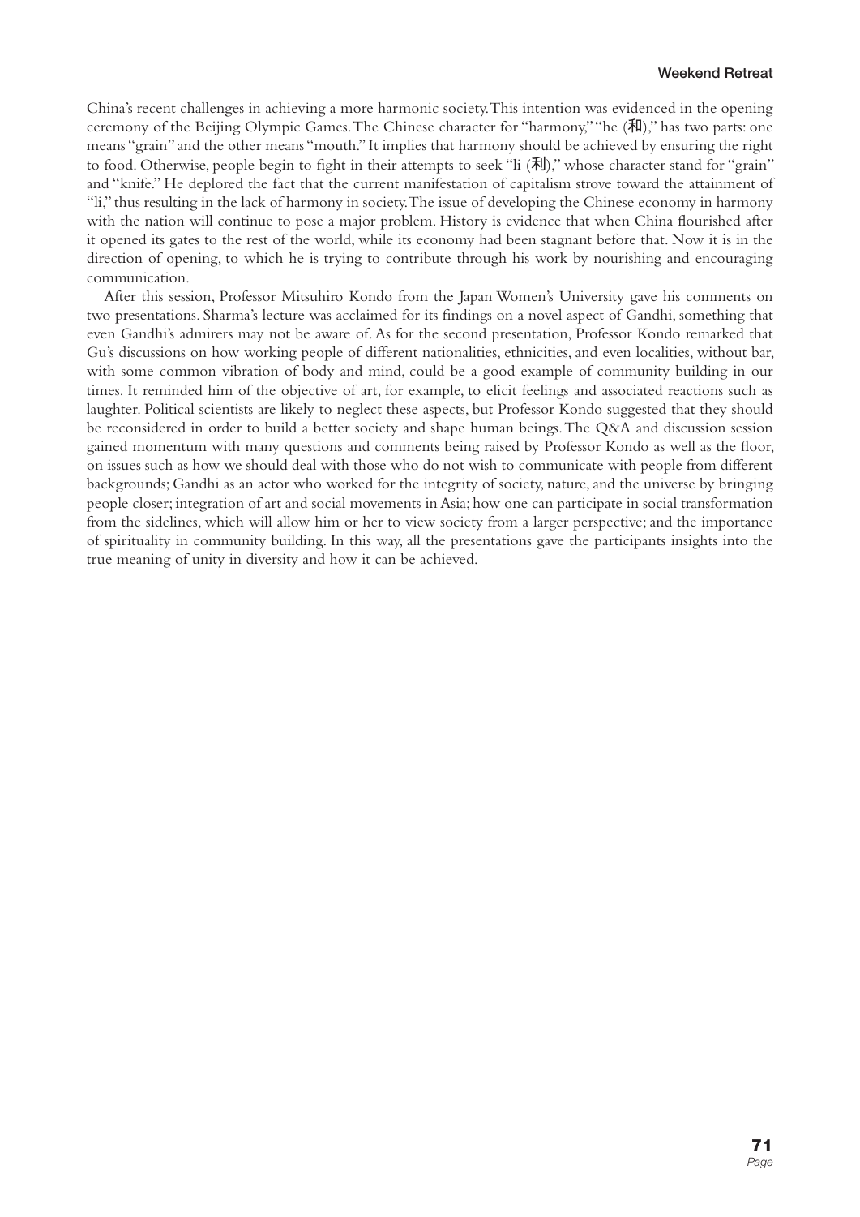China's recent challenges in achieving a more harmonic society. This intention was evidenced in the opening ceremony of the Beijing Olympic Games. The Chinese character for "harmony," "he (和)," has two parts: one means "grain" and the other means "mouth." It implies that harmony should be achieved by ensuring the right to food. Otherwise, people begin to fight in their attempts to seek "li (利)," whose character stand for "grain" and "knife." He deplored the fact that the current manifestation of capitalism strove toward the attainment of "li," thus resulting in the lack of harmony in society. The issue of developing the Chinese economy in harmony with the nation will continue to pose a major problem. History is evidence that when China flourished after it opened its gates to the rest of the world, while its economy had been stagnant before that. Now it is in the direction of opening, to which he is trying to contribute through his work by nourishing and encouraging communication.

After this session, Professor Mitsuhiro Kondo from the Japan Women's University gave his comments on two presentations. Sharma's lecture was acclaimed for its findings on a novel aspect of Gandhi, something that even Gandhi's admirers may not be aware of. As for the second presentation, Professor Kondo remarked that Gu's discussions on how working people of different nationalities, ethnicities, and even localities, without bar, with some common vibration of body and mind, could be a good example of community building in our times. It reminded him of the objective of art, for example, to elicit feelings and associated reactions such as laughter. Political scientists are likely to neglect these aspects, but Professor Kondo suggested that they should be reconsidered in order to build a better society and shape human beings. The Q&A and discussion session gained momentum with many questions and comments being raised by Professor Kondo as well as the floor, on issues such as how we should deal with those who do not wish to communicate with people from different backgrounds; Gandhi as an actor who worked for the integrity of society, nature, and the universe by bringing people closer; integration of art and social movements in Asia; how one can participate in social transformation from the sidelines, which will allow him or her to view society from a larger perspective; and the importance of spirituality in community building. In this way, all the presentations gave the participants insights into the true meaning of unity in diversity and how it can be achieved.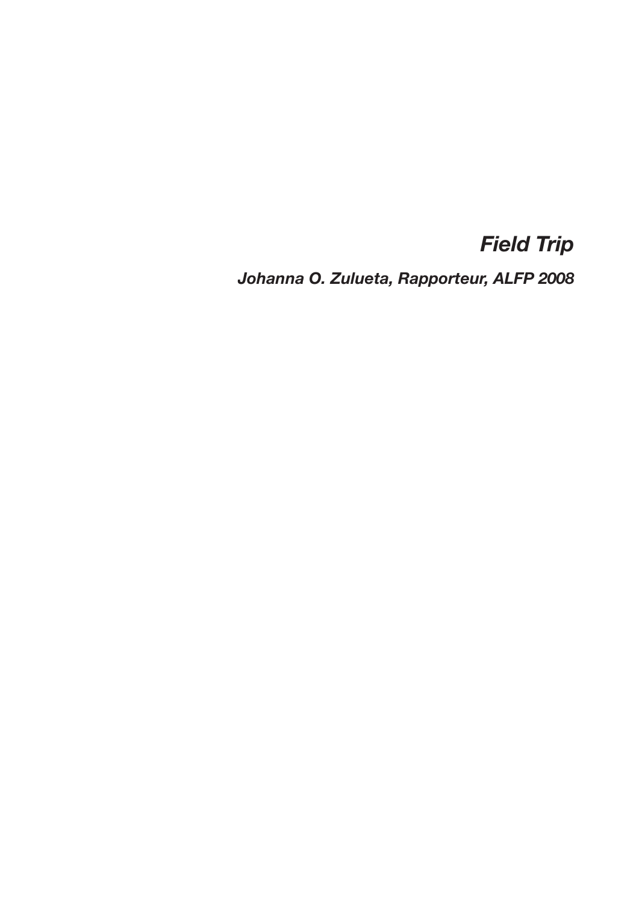# *Field Trip*

***Johanna O. Zulueta, Rapporteur, ALFP 2008***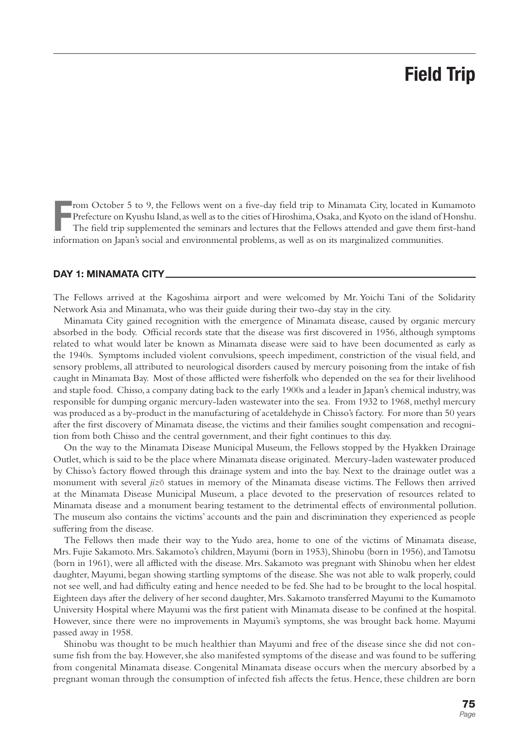# Field Trip

From October 5 to 9, the Fellows went on a five-day field trip to Minamata City, located in Kumamoto Prefecture on Kyushu Island, as well as to the cities of Hiroshima, Osaka, and Kyoto on the island of Honshu. The field trip supplemented the seminars and lectures that the Fellows attended and gave them first-hand information on Japan's social and environmental problems, as well as on its marginalized communities.

## DAY 1: MINAMATA CITY

The Fellows arrived at the Kagoshima airport and were welcomed by Mr. Yoichi Tani of the Solidarity Network Asia and Minamata, who was their guide during their two-day stay in the city.

Minamata City gained recognition with the emergence of Minamata disease, caused by organic mercury absorbed in the body. Official records state that the disease was first discovered in 1956, although symptoms related to what would later be known as Minamata disease were said to have been documented as early as the 1940s. Symptoms included violent convulsions, speech impediment, constriction of the visual field, and sensory problems, all attributed to neurological disorders caused by mercury poisoning from the intake of fish caught in Minamata Bay. Most of those afflicted were fisherfolk who depended on the sea for their livelihood and staple food. Chisso, a company dating back to the early 1900s and a leader in Japan's chemical industry, was responsible for dumping organic mercury-laden wastewater into the sea. From 1932 to 1968, methyl mercury was produced as a by-product in the manufacturing of acetaldehyde in Chisso's factory. For more than 50 years after the first discovery of Minamata disease, the victims and their families sought compensation and recognition from both Chisso and the central government, and their fight continues to this day.

On the way to the Minamata Disease Municipal Museum, the Fellows stopped by the Hyakken Drainage Outlet, which is said to be the place where Minamata disease originated. Mercury-laden wastewater produced by Chisso's factory flowed through this drainage system and into the bay. Next to the drainage outlet was a monument with several *jizō* statues in memory of the Minamata disease victims. The Fellows then arrived at the Minamata Disease Municipal Museum, a place devoted to the preservation of resources related to Minamata disease and a monument bearing testament to the detrimental effects of environmental pollution. The museum also contains the victims' accounts and the pain and discrimination they experienced as people suffering from the disease.

The Fellows then made their way to the Yudo area, home to one of the victims of Minamata disease, Mrs. Fujie Sakamoto. Mrs. Sakamoto's children, Mayumi (born in 1953), Shinobu (born in 1956), and Tamotsu (born in 1961), were all afflicted with the disease. Mrs. Sakamoto was pregnant with Shinobu when her eldest daughter, Mayumi, began showing startling symptoms of the disease. She was not able to walk properly, could not see well, and had difficulty eating and hence needed to be fed. She had to be brought to the local hospital. Eighteen days after the delivery of her second daughter, Mrs. Sakamoto transferred Mayumi to the Kumamoto University Hospital where Mayumi was the first patient with Minamata disease to be confined at the hospital. However, since there were no improvements in Mayumi's symptoms, she was brought back home. Mayumi passed away in 1958.

Shinobu was thought to be much healthier than Mayumi and free of the disease since she did not consume fish from the bay. However, she also manifested symptoms of the disease and was found to be suffering from congenital Minamata disease. Congenital Minamata disease occurs when the mercury absorbed by a pregnant woman through the consumption of infected fish affects the fetus. Hence, these children are born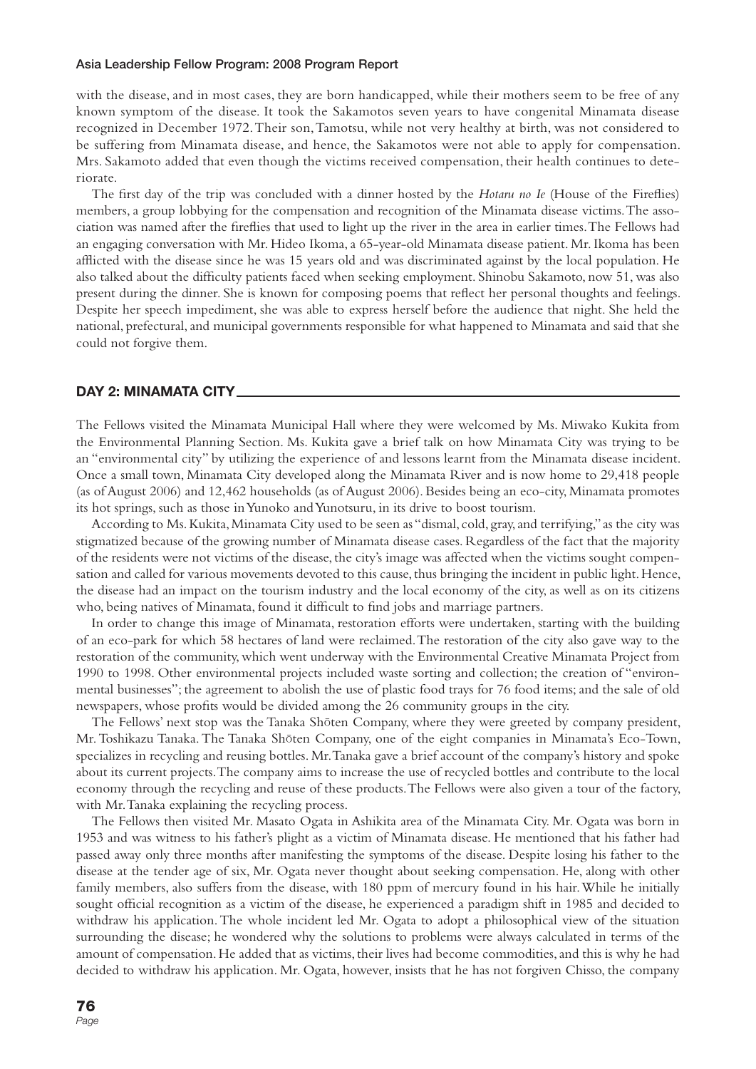with the disease, and in most cases, they are born handicapped, while their mothers seem to be free of any known symptom of the disease. It took the Sakamotos seven years to have congenital Minamata disease recognized in December 1972. Their son, Tamotsu, while not very healthy at birth, was not considered to be suffering from Minamata disease, and hence, the Sakamotos were not able to apply for compensation. Mrs. Sakamoto added that even though the victims received compensation, their health continues to deteriorate.

The first day of the trip was concluded with a dinner hosted by the *Hotaru no Ie* (House of the Fireflies) members, a group lobbying for the compensation and recognition of the Minamata disease victims. The association was named after the fireflies that used to light up the river in the area in earlier times. The Fellows had an engaging conversation with Mr. Hideo Ikoma, a 65-year-old Minamata disease patient. Mr. Ikoma has been afflicted with the disease since he was 15 years old and was discriminated against by the local population. He also talked about the difficulty patients faced when seeking employment. Shinobu Sakamoto, now 51, was also present during the dinner. She is known for composing poems that reflect her personal thoughts and feelings. Despite her speech impediment, she was able to express herself before the audience that night. She held the national, prefectural, and municipal governments responsible for what happened to Minamata and said that she could not forgive them.

## DAY 2: MINAMATA CITY

The Fellows visited the Minamata Municipal Hall where they were welcomed by Ms. Miwako Kukita from the Environmental Planning Section. Ms. Kukita gave a brief talk on how Minamata City was trying to be an "environmental city" by utilizing the experience of and lessons learnt from the Minamata disease incident. Once a small town, Minamata City developed along the Minamata River and is now home to 29,418 people (as of August 2006) and 12,462 households (as of August 2006). Besides being an eco-city, Minamata promotes its hot springs, such as those in Yunoko and Yunotsuru, in its drive to boost tourism.

According to Ms. Kukita, Minamata City used to be seen as "dismal, cold, gray, and terrifying," as the city was stigmatized because of the growing number of Minamata disease cases. Regardless of the fact that the majority of the residents were not victims of the disease, the city's image was affected when the victims sought compensation and called for various movements devoted to this cause, thus bringing the incident in public light. Hence, the disease had an impact on the tourism industry and the local economy of the city, as well as on its citizens who, being natives of Minamata, found it difficult to find jobs and marriage partners.

In order to change this image of Minamata, restoration efforts were undertaken, starting with the building of an eco-park for which 58 hectares of land were reclaimed. The restoration of the city also gave way to the restoration of the community, which went underway with the Environmental Creative Minamata Project from 1990 to 1998. Other environmental projects included waste sorting and collection; the creation of "environmental businesses"; the agreement to abolish the use of plastic food trays for 76 food items; and the sale of old newspapers, whose profits would be divided among the 26 community groups in the city.

The Fellows' next stop was the Tanaka Shōten Company, where they were greeted by company president, Mr. Toshikazu Tanaka. The Tanaka Shōten Company, one of the eight companies in Minamata's Eco-Town, specializes in recycling and reusing bottles. Mr. Tanaka gave a brief account of the company's history and spoke about its current projects. The company aims to increase the use of recycled bottles and contribute to the local economy through the recycling and reuse of these products. The Fellows were also given a tour of the factory, with Mr. Tanaka explaining the recycling process.

The Fellows then visited Mr. Masato Ogata in Ashikita area of the Minamata City. Mr. Ogata was born in 1953 and was witness to his father's plight as a victim of Minamata disease. He mentioned that his father had passed away only three months after manifesting the symptoms of the disease. Despite losing his father to the disease at the tender age of six, Mr. Ogata never thought about seeking compensation. He, along with other family members, also suffers from the disease, with 180 ppm of mercury found in his hair. While he initially sought official recognition as a victim of the disease, he experienced a paradigm shift in 1985 and decided to withdraw his application. The whole incident led Mr. Ogata to adopt a philosophical view of the situation surrounding the disease; he wondered why the solutions to problems were always calculated in terms of the amount of compensation. He added that as victims, their lives had become commodities, and this is why he had decided to withdraw his application. Mr. Ogata, however, insists that he has not forgiven Chisso, the company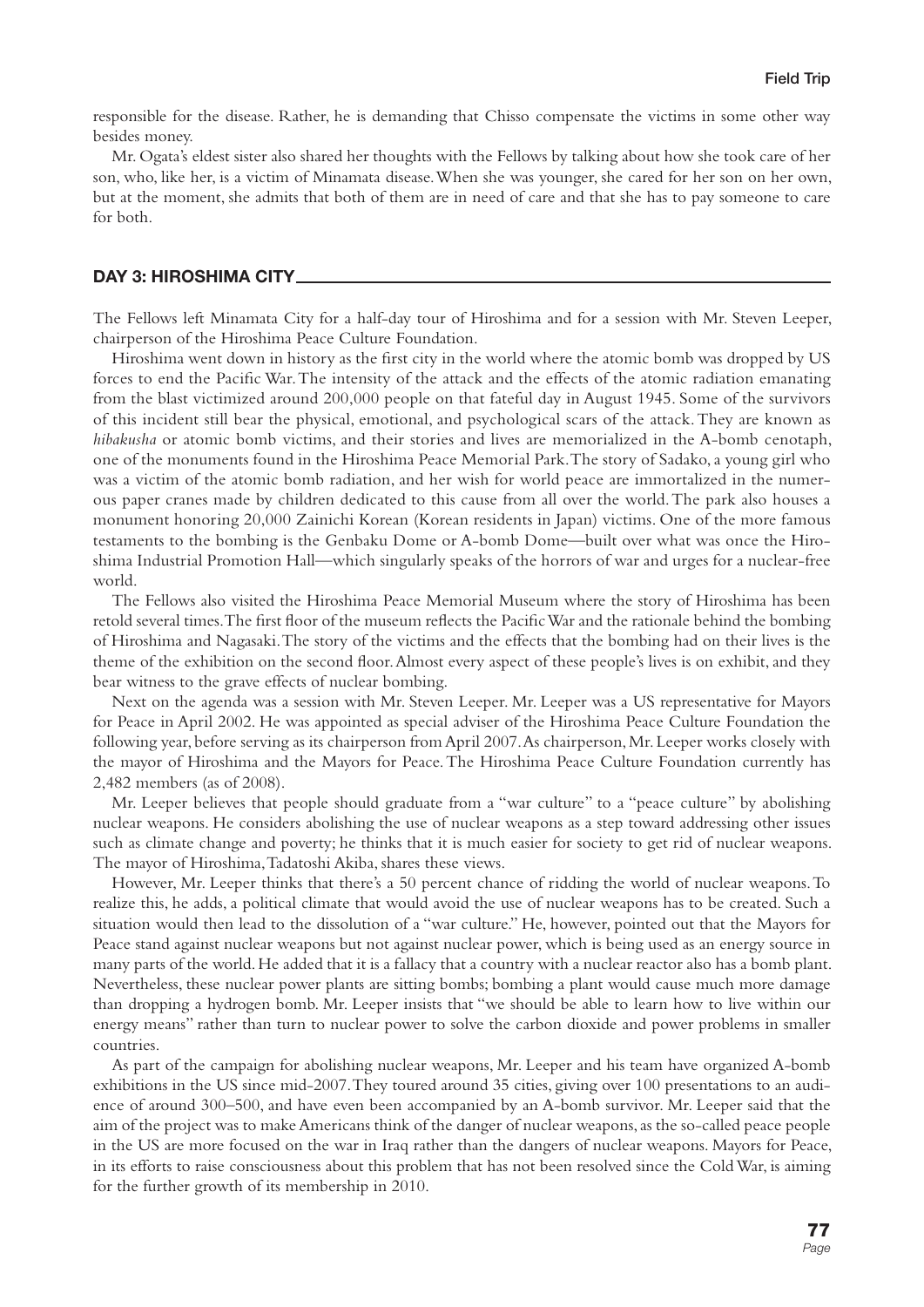responsible for the disease. Rather, he is demanding that Chisso compensate the victims in some other way besides money.

Mr. Ogata's eldest sister also shared her thoughts with the Fellows by talking about how she took care of her son, who, like her, is a victim of Minamata disease. When she was younger, she cared for her son on her own, but at the moment, she admits that both of them are in need of care and that she has to pay someone to care for both.

## DAY 3: HIROSHIMA CITY

The Fellows left Minamata City for a half-day tour of Hiroshima and for a session with Mr. Steven Leeper, chairperson of the Hiroshima Peace Culture Foundation.

Hiroshima went down in history as the first city in the world where the atomic bomb was dropped by US forces to end the Pacific War. The intensity of the attack and the effects of the atomic radiation emanating from the blast victimized around 200,000 people on that fateful day in August 1945. Some of the survivors of this incident still bear the physical, emotional, and psychological scars of the attack. They are known as *hibakusha* or atomic bomb victims, and their stories and lives are memorialized in the A-bomb cenotaph, one of the monuments found in the Hiroshima Peace Memorial Park. The story of Sadako, a young girl who was a victim of the atomic bomb radiation, and her wish for world peace are immortalized in the numerous paper cranes made by children dedicated to this cause from all over the world. The park also houses a monument honoring 20,000 Zainichi Korean (Korean residents in Japan) victims. One of the more famous testaments to the bombing is the Genbaku Dome or A-bomb Dome—built over what was once the Hiroshima Industrial Promotion Hall—which singularly speaks of the horrors of war and urges for a nuclear-free world.

The Fellows also visited the Hiroshima Peace Memorial Museum where the story of Hiroshima has been retold several times. The first floor of the museum reflects the Pacific War and the rationale behind the bombing of Hiroshima and Nagasaki. The story of the victims and the effects that the bombing had on their lives is the theme of the exhibition on the second floor. Almost every aspect of these people's lives is on exhibit, and they bear witness to the grave effects of nuclear bombing.

Next on the agenda was a session with Mr. Steven Leeper. Mr. Leeper was a US representative for Mayors for Peace in April 2002. He was appointed as special adviser of the Hiroshima Peace Culture Foundation the following year, before serving as its chairperson from April 2007. As chairperson, Mr. Leeper works closely with the mayor of Hiroshima and the Mayors for Peace. The Hiroshima Peace Culture Foundation currently has 2,482 members (as of 2008).

Mr. Leeper believes that people should graduate from a "war culture" to a "peace culture" by abolishing nuclear weapons. He considers abolishing the use of nuclear weapons as a step toward addressing other issues such as climate change and poverty; he thinks that it is much easier for society to get rid of nuclear weapons. The mayor of Hiroshima, Tadatoshi Akiba, shares these views.

However, Mr. Leeper thinks that there's a 50 percent chance of ridding the world of nuclear weapons. To realize this, he adds, a political climate that would avoid the use of nuclear weapons has to be created. Such a situation would then lead to the dissolution of a "war culture." He, however, pointed out that the Mayors for Peace stand against nuclear weapons but not against nuclear power, which is being used as an energy source in many parts of the world. He added that it is a fallacy that a country with a nuclear reactor also has a bomb plant. Nevertheless, these nuclear power plants are sitting bombs; bombing a plant would cause much more damage than dropping a hydrogen bomb. Mr. Leeper insists that "we should be able to learn how to live within our energy means" rather than turn to nuclear power to solve the carbon dioxide and power problems in smaller countries.

As part of the campaign for abolishing nuclear weapons, Mr. Leeper and his team have organized A-bomb exhibitions in the US since mid-2007. They toured around 35 cities, giving over 100 presentations to an audience of around 300–500, and have even been accompanied by an A-bomb survivor. Mr. Leeper said that the aim of the project was to make Americans think of the danger of nuclear weapons, as the so-called peace people in the US are more focused on the war in Iraq rather than the dangers of nuclear weapons. Mayors for Peace, in its efforts to raise consciousness about this problem that has not been resolved since the Cold War, is aiming for the further growth of its membership in 2010.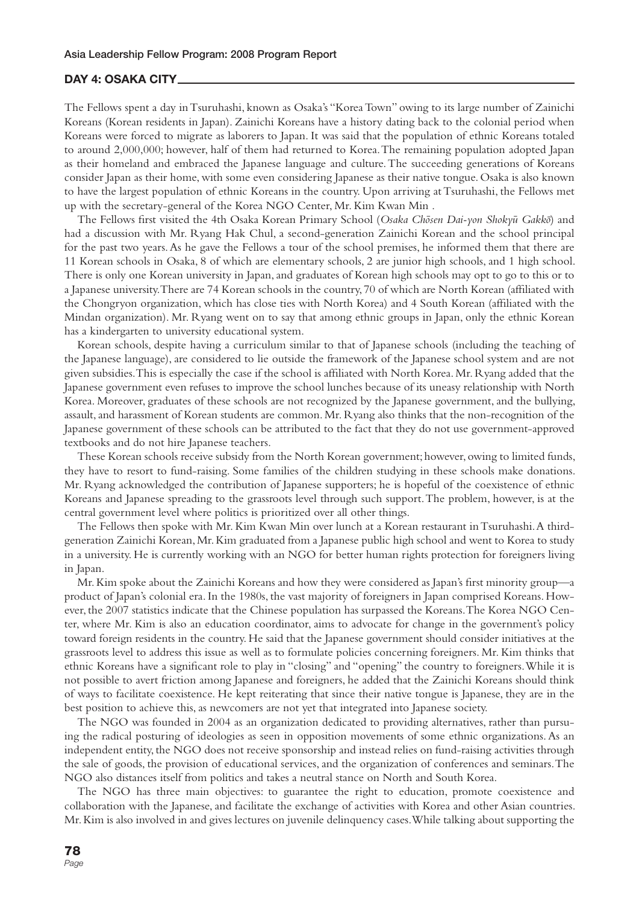## DAY 4: OSAKA CITY

The Fellows spent a day in Tsuruhashi, known as Osaka's "Korea Town" owing to its large number of Zainichi Koreans (Korean residents in Japan). Zainichi Koreans have a history dating back to the colonial period when Koreans were forced to migrate as laborers to Japan. It was said that the population of ethnic Koreans totaled to around 2,000,000; however, half of them had returned to Korea. The remaining population adopted Japan as their homeland and embraced the Japanese language and culture. The succeeding generations of Koreans consider Japan as their home, with some even considering Japanese as their native tongue. Osaka is also known to have the largest population of ethnic Koreans in the country. Upon arriving at Tsuruhashi, the Fellows met up with the secretary-general of the Korea NGO Center, Mr. Kim Kwan Min .

The Fellows first visited the 4th Osaka Korean Primary School (*Osaka Chōsen Dai-yon Shokyū Gakkō*) and had a discussion with Mr. Ryang Hak Chul, a second-generation Zainichi Korean and the school principal for the past two years. As he gave the Fellows a tour of the school premises, he informed them that there are 11 Korean schools in Osaka, 8 of which are elementary schools, 2 are junior high schools, and 1 high school. There is only one Korean university in Japan, and graduates of Korean high schools may opt to go to this or to a Japanese university. There are 74 Korean schools in the country, 70 of which are North Korean (affiliated with the Chongryon organization, which has close ties with North Korea) and 4 South Korean (affiliated with the Mindan organization). Mr. Ryang went on to say that among ethnic groups in Japan, only the ethnic Korean has a kindergarten to university educational system.

Korean schools, despite having a curriculum similar to that of Japanese schools (including the teaching of the Japanese language), are considered to lie outside the framework of the Japanese school system and are not given subsidies. This is especially the case if the school is affiliated with North Korea. Mr. Ryang added that the Japanese government even refuses to improve the school lunches because of its uneasy relationship with North Korea. Moreover, graduates of these schools are not recognized by the Japanese government, and the bullying, assault, and harassment of Korean students are common. Mr. Ryang also thinks that the non-recognition of the Japanese government of these schools can be attributed to the fact that they do not use government-approved textbooks and do not hire Japanese teachers.

These Korean schools receive subsidy from the North Korean government; however, owing to limited funds, they have to resort to fund-raising. Some families of the children studying in these schools make donations. Mr. Ryang acknowledged the contribution of Japanese supporters; he is hopeful of the coexistence of ethnic Koreans and Japanese spreading to the grassroots level through such support. The problem, however, is at the central government level where politics is prioritized over all other things.

The Fellows then spoke with Mr. Kim Kwan Min over lunch at a Korean restaurant in Tsuruhashi. A third-generation Zainichi Korean, Mr. Kim graduated from a Japanese public high school and went to Korea to study in a university. He is currently working with an NGO for better human rights protection for foreigners living in Japan.

Mr. Kim spoke about the Zainichi Koreans and how they were considered as Japan's first minority group—a product of Japan's colonial era. In the 1980s, the vast majority of foreigners in Japan comprised Koreans. However, the 2007 statistics indicate that the Chinese population has surpassed the Koreans. The Korea NGO Center, where Mr. Kim is also an education coordinator, aims to advocate for change in the government's policy toward foreign residents in the country. He said that the Japanese government should consider initiatives at the grassroots level to address this issue as well as to formulate policies concerning foreigners. Mr. Kim thinks that ethnic Koreans have a significant role to play in "closing" and "opening" the country to foreigners. While it is not possible to avert friction among Japanese and foreigners, he added that the Zainichi Koreans should think of ways to facilitate coexistence. He kept reiterating that since their native tongue is Japanese, they are in the best position to achieve this, as newcomers are not yet that integrated into Japanese society.

The NGO was founded in 2004 as an organization dedicated to providing alternatives, rather than pursuing the radical posturing of ideologies as seen in opposition movements of some ethnic organizations. As an independent entity, the NGO does not receive sponsorship and instead relies on fund-raising activities through the sale of goods, the provision of educational services, and the organization of conferences and seminars. The NGO also distances itself from politics and takes a neutral stance on North and South Korea.

The NGO has three main objectives: to guarantee the right to education, promote coexistence and collaboration with the Japanese, and facilitate the exchange of activities with Korea and other Asian countries. Mr. Kim is also involved in and gives lectures on juvenile delinquency cases. While talking about supporting the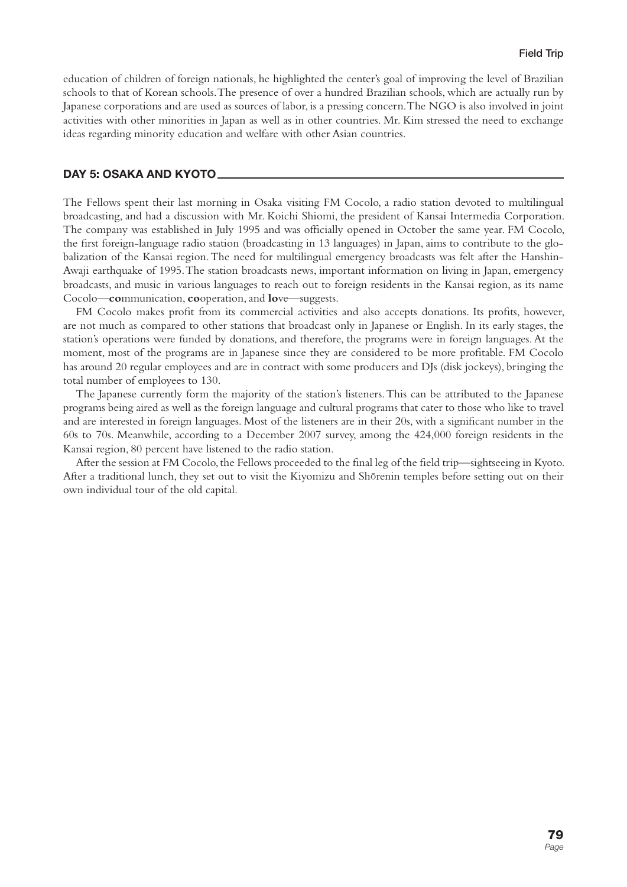education of children of foreign nationals, he highlighted the center's goal of improving the level of Brazilian schools to that of Korean schools. The presence of over a hundred Brazilian schools, which are actually run by Japanese corporations and are used as sources of labor, is a pressing concern. The NGO is also involved in joint activities with other minorities in Japan as well as in other countries. Mr. Kim stressed the need to exchange ideas regarding minority education and welfare with other Asian countries.

## DAY 5: OSAKA AND KYOTO

The Fellows spent their last morning in Osaka visiting FM Cocolo, a radio station devoted to multilingual broadcasting, and had a discussion with Mr. Koichi Shiomi, the president of Kansai Intermedia Corporation. The company was established in July 1995 and was officially opened in October the same year. FM Cocolo, the first foreign-language radio station (broadcasting in 13 languages) in Japan, aims to contribute to the globalization of the Kansai region. The need for multilingual emergency broadcasts was felt after the Hanshin-Awaji earthquake of 1995. The station broadcasts news, important information on living in Japan, emergency broadcasts, and music in various languages to reach out to foreign residents in the Kansai region, as its name Cocolo—**co**mmunication, **co**operation, and **lo**ve—suggests.

FM Cocolo makes profit from its commercial activities and also accepts donations. Its profits, however, are not much as compared to other stations that broadcast only in Japanese or English. In its early stages, the station's operations were funded by donations, and therefore, the programs were in foreign languages. At the moment, most of the programs are in Japanese since they are considered to be more profitable. FM Cocolo has around 20 regular employees and are in contract with some producers and DJs (disk jockeys), bringing the total number of employees to 130.

The Japanese currently form the majority of the station's listeners. This can be attributed to the Japanese programs being aired as well as the foreign language and cultural programs that cater to those who like to travel and are interested in foreign languages. Most of the listeners are in their 20s, with a significant number in the 60s to 70s. Meanwhile, according to a December 2007 survey, among the 424,000 foreign residents in the Kansai region, 80 percent have listened to the radio station.

After the session at FM Cocolo, the Fellows proceeded to the final leg of the field trip—sightseeing in Kyoto. After a traditional lunch, they set out to visit the Kiyomizu and Shōrenin temples before setting out on their own individual tour of the old capital.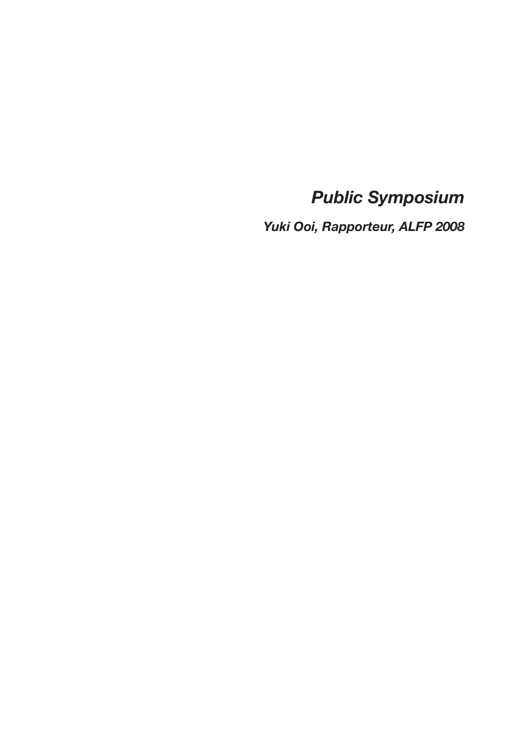# *Public Symposium*

***Yuki Ooi, Rapporteur, ALFP 2008***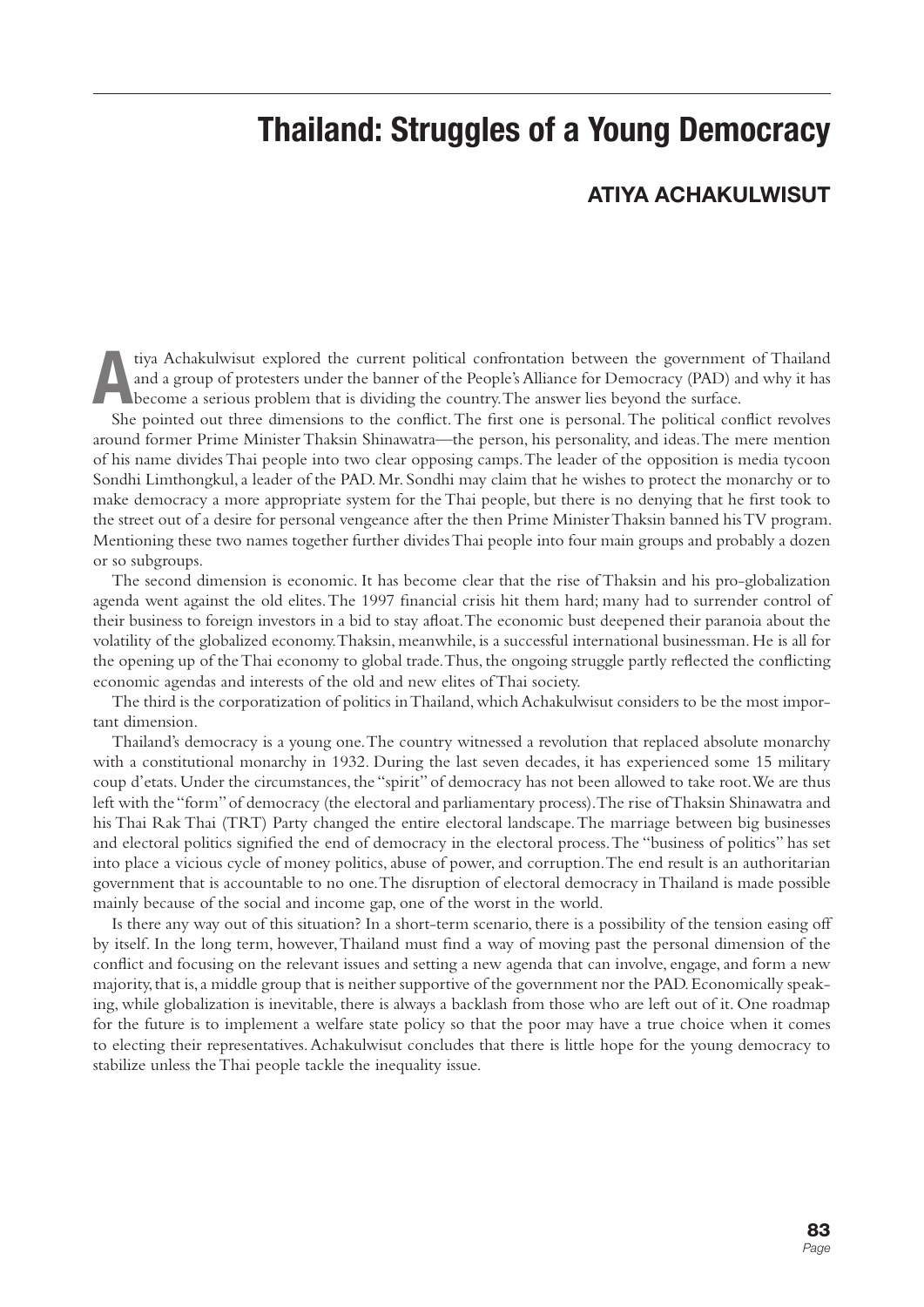# Thailand: Struggles of a Young Democracy

## ATIYA ACHAKULWISUT

Atiya Achakulwisut explored the current political confrontation between the government of Thailand and a group of protesters under the banner of the People's Alliance for Democracy (PAD) and why it has become a serious problem that is dividing the country. The answer lies beyond the surface.

She pointed out three dimensions to the conflict. The first one is personal. The political conflict revolves around former Prime Minister Thaksin Shinawatra—the person, his personality, and ideas. The mere mention of his name divides Thai people into two clear opposing camps. The leader of the opposition is media tycoon Sondhi Limthongkul, a leader of the PAD. Mr. Sondhi may claim that he wishes to protect the monarchy or to make democracy a more appropriate system for the Thai people, but there is no denying that he first took to the street out of a desire for personal vengeance after the then Prime Minister Thaksin banned his TV program. Mentioning these two names together further divides Thai people into four main groups and probably a dozen or so subgroups.

The second dimension is economic. It has become clear that the rise of Thaksin and his pro-globalization agenda went against the old elites. The 1997 financial crisis hit them hard; many had to surrender control of their business to foreign investors in a bid to stay afloat. The economic bust deepened their paranoia about the volatility of the globalized economy. Thaksin, meanwhile, is a successful international businessman. He is all for the opening up of the Thai economy to global trade. Thus, the ongoing struggle partly reflected the conflicting economic agendas and interests of the old and new elites of Thai society.

The third is the corporatization of politics in Thailand, which Achakulwisut considers to be the most important dimension.

Thailand's democracy is a young one. The country witnessed a revolution that replaced absolute monarchy with a constitutional monarchy in 1932. During the last seven decades, it has experienced some 15 military coup d'etats. Under the circumstances, the "spirit" of democracy has not been allowed to take root. We are thus left with the "form" of democracy (the electoral and parliamentary process). The rise of Thaksin Shinawatra and his Thai Rak Thai (TRT) Party changed the entire electoral landscape. The marriage between big businesses and electoral politics signified the end of democracy in the electoral process. The "business of politics" has set into place a vicious cycle of money politics, abuse of power, and corruption. The end result is an authoritarian government that is accountable to no one. The disruption of electoral democracy in Thailand is made possible mainly because of the social and income gap, one of the worst in the world.

Is there any way out of this situation? In a short-term scenario, there is a possibility of the tension easing off by itself. In the long term, however, Thailand must find a way of moving past the personal dimension of the conflict and focusing on the relevant issues and setting a new agenda that can involve, engage, and form a new majority, that is, a middle group that is neither supportive of the government nor the PAD. Economically speaking, while globalization is inevitable, there is always a backlash from those who are left out of it. One roadmap for the future is to implement a welfare state policy so that the poor may have a true choice when it comes to electing their representatives. Achakulwisut concludes that there is little hope for the young democracy to stabilize unless the Thai people tackle the inequality issue.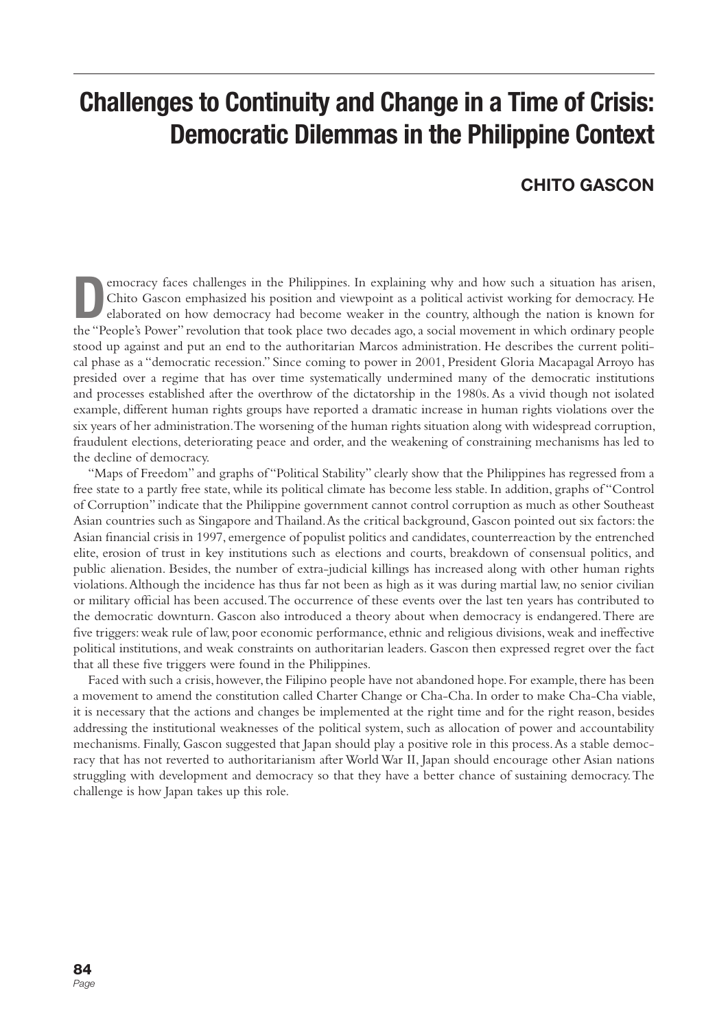# Challenges to Continuity and Change in a Time of Crisis: Democratic Dilemmas in the Philippine Context

## CHITO GASCON

Democracy faces challenges in the Philippines. In explaining why and how such a situation has arisen, Chito Gascon emphasized his position and viewpoint as a political activist working for democracy. He elaborated on how democracy had become weaker in the country, although the nation is known for the "People's Power" revolution that took place two decades ago, a social movement in which ordinary people stood up against and put an end to the authoritarian Marcos administration. He describes the current political phase as a "democratic recession." Since coming to power in 2001, President Gloria Macapagal Arroyo has presided over a regime that has over time systematically undermined many of the democratic institutions and processes established after the overthrow of the dictatorship in the 1980s. As a vivid though not isolated example, different human rights groups have reported a dramatic increase in human rights violations over the six years of her administration. The worsening of the human rights situation along with widespread corruption, fraudulent elections, deteriorating peace and order, and the weakening of constraining mechanisms has led to the decline of democracy.

"Maps of Freedom" and graphs of "Political Stability" clearly show that the Philippines has regressed from a free state to a partly free state, while its political climate has become less stable. In addition, graphs of "Control of Corruption" indicate that the Philippine government cannot control corruption as much as other Southeast Asian countries such as Singapore and Thailand. As the critical background, Gascon pointed out six factors: the Asian financial crisis in 1997, emergence of populist politics and candidates, counterreaction by the entrenched elite, erosion of trust in key institutions such as elections and courts, breakdown of consensual politics, and public alienation. Besides, the number of extra-judicial killings has increased along with other human rights violations. Although the incidence has thus far not been as high as it was during martial law, no senior civilian or military official has been accused. The occurrence of these events over the last ten years has contributed to the democratic downturn. Gascon also introduced a theory about when democracy is endangered. There are five triggers: weak rule of law, poor economic performance, ethnic and religious divisions, weak and ineffective political institutions, and weak constraints on authoritarian leaders. Gascon then expressed regret over the fact that all these five triggers were found in the Philippines.

Faced with such a crisis, however, the Filipino people have not abandoned hope. For example, there has been a movement to amend the constitution called Charter Change or Cha-Cha. In order to make Cha-Cha viable, it is necessary that the actions and changes be implemented at the right time and for the right reason, besides addressing the institutional weaknesses of the political system, such as allocation of power and accountability mechanisms. Finally, Gascon suggested that Japan should play a positive role in this process. As a stable democracy that has not reverted to authoritarianism after World War II, Japan should encourage other Asian nations struggling with development and democracy so that they have a better chance of sustaining democracy. The challenge is how Japan takes up this role.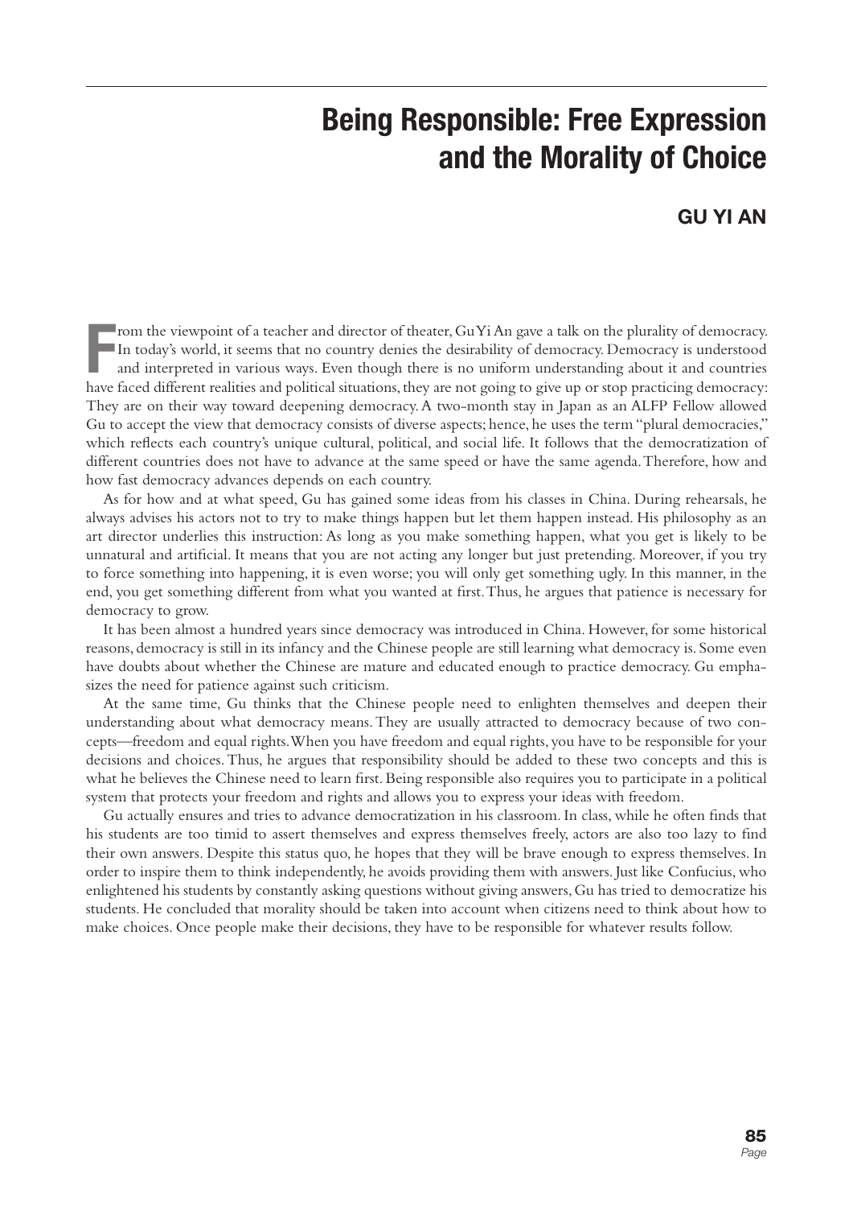# Being Responsible: Free Expression and the Morality of Choice

## GU YI AN

From the viewpoint of a teacher and director of theater, Gu Yi An gave a talk on the plurality of democracy. In today's world, it seems that no country denies the desirability of democracy. Democracy is understood and interpreted in various ways. Even though there is no uniform understanding about it and countries have faced different realities and political situations, they are not going to give up or stop practicing democracy: They are on their way toward deepening democracy. A two-month stay in Japan as an ALFP Fellow allowed Gu to accept the view that democracy consists of diverse aspects; hence, he uses the term "plural democracies," which reflects each country's unique cultural, political, and social life. It follows that the democratization of different countries does not have to advance at the same speed or have the same agenda. Therefore, how and how fast democracy advances depends on each country.

As for how and at what speed, Gu has gained some ideas from his classes in China. During rehearsals, he always advises his actors not to try to make things happen but let them happen instead. His philosophy as an art director underlies this instruction: As long as you make something happen, what you get is likely to be unnatural and artificial. It means that you are not acting any longer but just pretending. Moreover, if you try to force something into happening, it is even worse; you will only get something ugly. In this manner, in the end, you get something different from what you wanted at first. Thus, he argues that patience is necessary for democracy to grow.

It has been almost a hundred years since democracy was introduced in China. However, for some historical reasons, democracy is still in its infancy and the Chinese people are still learning what democracy is. Some even have doubts about whether the Chinese are mature and educated enough to practice democracy. Gu emphasizes the need for patience against such criticism.

At the same time, Gu thinks that the Chinese people need to enlighten themselves and deepen their understanding about what democracy means. They are usually attracted to democracy because of two concepts—freedom and equal rights. When you have freedom and equal rights, you have to be responsible for your decisions and choices. Thus, he argues that responsibility should be added to these two concepts and this is what he believes the Chinese need to learn first. Being responsible also requires you to participate in a political system that protects your freedom and rights and allows you to express your ideas with freedom.

Gu actually ensures and tries to advance democratization in his classroom. In class, while he often finds that his students are too timid to assert themselves and express themselves freely, actors are also too lazy to find their own answers. Despite this status quo, he hopes that they will be brave enough to express themselves. In order to inspire them to think independently, he avoids providing them with answers. Just like Confucius, who enlightened his students by constantly asking questions without giving answers, Gu has tried to democratize his students. He concluded that morality should be taken into account when citizens need to think about how to make choices. Once people make their decisions, they have to be responsible for whatever results follow.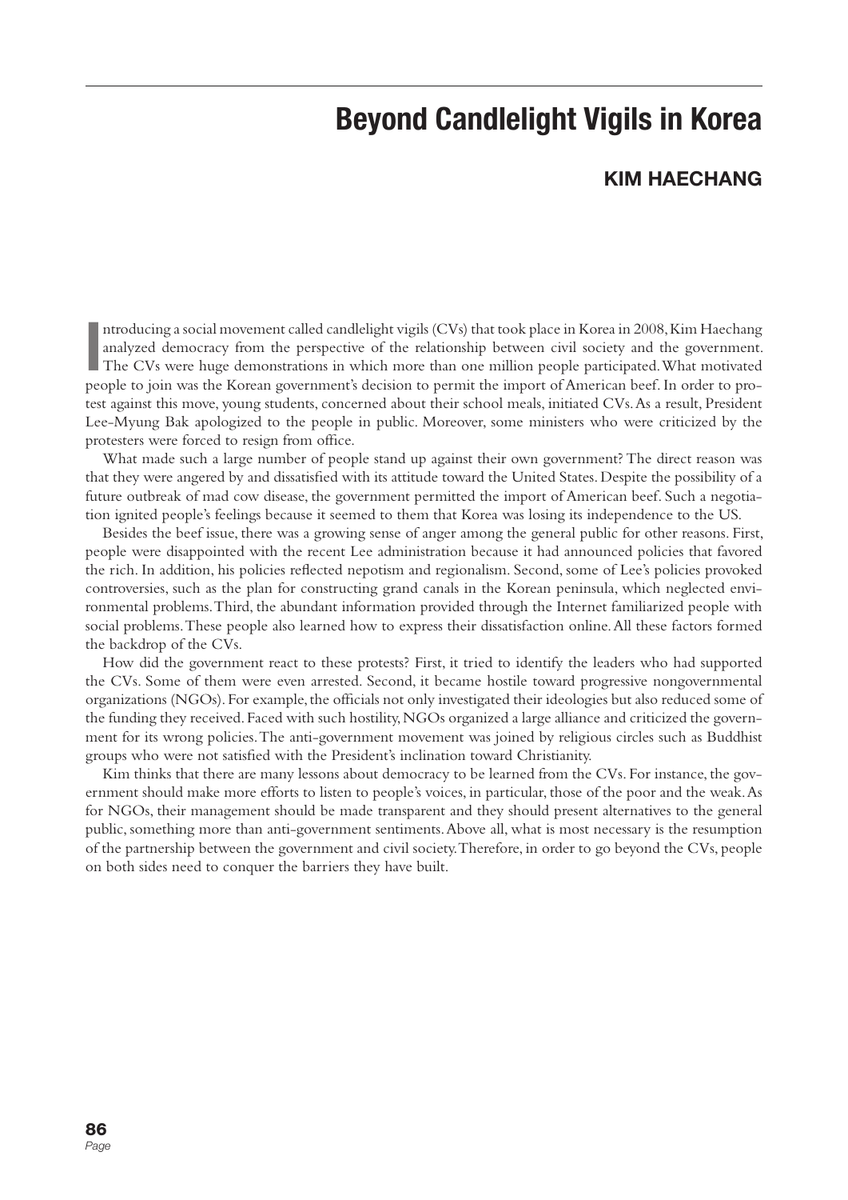# Beyond Candlelight Vigils in Korea

## KIM HAECHANG

Introducing a social movement called candlelight vigils (CVs) that took place in Korea in 2008, Kim Haechang analyzed democracy from the perspective of the relationship between civil society and the government. The CVs were huge demonstrations in which more than one million people participated. What motivated people to join was the Korean government's decision to permit the import of American beef. In order to protest against this move, young students, concerned about their school meals, initiated CVs. As a result, President Lee-Myung Bak apologized to the people in public. Moreover, some ministers who were criticized by the protesters were forced to resign from office.

What made such a large number of people stand up against their own government? The direct reason was that they were angered by and dissatisfied with its attitude toward the United States. Despite the possibility of a future outbreak of mad cow disease, the government permitted the import of American beef. Such a negotiation ignited people's feelings because it seemed to them that Korea was losing its independence to the US.

Besides the beef issue, there was a growing sense of anger among the general public for other reasons. First, people were disappointed with the recent Lee administration because it had announced policies that favored the rich. In addition, his policies reflected nepotism and regionalism. Second, some of Lee's policies provoked controversies, such as the plan for constructing grand canals in the Korean peninsula, which neglected environmental problems. Third, the abundant information provided through the Internet familiarized people with social problems. These people also learned how to express their dissatisfaction online. All these factors formed the backdrop of the CVs.

How did the government react to these protests? First, it tried to identify the leaders who had supported the CVs. Some of them were even arrested. Second, it became hostile toward progressive nongovernmental organizations (NGOs). For example, the officials not only investigated their ideologies but also reduced some of the funding they received. Faced with such hostility, NGOs organized a large alliance and criticized the government for its wrong policies. The anti-government movement was joined by religious circles such as Buddhist groups who were not satisfied with the President's inclination toward Christianity.

Kim thinks that there are many lessons about democracy to be learned from the CVs. For instance, the government should make more efforts to listen to people's voices, in particular, those of the poor and the weak. As for NGOs, their management should be made transparent and they should present alternatives to the general public, something more than anti-government sentiments. Above all, what is most necessary is the resumption of the partnership between the government and civil society. Therefore, in order to go beyond the CVs, people on both sides need to conquer the barriers they have built.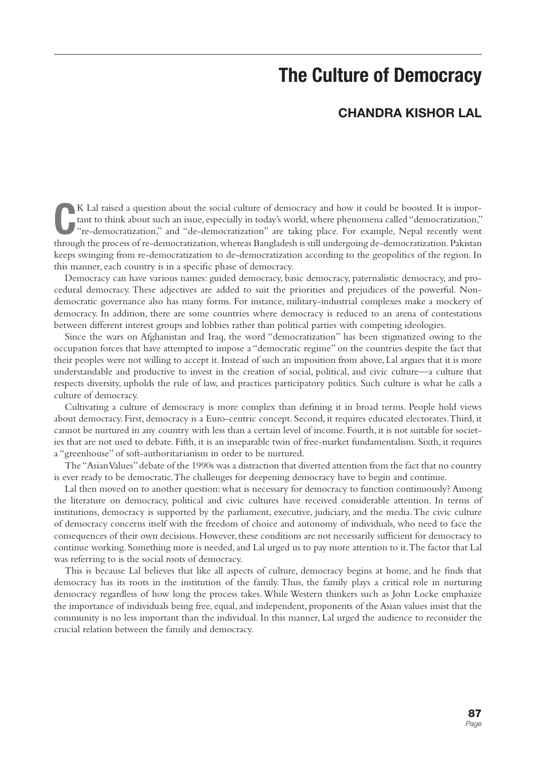# The Culture of Democracy

## CHANDRA KISHOR LAL

CK Lal raised a question about the social culture of democracy and how it could be boosted. It is important to think about such an issue, especially in today's world, where phenomena called "democratization," "re-democratization," and "de-democratization" are taking place. For example, Nepal recently went through the process of re-democratization, whereas Bangladesh is still undergoing de-democratization. Pakistan keeps swinging from re-democratization to de-democratization according to the geopolitics of the region. In this manner, each country is in a specific phase of democracy.

Democracy can have various names: guided democracy, basic democracy, paternalistic democracy, and procedural democracy. These adjectives are added to suit the priorities and prejudices of the powerful. Non-democratic governance also has many forms. For instance, military-industrial complexes make a mockery of democracy. In addition, there are some countries where democracy is reduced to an arena of contestations between different interest groups and lobbies rather than political parties with competing ideologies.

Since the wars on Afghanistan and Iraq, the word "democratization" has been stigmatized owing to the occupation forces that have attempted to impose a "democratic regime" on the countries despite the fact that their peoples were not willing to accept it. Instead of such an imposition from above, Lal argues that it is more understandable and productive to invest in the creation of social, political, and civic culture—a culture that respects diversity, upholds the rule of law, and practices participatory politics. Such culture is what he calls a culture of democracy.

Cultivating a culture of democracy is more complex than defining it in broad terms. People hold views about democracy. First, democracy is a Euro-centric concept. Second, it requires educated electorates. Third, it cannot be nurtured in any country with less than a certain level of income. Fourth, it is not suitable for societies that are not used to debate. Fifth, it is an inseparable twin of free-market fundamentalism. Sixth, it requires a "greenhouse" of soft-authoritarianism in order to be nurtured.

The "Asian Values" debate of the 1990s was a distraction that diverted attention from the fact that no country is ever ready to be democratic. The challenges for deepening democracy have to begin and continue.

Lal then moved on to another question: what is necessary for democracy to function continuously? Among the literature on democracy, political and civic cultures have received considerable attention. In terms of institutions, democracy is supported by the parliament, executive, judiciary, and the media. The civic culture of democracy concerns itself with the freedom of choice and autonomy of individuals, who need to face the consequences of their own decisions. However, these conditions are not necessarily sufficient for democracy to continue working. Something more is needed, and Lal urged us to pay more attention to it. The factor that Lal was referring to is the social roots of democracy.

This is because Lal believes that like all aspects of culture, democracy begins at home, and he finds that democracy has its roots in the institution of the family. Thus, the family plays a critical role in nurturing democracy regardless of how long the process takes. While Western thinkers such as John Locke emphasize the importance of individuals being free, equal, and independent, proponents of the Asian values insist that the community is no less important than the individual. In this manner, Lal urged the audience to reconsider the crucial relation between the family and democracy.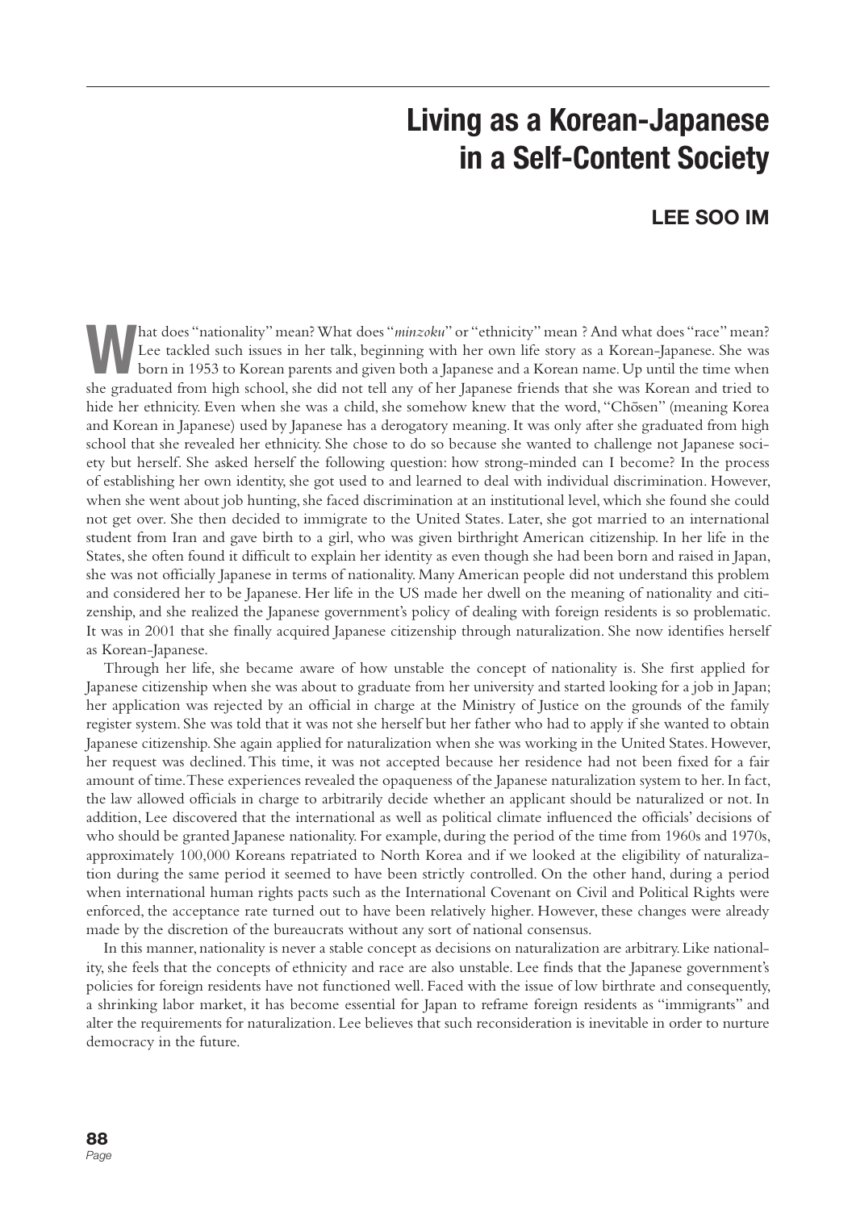# Living as a Korean-Japanese in a Self-Content Society

## LEE SOO IM

What does "nationality" mean? What does "*minzoku*" or "ethnicity" mean ? And what does "race" mean? Lee tackled such issues in her talk, beginning with her own life story as a Korean-Japanese. She was born in 1953 to Korean parents and given both a Japanese and a Korean name. Up until the time when she graduated from high school, she did not tell any of her Japanese friends that she was Korean and tried to hide her ethnicity. Even when she was a child, she somehow knew that the word, "Chōsen" (meaning Korea and Korean in Japanese) used by Japanese has a derogatory meaning. It was only after she graduated from high school that she revealed her ethnicity. She chose to do so because she wanted to challenge not Japanese society but herself. She asked herself the following question: how strong-minded can I become? In the process of establishing her own identity, she got used to and learned to deal with individual discrimination. However, when she went about job hunting, she faced discrimination at an institutional level, which she found she could not get over. She then decided to immigrate to the United States. Later, she got married to an international student from Iran and gave birth to a girl, who was given birthright American citizenship. In her life in the States, she often found it difficult to explain her identity as even though she had been born and raised in Japan, she was not officially Japanese in terms of nationality. Many American people did not understand this problem and considered her to be Japanese. Her life in the US made her dwell on the meaning of nationality and citizenship, and she realized the Japanese government's policy of dealing with foreign residents is so problematic. It was in 2001 that she finally acquired Japanese citizenship through naturalization. She now identifies herself as Korean-Japanese.

Through her life, she became aware of how unstable the concept of nationality is. She first applied for Japanese citizenship when she was about to graduate from her university and started looking for a job in Japan; her application was rejected by an official in charge at the Ministry of Justice on the grounds of the family register system. She was told that it was not she herself but her father who had to apply if she wanted to obtain Japanese citizenship. She again applied for naturalization when she was working in the United States. However, her request was declined. This time, it was not accepted because her residence had not been fixed for a fair amount of time. These experiences revealed the opaqueness of the Japanese naturalization system to her. In fact, the law allowed officials in charge to arbitrarily decide whether an applicant should be naturalized or not. In addition, Lee discovered that the international as well as political climate influenced the officials' decisions of who should be granted Japanese nationality. For example, during the period of the time from 1960s and 1970s, approximately 100,000 Koreans repatriated to North Korea and if we looked at the eligibility of naturalization during the same period it seemed to have been strictly controlled. On the other hand, during a period when international human rights pacts such as the International Covenant on Civil and Political Rights were enforced, the acceptance rate turned out to have been relatively higher. However, these changes were already made by the discretion of the bureaucrats without any sort of national consensus.

In this manner, nationality is never a stable concept as decisions on naturalization are arbitrary. Like nationality, she feels that the concepts of ethnicity and race are also unstable. Lee finds that the Japanese government's policies for foreign residents have not functioned well. Faced with the issue of low birthrate and consequently, a shrinking labor market, it has become essential for Japan to reframe foreign residents as "immigrants" and alter the requirements for naturalization. Lee believes that such reconsideration is inevitable in order to nurture democracy in the future.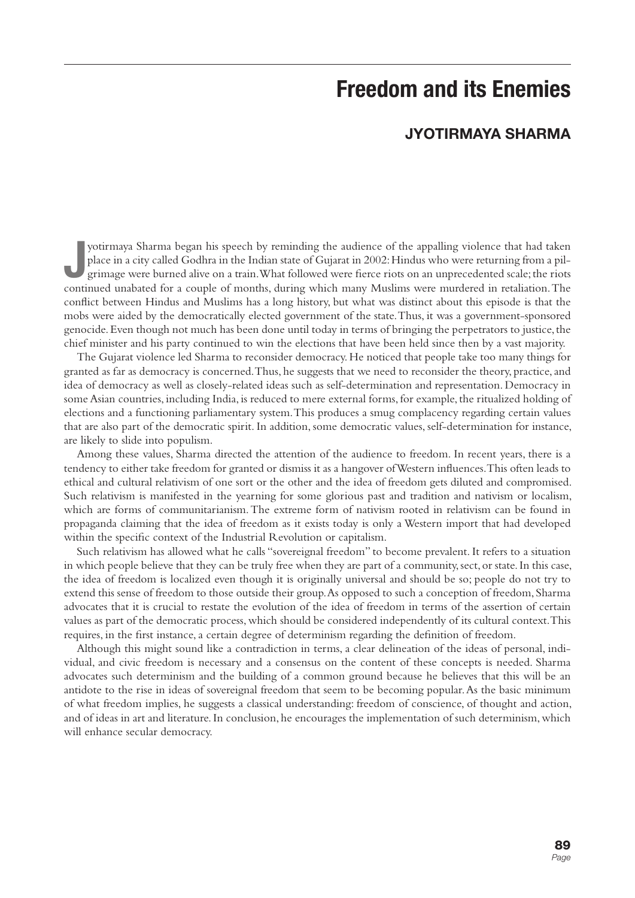# Freedom and its Enemies

## JYOTIRMAYA SHARMA

Jyotirmaya Sharma began his speech by reminding the audience of the appalling violence that had taken place in a city called Godhra in the Indian state of Gujarat in 2002: Hindus who were returning from a pilgrimage were burned alive on a train. What followed were fierce riots on an unprecedented scale; the riots continued unabated for a couple of months, during which many Muslims were murdered in retaliation. The conflict between Hindus and Muslims has a long history, but what was distinct about this episode is that the mobs were aided by the democratically elected government of the state. Thus, it was a government-sponsored genocide. Even though not much has been done until today in terms of bringing the perpetrators to justice, the chief minister and his party continued to win the elections that have been held since then by a vast majority.

The Gujarat violence led Sharma to reconsider democracy. He noticed that people take too many things for granted as far as democracy is concerned. Thus, he suggests that we need to reconsider the theory, practice, and idea of democracy as well as closely-related ideas such as self-determination and representation. Democracy in some Asian countries, including India, is reduced to mere external forms, for example, the ritualized holding of elections and a functioning parliamentary system. This produces a smug complacency regarding certain values that are also part of the democratic spirit. In addition, some democratic values, self-determination for instance, are likely to slide into populism.

Among these values, Sharma directed the attention of the audience to freedom. In recent years, there is a tendency to either take freedom for granted or dismiss it as a hangover of Western influences. This often leads to ethical and cultural relativism of one sort or the other and the idea of freedom gets diluted and compromised. Such relativism is manifested in the yearning for some glorious past and tradition and nativism or localism, which are forms of communitarianism. The extreme form of nativism rooted in relativism can be found in propaganda claiming that the idea of freedom as it exists today is only a Western import that had developed within the specific context of the Industrial Revolution or capitalism.

Such relativism has allowed what he calls "sovereignal freedom" to become prevalent. It refers to a situation in which people believe that they can be truly free when they are part of a community, sect, or state. In this case, the idea of freedom is localized even though it is originally universal and should be so; people do not try to extend this sense of freedom to those outside their group. As opposed to such a conception of freedom, Sharma advocates that it is crucial to restate the evolution of the idea of freedom in terms of the assertion of certain values as part of the democratic process, which should be considered independently of its cultural context. This requires, in the first instance, a certain degree of determinism regarding the definition of freedom.

Although this might sound like a contradiction in terms, a clear delineation of the ideas of personal, individual, and civic freedom is necessary and a consensus on the content of these concepts is needed. Sharma advocates such determinism and the building of a common ground because he believes that this will be an antidote to the rise in ideas of sovereignal freedom that seem to be becoming popular. As the basic minimum of what freedom implies, he suggests a classical understanding: freedom of conscience, of thought and action, and of ideas in art and literature. In conclusion, he encourages the implementation of such determinism, which will enhance secular democracy.